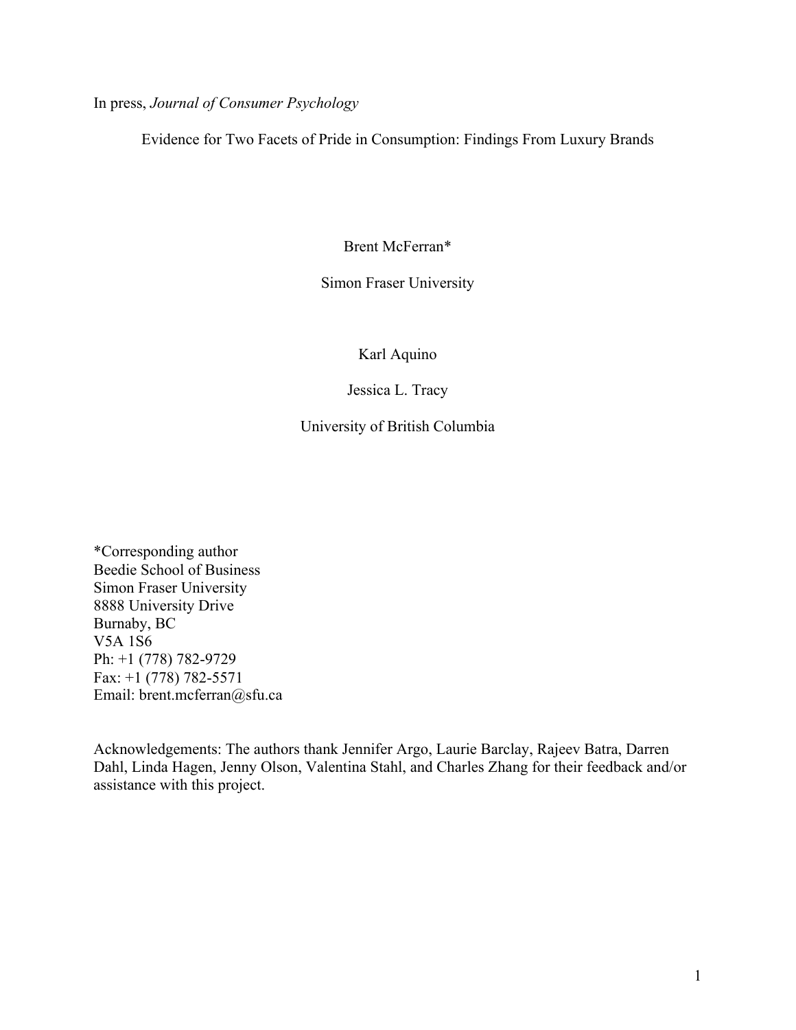In press, *Journal of Consumer Psychology*

# Evidence for Two Facets of Pride in Consumption: Findings From Luxury Brands

Brent McFerran*

Simon Fraser University

Karl Aquino

Jessica L. Tracy

University of British Columbia

*Corresponding author  
Beedie School of Business  
Simon Fraser University  
8888 University Drive  
Burnaby, BC  
V5A 1S6  
Ph: +1 (778) 782-9729  
Fax: +1 (778) 782-5571  
Email: brent.mcferran@sfu.ca

Acknowledgements: The authors thank Jennifer Argo, Laurie Barclay, Rajeev Batra, Darren Dahl, Linda Hagen, Jenny Olson, Valentina Stahl, and Charles Zhang for their feedback and/or assistance with this project.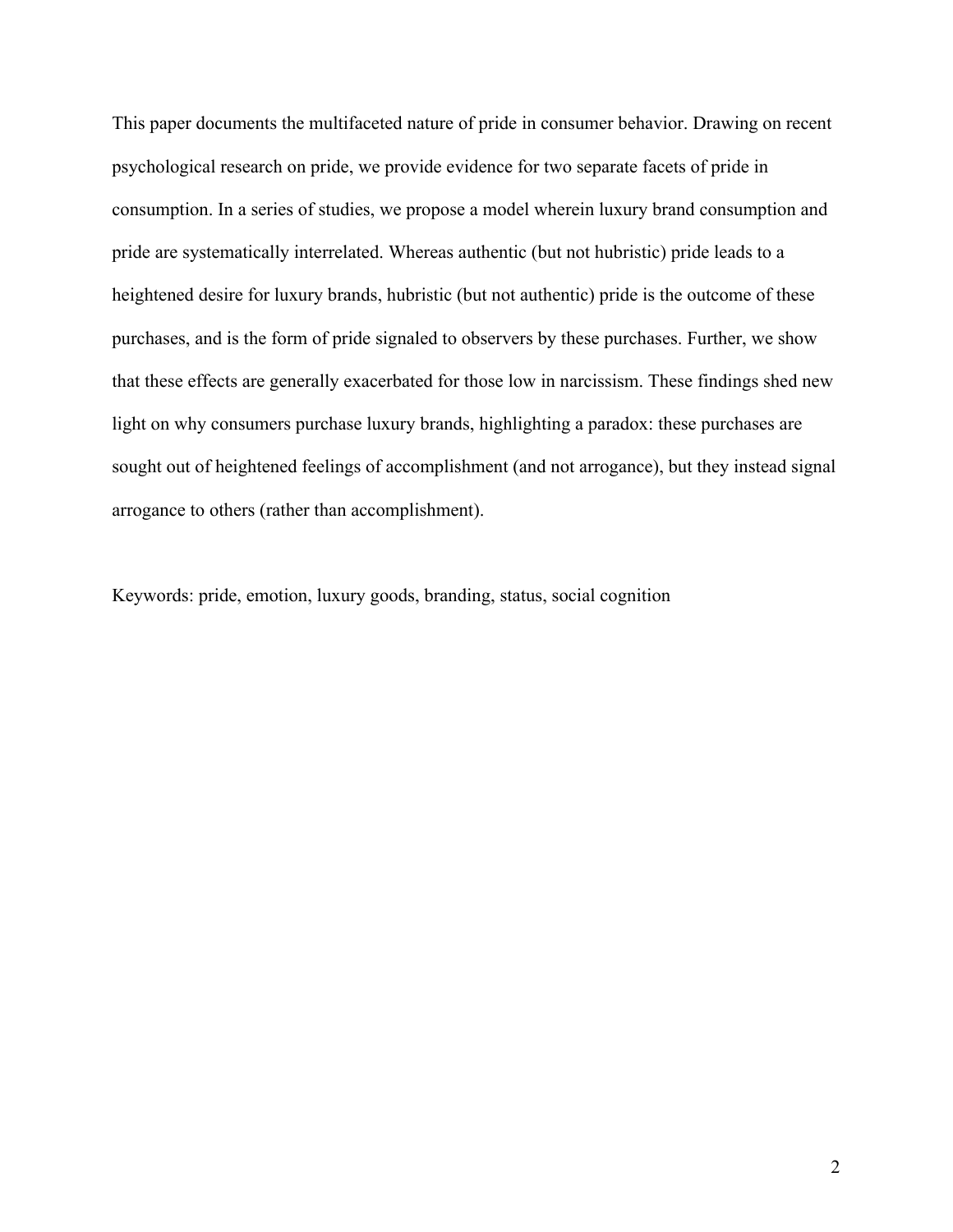This paper documents the multifaceted nature of pride in consumer behavior. Drawing on recent psychological research on pride, we provide evidence for two separate facets of pride in consumption. In a series of studies, we propose a model wherein luxury brand consumption and pride are systematically interrelated. Whereas authentic (but not hubristic) pride leads to a heightened desire for luxury brands, hubristic (but not authentic) pride is the outcome of these purchases, and is the form of pride signaled to observers by these purchases. Further, we show that these effects are generally exacerbated for those low in narcissism. These findings shed new light on why consumers purchase luxury brands, highlighting a paradox: these purchases are sought out of heightened feelings of accomplishment (and not arrogance), but they instead signal arrogance to others (rather than accomplishment).

Keywords: pride, emotion, luxury goods, branding, status, social cognition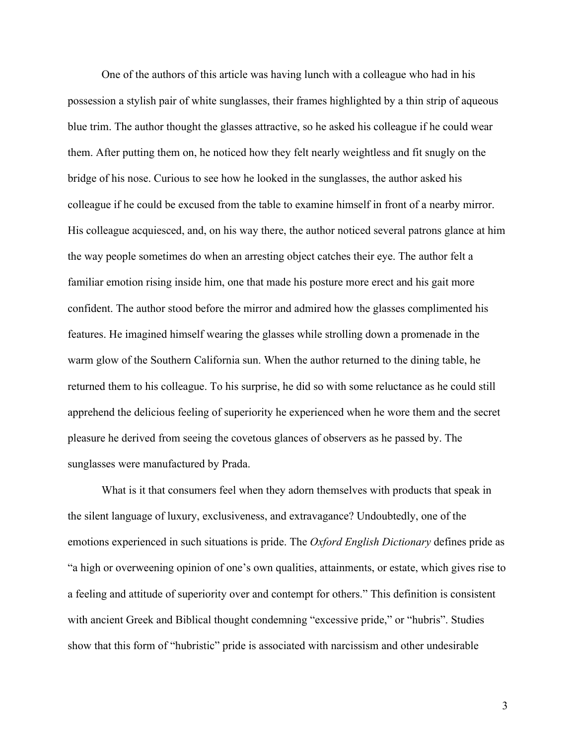One of the authors of this article was having lunch with a colleague who had in his possession a stylish pair of white sunglasses, their frames highlighted by a thin strip of aqueous blue trim. The author thought the glasses attractive, so he asked his colleague if he could wear them. After putting them on, he noticed how they felt nearly weightless and fit snugly on the bridge of his nose. Curious to see how he looked in the sunglasses, the author asked his colleague if he could be excused from the table to examine himself in front of a nearby mirror. His colleague acquiesced, and, on his way there, the author noticed several patrons glance at him the way people sometimes do when an arresting object catches their eye. The author felt a familiar emotion rising inside him, one that made his posture more erect and his gait more confident. The author stood before the mirror and admired how the glasses complimented his features. He imagined himself wearing the glasses while strolling down a promenade in the warm glow of the Southern California sun. When the author returned to the dining table, he returned them to his colleague. To his surprise, he did so with some reluctance as he could still apprehend the delicious feeling of superiority he experienced when he wore them and the secret pleasure he derived from seeing the covetous glances of observers as he passed by. The sunglasses were manufactured by Prada.

What is it that consumers feel when they adorn themselves with products that speak in the silent language of luxury, exclusiveness, and extravagance? Undoubtedly, one of the emotions experienced in such situations is pride. The *Oxford English Dictionary* defines pride as "a high or overweening opinion of one's own qualities, attainments, or estate, which gives rise to a feeling and attitude of superiority over and contempt for others." This definition is consistent with ancient Greek and Biblical thought condemning "excessive pride," or "hubris". Studies show that this form of "hubristic" pride is associated with narcissism and other undesirable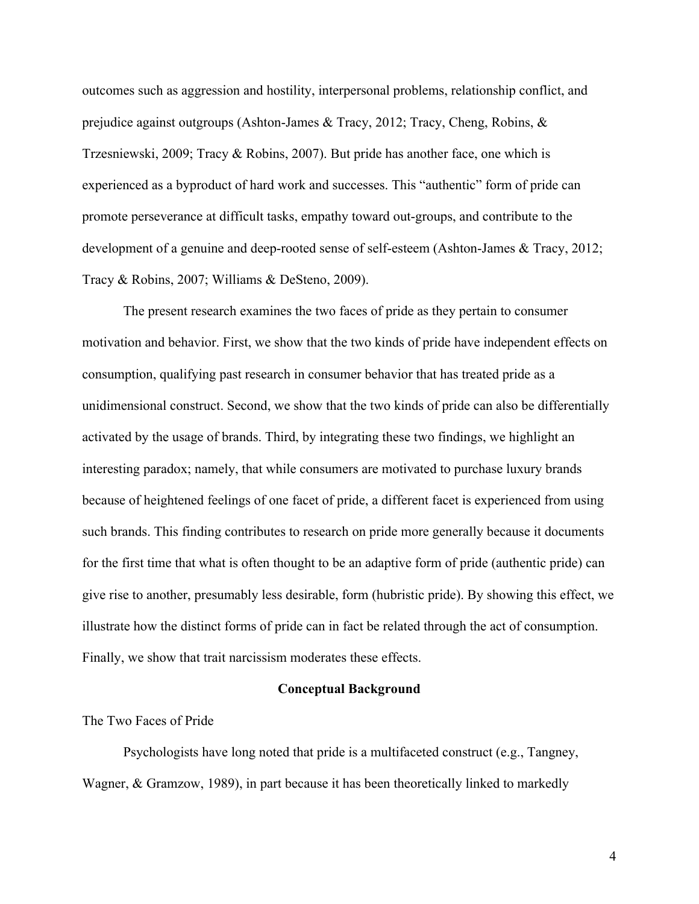outcomes such as aggression and hostility, interpersonal problems, relationship conflict, and prejudice against outgroups (Ashton-James & Tracy, 2012; Tracy, Cheng, Robins, & Trzesniewski, 2009; Tracy & Robins, 2007). But pride has another face, one which is experienced as a byproduct of hard work and successes. This "authentic" form of pride can promote perseverance at difficult tasks, empathy toward out-groups, and contribute to the development of a genuine and deep-rooted sense of self-esteem (Ashton-James & Tracy, 2012; Tracy & Robins, 2007; Williams & DeSteno, 2009).

The present research examines the two faces of pride as they pertain to consumer motivation and behavior. First, we show that the two kinds of pride have independent effects on consumption, qualifying past research in consumer behavior that has treated pride as a unidimensional construct. Second, we show that the two kinds of pride can also be differentially activated by the usage of brands. Third, by integrating these two findings, we highlight an interesting paradox; namely, that while consumers are motivated to purchase luxury brands because of heightened feelings of one facet of pride, a different facet is experienced from using such brands. This finding contributes to research on pride more generally because it documents for the first time that what is often thought to be an adaptive form of pride (authentic pride) can give rise to another, presumably less desirable, form (hubristic pride). By showing this effect, we illustrate how the distinct forms of pride can in fact be related through the act of consumption. Finally, we show that trait narcissism moderates these effects.

## Conceptual Background

### The Two Faces of Pride

Psychologists have long noted that pride is a multifaceted construct (e.g., Tangney, Wagner, & Gramzow, 1989), in part because it has been theoretically linked to markedly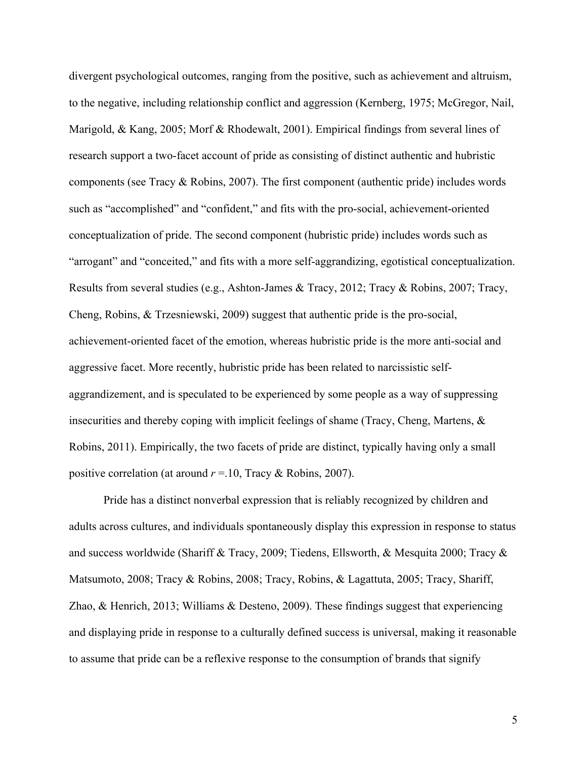divergent psychological outcomes, ranging from the positive, such as achievement and altruism, to the negative, including relationship conflict and aggression (Kernberg, 1975; McGregor, Nail, Marigold, & Kang, 2005; Morf & Rhodewalt, 2001). Empirical findings from several lines of research support a two-facet account of pride as consisting of distinct authentic and hubristic components (see Tracy & Robins, 2007). The first component (authentic pride) includes words such as “accomplished” and “confident,” and fits with the pro-social, achievement-oriented conceptualization of pride. The second component (hubristic pride) includes words such as “arrogant” and “conceited,” and fits with a more self-aggrandizing, egotistical conceptualization. Results from several studies (e.g., Ashton-James & Tracy, 2012; Tracy & Robins, 2007; Tracy, Cheng, Robins, & Trzesniewski, 2009) suggest that authentic pride is the pro-social, achievement-oriented facet of the emotion, whereas hubristic pride is the more anti-social and aggressive facet. More recently, hubristic pride has been related to narcissistic self-aggrandizement, and is speculated to be experienced by some people as a way of suppressing insecurities and thereby coping with implicit feelings of shame (Tracy, Cheng, Martens, & Robins, 2011). Empirically, the two facets of pride are distinct, typically having only a small positive correlation (at around $r$ =.10, Tracy & Robins, 2007).

Pride has a distinct nonverbal expression that is reliably recognized by children and adults across cultures, and individuals spontaneously display this expression in response to status and success worldwide (Shariff & Tracy, 2009; Tiedens, Ellsworth, & Mesquita 2000; Tracy & Matsumoto, 2008; Tracy & Robins, 2008; Tracy, Robins, & Lagattuta, 2005; Tracy, Shariff, Zhao, & Henrich, 2013; Williams & Desteno, 2009). These findings suggest that experiencing and displaying pride in response to a culturally defined success is universal, making it reasonable to assume that pride can be a reflexive response to the consumption of brands that signify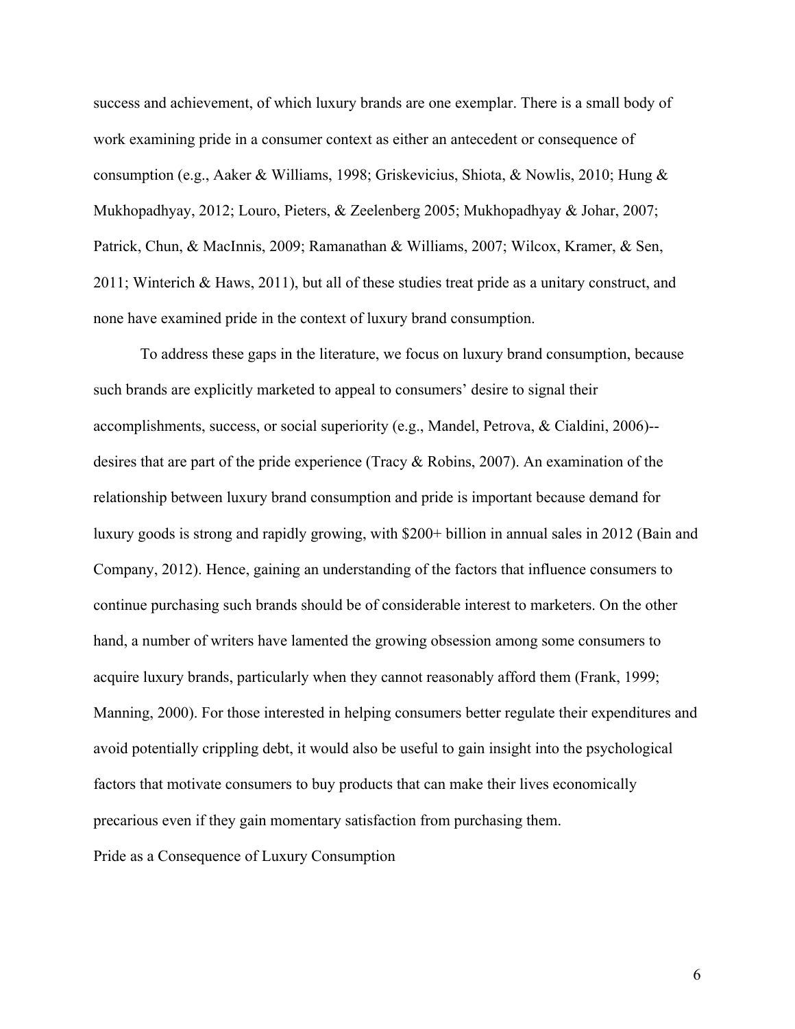success and achievement, of which luxury brands are one exemplar. There is a small body of work examining pride in a consumer context as either an antecedent or consequence of consumption (e.g., Aaker & Williams, 1998; Griskevicius, Shiota, & Nowlis, 2010; Hung & Mukhopadhyay, 2012; Louro, Pieters, & Zeelenberg 2005; Mukhopadhyay & Johar, 2007; Patrick, Chun, & MacInnis, 2009; Ramanathan & Williams, 2007; Wilcox, Kramer, & Sen, 2011; Winterich & Haws, 2011), but all of these studies treat pride as a unitary construct, and none have examined pride in the context of luxury brand consumption.

To address these gaps in the literature, we focus on luxury brand consumption, because such brands are explicitly marketed to appeal to consumers' desire to signal their accomplishments, success, or social superiority (e.g., Mandel, Petrova, & Cialdini, 2006)--desires that are part of the pride experience (Tracy & Robins, 2007). An examination of the relationship between luxury brand consumption and pride is important because demand for luxury goods is strong and rapidly growing, with $200+ billion in annual sales in 2012 (Bain and Company, 2012). Hence, gaining an understanding of the factors that influence consumers to continue purchasing such brands should be of considerable interest to marketers. On the other hand, a number of writers have lamented the growing obsession among some consumers to acquire luxury brands, particularly when they cannot reasonably afford them (Frank, 1999; Manning, 2000). For those interested in helping consumers better regulate their expenditures and avoid potentially crippling debt, it would also be useful to gain insight into the psychological factors that motivate consumers to buy products that can make their lives economically precarious even if they gain momentary satisfaction from purchasing them.

## Pride as a Consequence of Luxury Consumption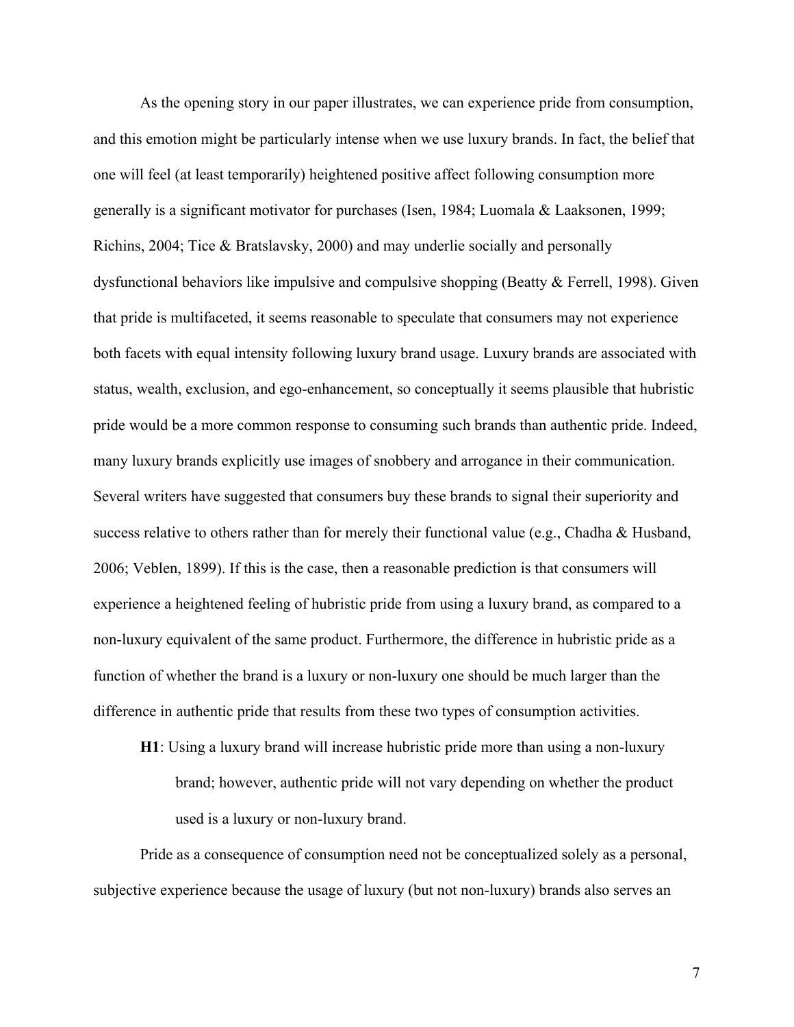As the opening story in our paper illustrates, we can experience pride from consumption, and this emotion might be particularly intense when we use luxury brands. In fact, the belief that one will feel (at least temporarily) heightened positive affect following consumption more generally is a significant motivator for purchases (Isen, 1984; Luomala & Laaksonen, 1999; Richins, 2004; Tice & Bratslavsky, 2000) and may underlie socially and personally dysfunctional behaviors like impulsive and compulsive shopping (Beatty & Ferrell, 1998). Given that pride is multifaceted, it seems reasonable to speculate that consumers may not experience both facets with equal intensity following luxury brand usage. Luxury brands are associated with status, wealth, exclusion, and ego-enhancement, so conceptually it seems plausible that hubristic pride would be a more common response to consuming such brands than authentic pride. Indeed, many luxury brands explicitly use images of snobbery and arrogance in their communication. Several writers have suggested that consumers buy these brands to signal their superiority and success relative to others rather than for merely their functional value (e.g., Chadha & Husband, 2006; Veblen, 1899). If this is the case, then a reasonable prediction is that consumers will experience a heightened feeling of hubristic pride from using a luxury brand, as compared to a non-luxury equivalent of the same product. Furthermore, the difference in hubristic pride as a function of whether the brand is a luxury or non-luxury one should be much larger than the difference in authentic pride that results from these two types of consumption activities.

> **H1**: Using a luxury brand will increase hubristic pride more than using a non-luxury brand; however, authentic pride will not vary depending on whether the product used is a luxury or non-luxury brand.

Pride as a consequence of consumption need not be conceptualized solely as a personal, subjective experience because the usage of luxury (but not non-luxury) brands also serves an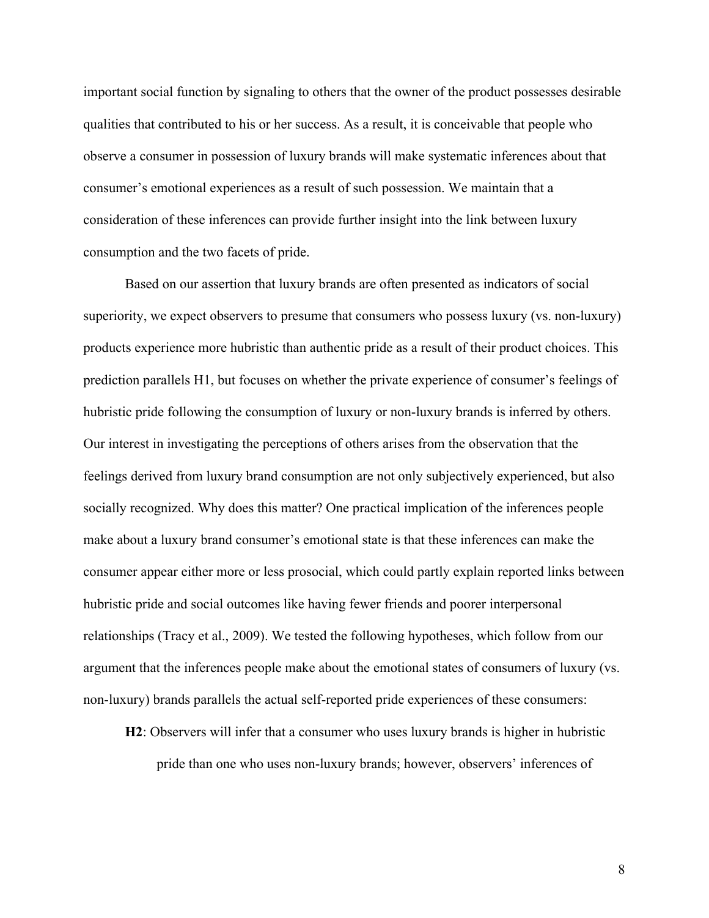important social function by signaling to others that the owner of the product possesses desirable qualities that contributed to his or her success. As a result, it is conceivable that people who observe a consumer in possession of luxury brands will make systematic inferences about that consumer's emotional experiences as a result of such possession. We maintain that a consideration of these inferences can provide further insight into the link between luxury consumption and the two facets of pride.

Based on our assertion that luxury brands are often presented as indicators of social superiority, we expect observers to presume that consumers who possess luxury (vs. non-luxury) products experience more hubristic than authentic pride as a result of their product choices. This prediction parallels H1, but focuses on whether the private experience of consumer's feelings of hubristic pride following the consumption of luxury or non-luxury brands is inferred by others. Our interest in investigating the perceptions of others arises from the observation that the feelings derived from luxury brand consumption are not only subjectively experienced, but also socially recognized. Why does this matter? One practical implication of the inferences people make about a luxury brand consumer's emotional state is that these inferences can make the consumer appear either more or less prosocial, which could partly explain reported links between hubristic pride and social outcomes like having fewer friends and poorer interpersonal relationships (Tracy et al., 2009). We tested the following hypotheses, which follow from our argument that the inferences people make about the emotional states of consumers of luxury (vs. non-luxury) brands parallels the actual self-reported pride experiences of these consumers:

**H2**: Observers will infer that a consumer who uses luxury brands is higher in hubristic pride than one who uses non-luxury brands; however, observers' inferences of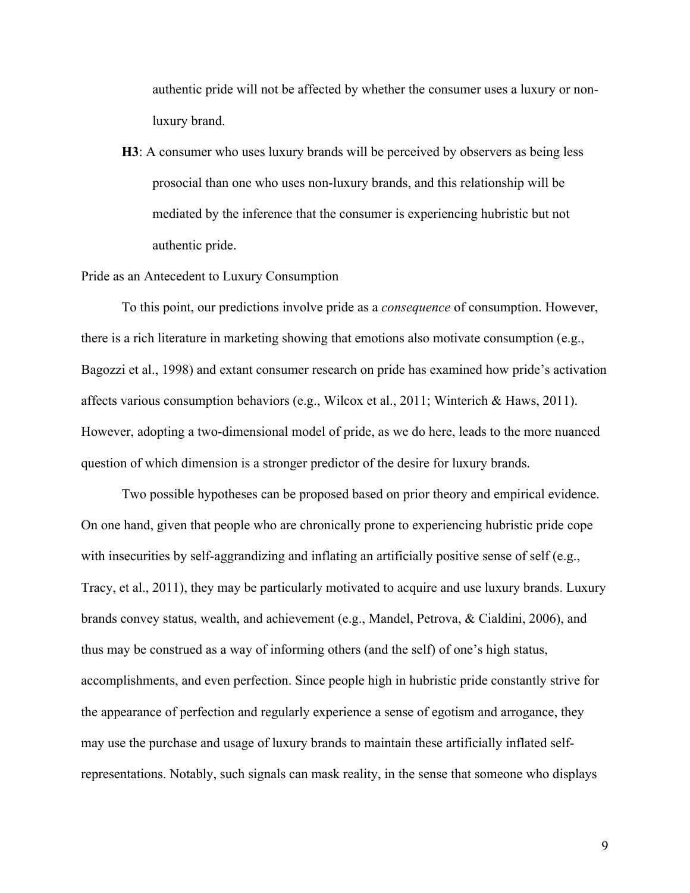authentic pride will not be affected by whether the consumer uses a luxury or non-luxury brand.

**H3**: A consumer who uses luxury brands will be perceived by observers as being less prosocial than one who uses non-luxury brands, and this relationship will be mediated by the inference that the consumer is experiencing hubristic but not authentic pride.

Pride as an Antecedent to Luxury Consumption

To this point, our predictions involve pride as a *consequence* of consumption. However, there is a rich literature in marketing showing that emotions also motivate consumption (e.g., Bagozzi et al., 1998) and extant consumer research on pride has examined how pride's activation affects various consumption behaviors (e.g., Wilcox et al., 2011; Winterich & Haws, 2011). However, adopting a two-dimensional model of pride, as we do here, leads to the more nuanced question of which dimension is a stronger predictor of the desire for luxury brands.

Two possible hypotheses can be proposed based on prior theory and empirical evidence. On one hand, given that people who are chronically prone to experiencing hubristic pride cope with insecurities by self-aggrandizing and inflating an artificially positive sense of self (e.g., Tracy, et al., 2011), they may be particularly motivated to acquire and use luxury brands. Luxury brands convey status, wealth, and achievement (e.g., Mandel, Petrova, & Cialdini, 2006), and thus may be construed as a way of informing others (and the self) of one's high status, accomplishments, and even perfection. Since people high in hubristic pride constantly strive for the appearance of perfection and regularly experience a sense of egotism and arrogance, they may use the purchase and usage of luxury brands to maintain these artificially inflated self-representations. Notably, such signals can mask reality, in the sense that someone who displays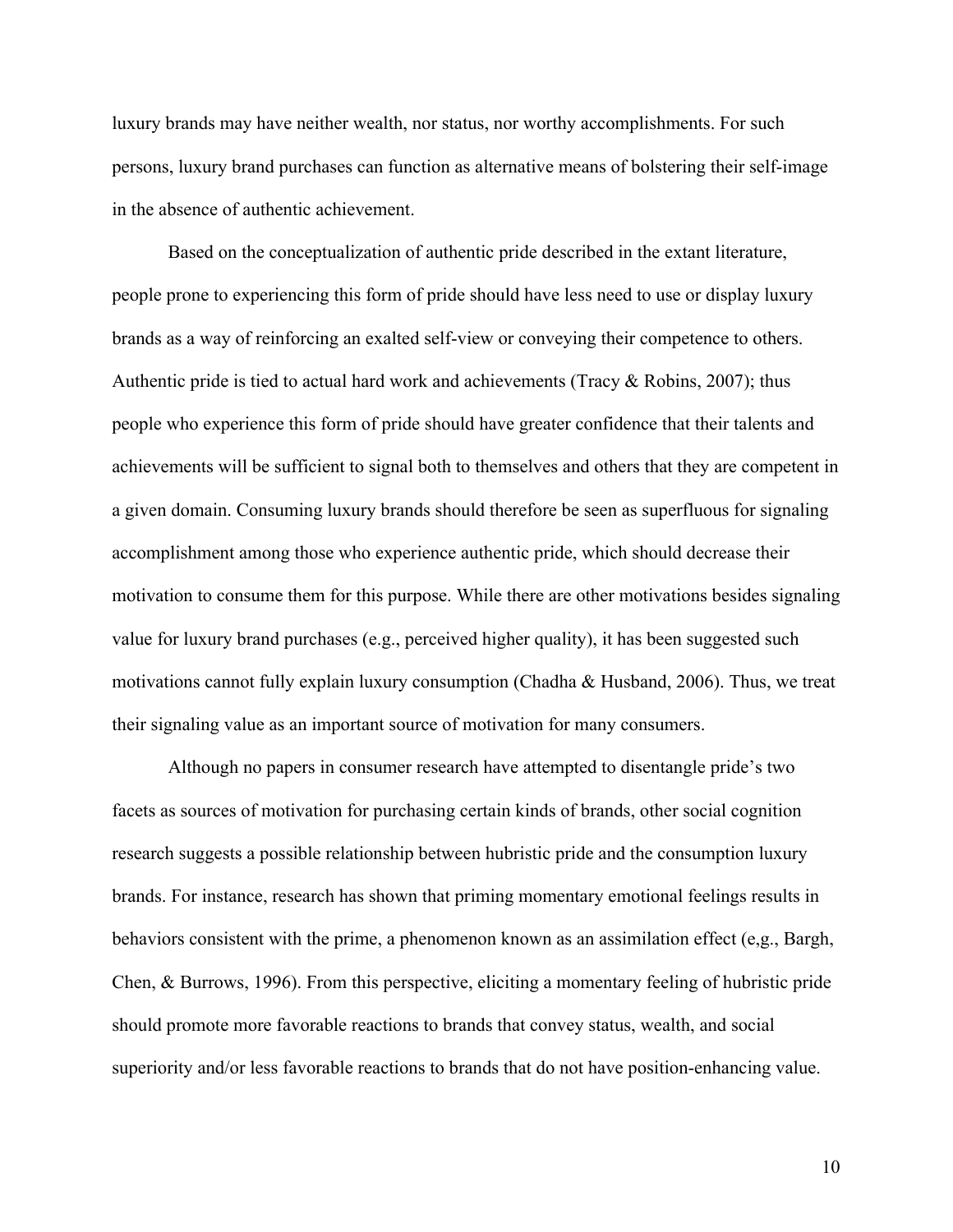luxury brands may have neither wealth, nor status, nor worthy accomplishments. For such persons, luxury brand purchases can function as alternative means of bolstering their self-image in the absence of authentic achievement.

Based on the conceptualization of authentic pride described in the extant literature, people prone to experiencing this form of pride should have less need to use or display luxury brands as a way of reinforcing an exalted self-view or conveying their competence to others. Authentic pride is tied to actual hard work and achievements (Tracy & Robins, 2007); thus people who experience this form of pride should have greater confidence that their talents and achievements will be sufficient to signal both to themselves and others that they are competent in a given domain. Consuming luxury brands should therefore be seen as superfluous for signaling accomplishment among those who experience authentic pride, which should decrease their motivation to consume them for this purpose. While there are other motivations besides signaling value for luxury brand purchases (e.g., perceived higher quality), it has been suggested such motivations cannot fully explain luxury consumption (Chadha & Husband, 2006). Thus, we treat their signaling value as an important source of motivation for many consumers.

Although no papers in consumer research have attempted to disentangle pride's two facets as sources of motivation for purchasing certain kinds of brands, other social cognition research suggests a possible relationship between hubristic pride and the consumption luxury brands. For instance, research has shown that priming momentary emotional feelings results in behaviors consistent with the prime, a phenomenon known as an assimilation effect (e,g., Bargh, Chen, & Burrows, 1996). From this perspective, eliciting a momentary feeling of hubristic pride should promote more favorable reactions to brands that convey status, wealth, and social superiority and/or less favorable reactions to brands that do not have position-enhancing value.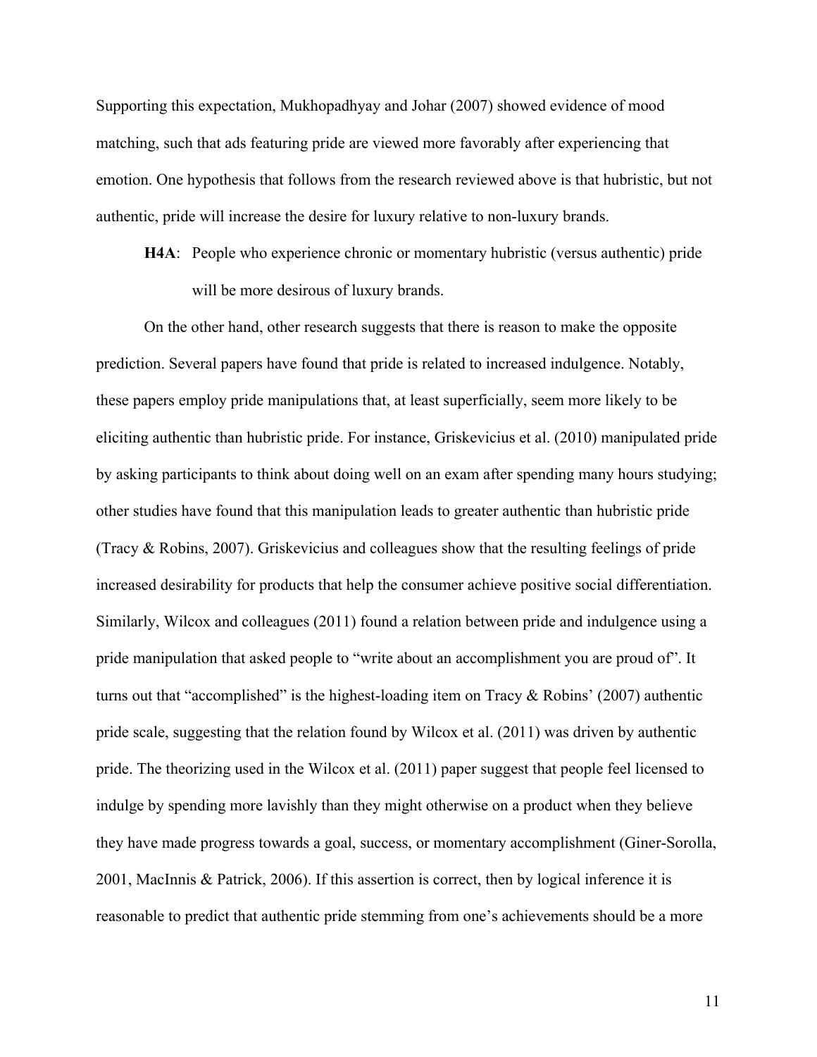Supporting this expectation, Mukhopadhyay and Johar (2007) showed evidence of mood matching, such that ads featuring pride are viewed more favorably after experiencing that emotion. One hypothesis that follows from the research reviewed above is that hubristic, but not authentic, pride will increase the desire for luxury relative to non-luxury brands.

> **H4A**: People who experience chronic or momentary hubristic (versus authentic) pride will be more desirous of luxury brands.

On the other hand, other research suggests that there is reason to make the opposite prediction. Several papers have found that pride is related to increased indulgence. Notably, these papers employ pride manipulations that, at least superficially, seem more likely to be eliciting authentic than hubristic pride. For instance, Griskevicius et al. (2010) manipulated pride by asking participants to think about doing well on an exam after spending many hours studying; other studies have found that this manipulation leads to greater authentic than hubristic pride (Tracy & Robins, 2007). Griskevicius and colleagues show that the resulting feelings of pride increased desirability for products that help the consumer achieve positive social differentiation. Similarly, Wilcox and colleagues (2011) found a relation between pride and indulgence using a pride manipulation that asked people to "write about an accomplishment you are proud of". It turns out that "accomplished" is the highest-loading item on Tracy & Robins' (2007) authentic pride scale, suggesting that the relation found by Wilcox et al. (2011) was driven by authentic pride. The theorizing used in the Wilcox et al. (2011) paper suggest that people feel licensed to indulge by spending more lavishly than they might otherwise on a product when they believe they have made progress towards a goal, success, or momentary accomplishment (Giner-Sorolla, 2001, MacInnis & Patrick, 2006). If this assertion is correct, then by logical inference it is reasonable to predict that authentic pride stemming from one's achievements should be a more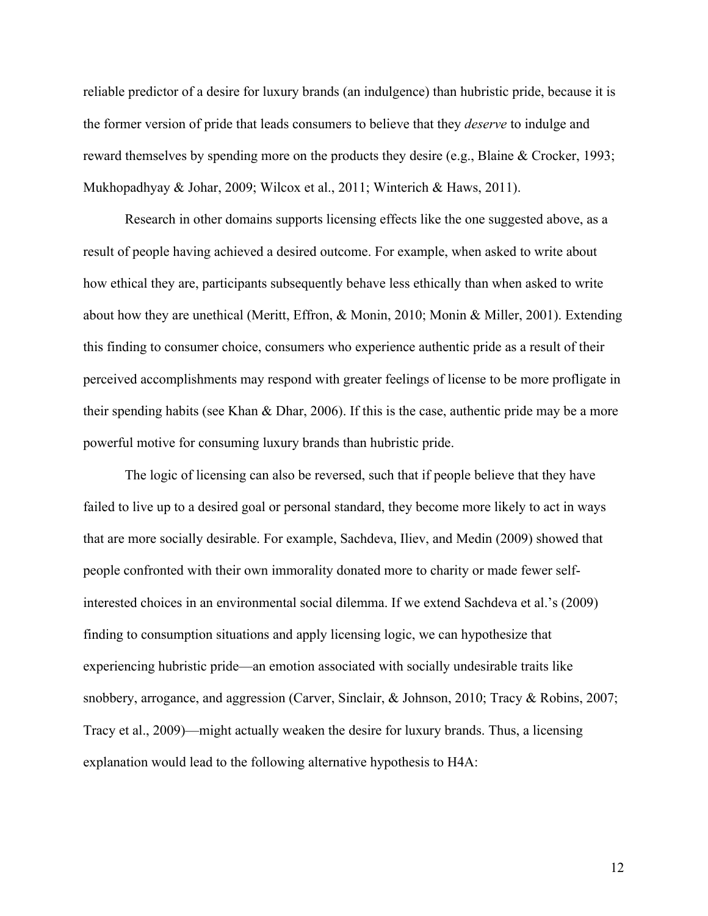reliable predictor of a desire for luxury brands (an indulgence) than hubristic pride, because it is the former version of pride that leads consumers to believe that they *deserve* to indulge and reward themselves by spending more on the products they desire (e.g., Blaine & Crocker, 1993; Mukhopadhyay & Johar, 2009; Wilcox et al., 2011; Winterich & Haws, 2011).

Research in other domains supports licensing effects like the one suggested above, as a result of people having achieved a desired outcome. For example, when asked to write about how ethical they are, participants subsequently behave less ethically than when asked to write about how they are unethical (Meritt, Effron, & Monin, 2010; Monin & Miller, 2001). Extending this finding to consumer choice, consumers who experience authentic pride as a result of their perceived accomplishments may respond with greater feelings of license to be more profligate in their spending habits (see Khan & Dhar, 2006). If this is the case, authentic pride may be a more powerful motive for consuming luxury brands than hubristic pride.

The logic of licensing can also be reversed, such that if people believe that they have failed to live up to a desired goal or personal standard, they become more likely to act in ways that are more socially desirable. For example, Sachdeva, Iliev, and Medin (2009) showed that people confronted with their own immorality donated more to charity or made fewer self-interested choices in an environmental social dilemma. If we extend Sachdeva et al.'s (2009) finding to consumption situations and apply licensing logic, we can hypothesize that experiencing hubristic pride—an emotion associated with socially undesirable traits like snobbery, arrogance, and aggression (Carver, Sinclair, & Johnson, 2010; Tracy & Robins, 2007; Tracy et al., 2009)—might actually weaken the desire for luxury brands. Thus, a licensing explanation would lead to the following alternative hypothesis to H4A: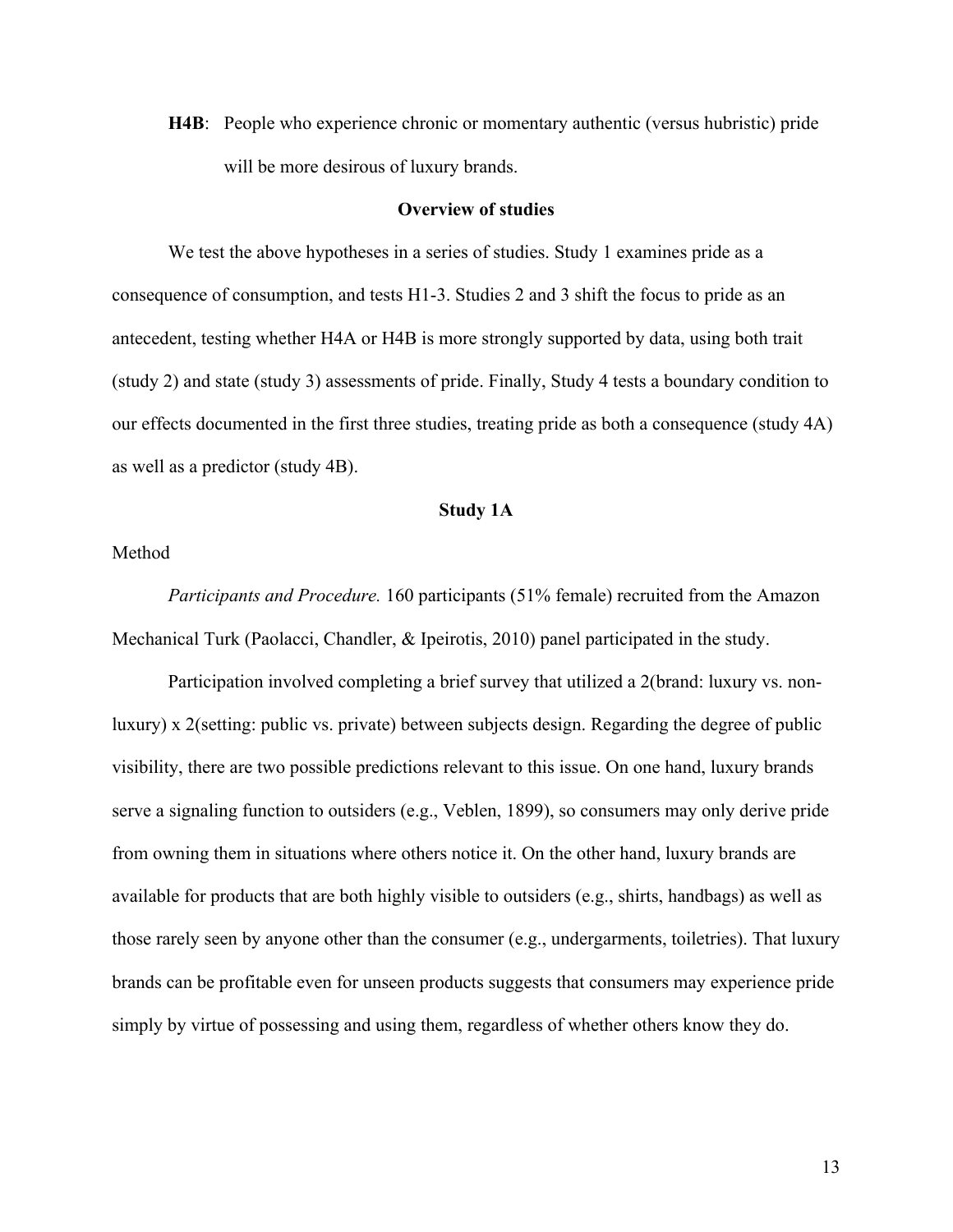**H4B**: People who experience chronic or momentary authentic (versus hubristic) pride will be more desirous of luxury brands.

### Overview of studies

We test the above hypotheses in a series of studies. Study 1 examines pride as a consequence of consumption, and tests H1-3. Studies 2 and 3 shift the focus to pride as an antecedent, testing whether H4A or H4B is more strongly supported by data, using both trait (study 2) and state (study 3) assessments of pride. Finally, Study 4 tests a boundary condition to our effects documented in the first three studies, treating pride as both a consequence (study 4A) as well as a predictor (study 4B).

### Study 1A

Method

*Participants and Procedure.* 160 participants (51% female) recruited from the Amazon Mechanical Turk (Paolacci, Chandler, & Ipeirotis, 2010) panel participated in the study.

Participation involved completing a brief survey that utilized a 2(brand: luxury vs. non-luxury) x 2(setting: public vs. private) between subjects design. Regarding the degree of public visibility, there are two possible predictions relevant to this issue. On one hand, luxury brands serve a signaling function to outsiders (e.g., Veblen, 1899), so consumers may only derive pride from owning them in situations where others notice it. On the other hand, luxury brands are available for products that are both highly visible to outsiders (e.g., shirts, handbags) as well as those rarely seen by anyone other than the consumer (e.g., undergarments, toiletries). That luxury brands can be profitable even for unseen products suggests that consumers may experience pride simply by virtue of possessing and using them, regardless of whether others know they do.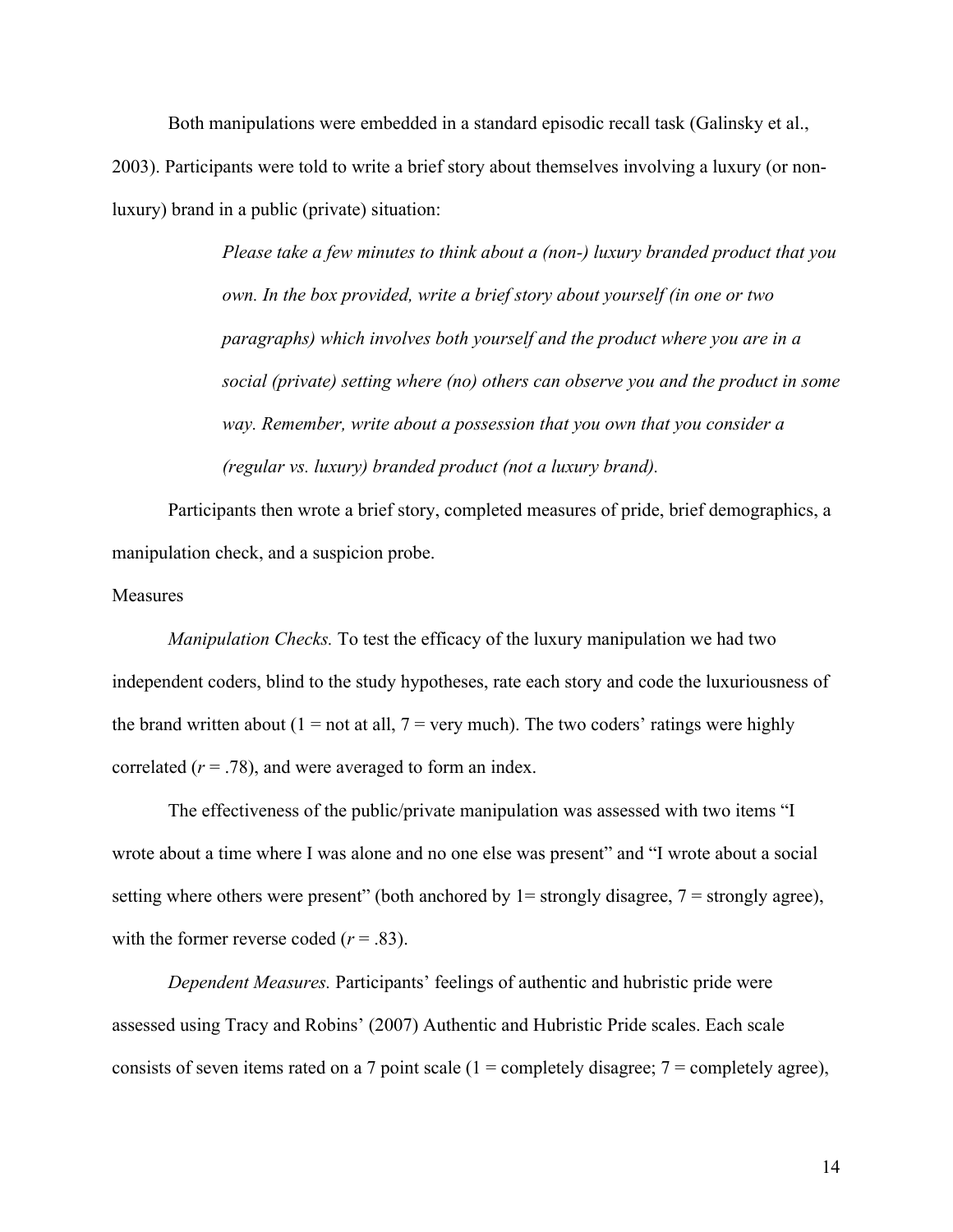Both manipulations were embedded in a standard episodic recall task (Galinsky et al., 2003). Participants were told to write a brief story about themselves involving a luxury (or non-luxury) brand in a public (private) situation:

> *Please take a few minutes to think about a (non-) luxury branded product that you own. In the box provided, write a brief story about yourself (in one or two paragraphs) which involves both yourself and the product where you are in a social (private) setting where (no) others can observe you and the product in some way. Remember, write about a possession that you own that you consider a (regular vs. luxury) branded product (not a luxury brand).*

Participants then wrote a brief story, completed measures of pride, brief demographics, a manipulation check, and a suspicion probe.

Measures

*Manipulation Checks.* To test the efficacy of the luxury manipulation we had two independent coders, blind to the study hypotheses, rate each story and code the luxuriousness of the brand written about (1 = not at all, 7 = very much). The two coders' ratings were highly correlated ($r = .78$), and were averaged to form an index.

The effectiveness of the public/private manipulation was assessed with two items "I wrote about a time where I was alone and no one else was present" and "I wrote about a social setting where others were present" (both anchored by 1= strongly disagree, 7 = strongly agree), with the former reverse coded ($r = .83$).

*Dependent Measures.* Participants' feelings of authentic and hubristic pride were assessed using Tracy and Robins' (2007) Authentic and Hubristic Pride scales. Each scale consists of seven items rated on a 7 point scale (1 = completely disagree; 7 = completely agree),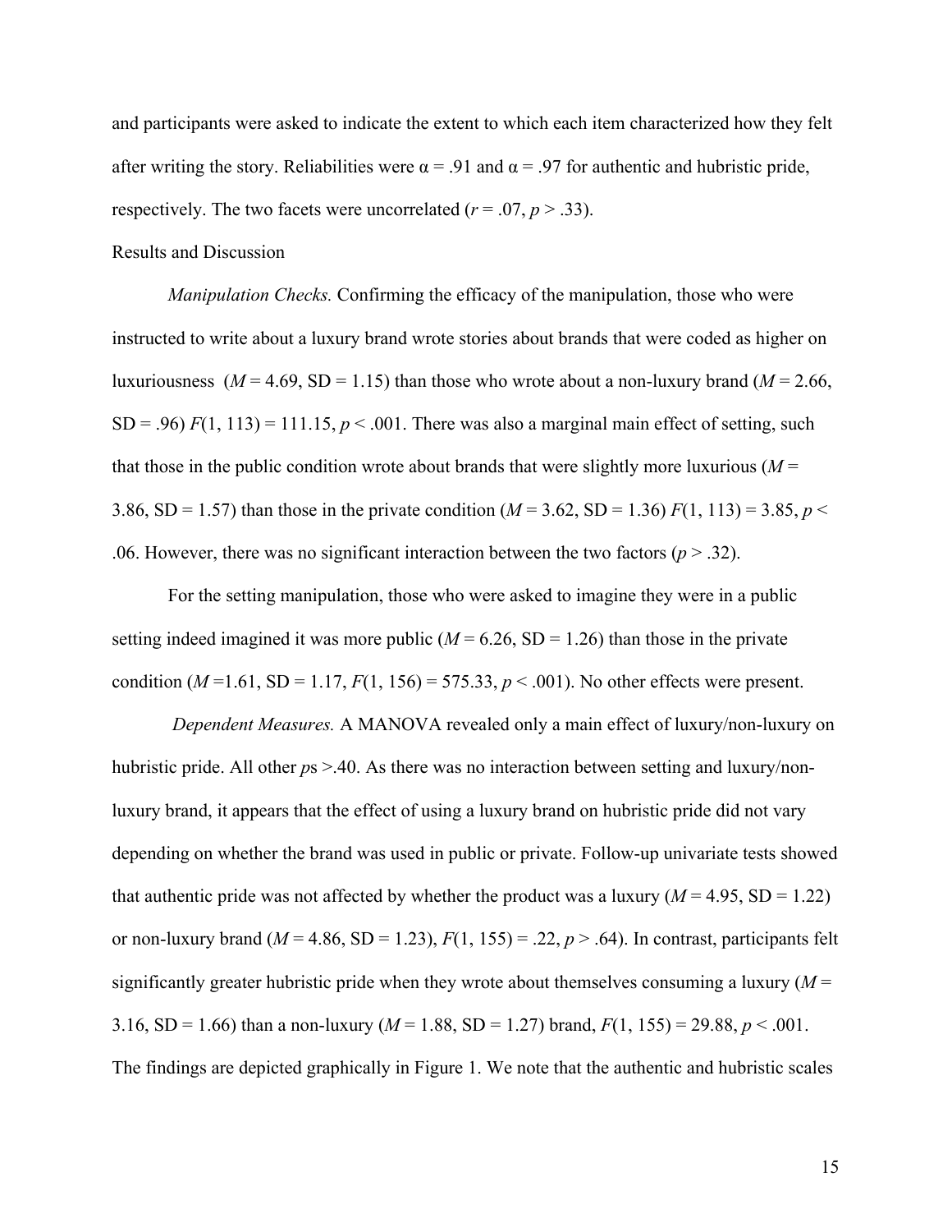and participants were asked to indicate the extent to which each item characterized how they felt after writing the story. Reliabilities were $\alpha = .91$ and $\alpha = .97$ for authentic and hubristic pride, respectively. The two facets were uncorrelated ($r = .07$, $p > .33$).

Results and Discussion

*Manipulation Checks.* Confirming the efficacy of the manipulation, those who were instructed to write about a luxury brand wrote stories about brands that were coded as higher on luxuriousness ($M = 4.69$, SD = 1.15) than those who wrote about a non-luxury brand ($M = 2.66$, SD = .96) $F(1, 113) = 111.15$, $p < .001$. There was also a marginal main effect of setting, such that those in the public condition wrote about brands that were slightly more luxurious ($M = 3.86$, SD = 1.57) than those in the private condition ($M = 3.62$, SD = 1.36) $F(1, 113) = 3.85$, $p < .06$. However, there was no significant interaction between the two factors ($p > .32$).

For the setting manipulation, those who were asked to imagine they were in a public setting indeed imagined it was more public ($M = 6.26$, SD = 1.26) than those in the private condition ($M = 1.61$, SD = 1.17, $F(1, 156) = 575.33$, $p < .001$). No other effects were present.

*Dependent Measures.* A MANOVA revealed only a main effect of luxury/non-luxury on hubristic pride. All other $p$s >.40. As there was no interaction between setting and luxury/non-luxury brand, it appears that the effect of using a luxury brand on hubristic pride did not vary depending on whether the brand was used in public or private. Follow-up univariate tests showed that authentic pride was not affected by whether the product was a luxury ($M = 4.95$, SD = 1.22) or non-luxury brand ($M = 4.86$, SD = 1.23), $F(1, 155) = .22$, $p > .64$). In contrast, participants felt significantly greater hubristic pride when they wrote about themselves consuming a luxury ($M = 3.16$, SD = 1.66) than a non-luxury ($M = 1.88$, SD = 1.27) brand, $F(1, 155) = 29.88$, $p < .001$. The findings are depicted graphically in Figure 1. We note that the authentic and hubristic scales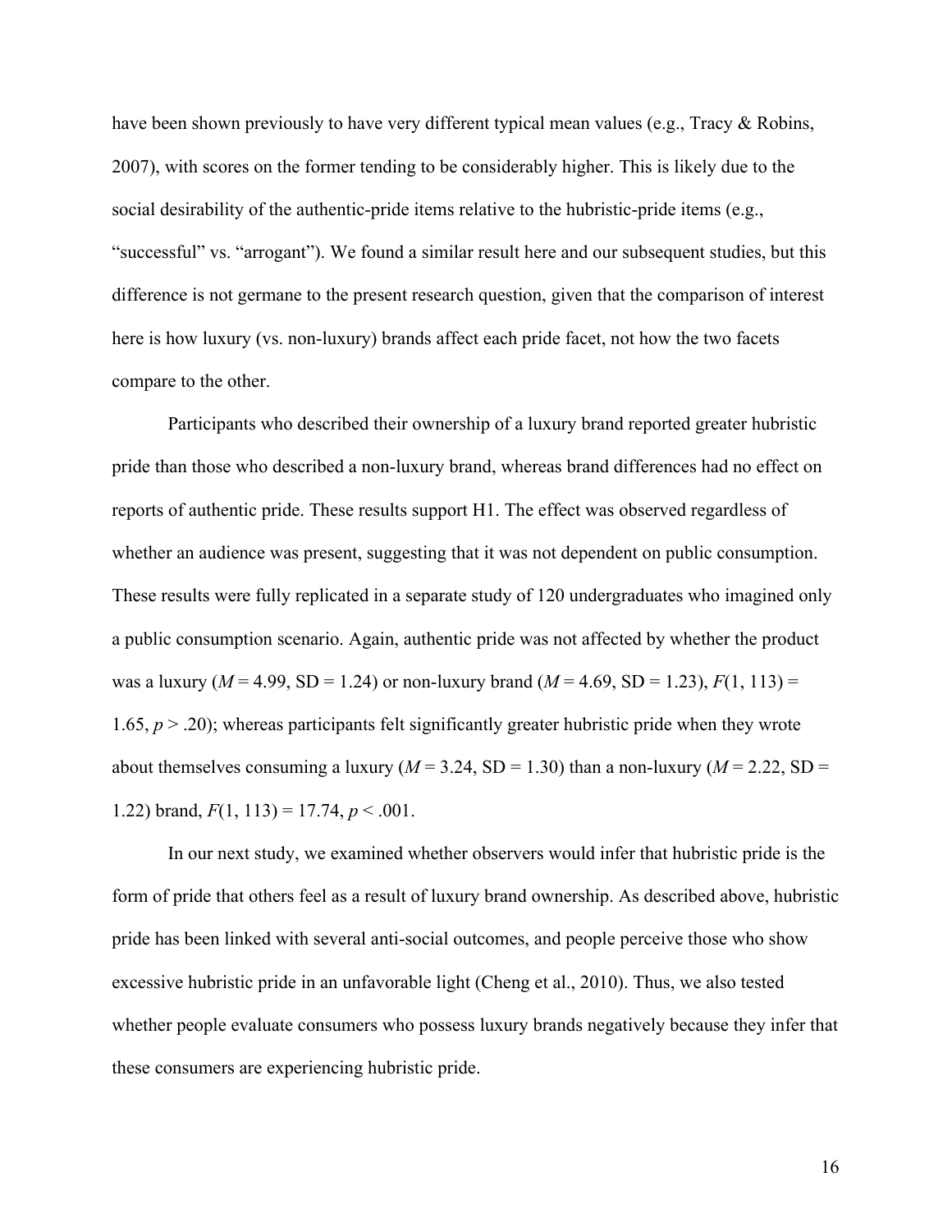have been shown previously to have very different typical mean values (e.g., Tracy & Robins, 2007), with scores on the former tending to be considerably higher. This is likely due to the social desirability of the authentic-pride items relative to the hubristic-pride items (e.g., "successful" vs. "arrogant"). We found a similar result here and our subsequent studies, but this difference is not germane to the present research question, given that the comparison of interest here is how luxury (vs. non-luxury) brands affect each pride facet, not how the two facets compare to the other.

Participants who described their ownership of a luxury brand reported greater hubristic pride than those who described a non-luxury brand, whereas brand differences had no effect on reports of authentic pride. These results support H1. The effect was observed regardless of whether an audience was present, suggesting that it was not dependent on public consumption. These results were fully replicated in a separate study of 120 undergraduates who imagined only a public consumption scenario. Again, authentic pride was not affected by whether the product was a luxury ($M$ = 4.99, SD = 1.24) or non-luxury brand ($M$ = 4.69, SD = 1.23), $F(1, 113) = 1.65$, $p > .20$); whereas participants felt significantly greater hubristic pride when they wrote about themselves consuming a luxury ($M$ = 3.24, SD = 1.30) than a non-luxury ($M$ = 2.22, SD = 1.22) brand, $F(1, 113) = 17.74$, $p < .001$.

In our next study, we examined whether observers would infer that hubristic pride is the form of pride that others feel as a result of luxury brand ownership. As described above, hubristic pride has been linked with several anti-social outcomes, and people perceive those who show excessive hubristic pride in an unfavorable light (Cheng et al., 2010). Thus, we also tested whether people evaluate consumers who possess luxury brands negatively because they infer that these consumers are experiencing hubristic pride.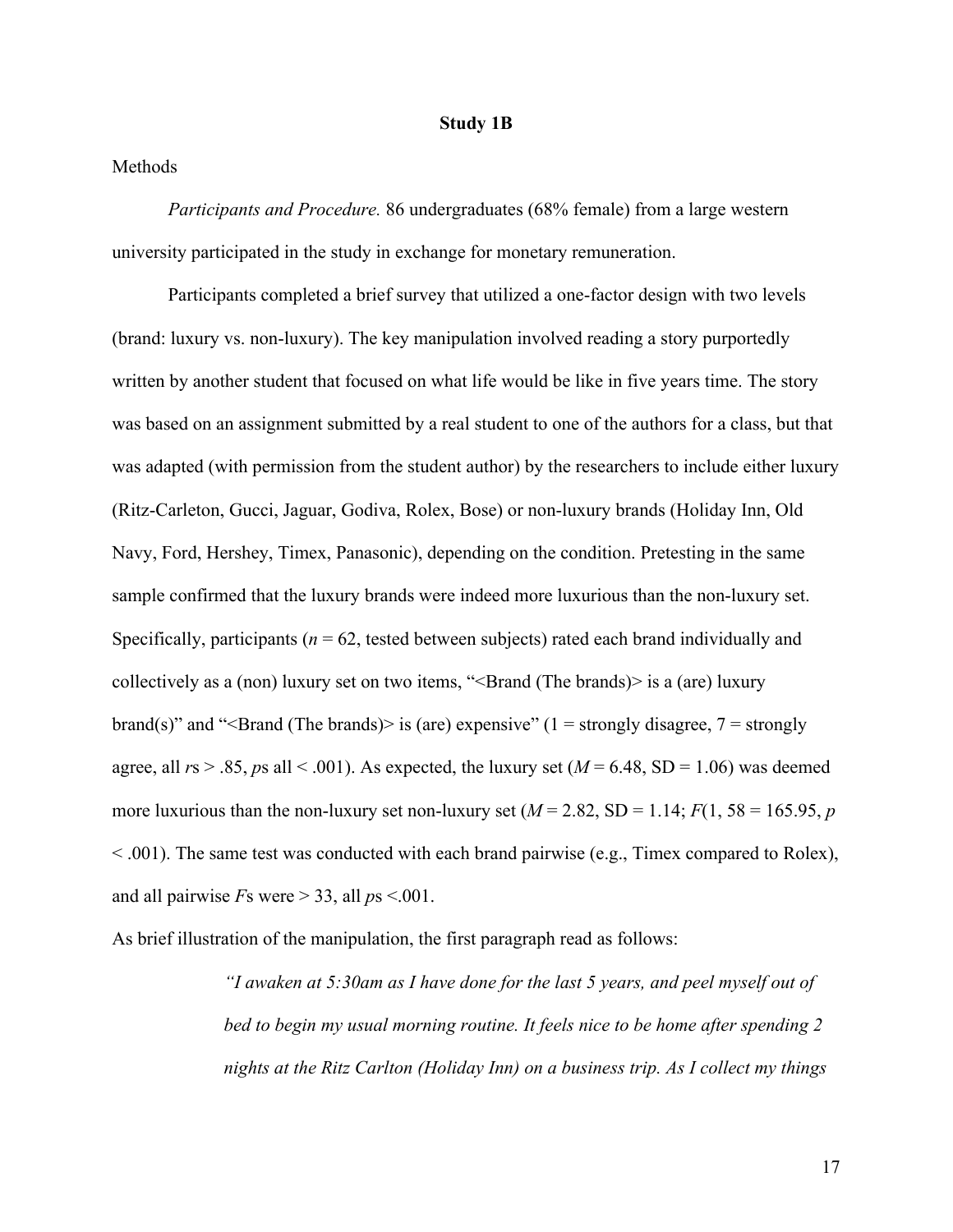## Study 1B

Methods

*Participants and Procedure.* 86 undergraduates (68% female) from a large western university participated in the study in exchange for monetary remuneration.

Participants completed a brief survey that utilized a one-factor design with two levels (brand: luxury vs. non-luxury). The key manipulation involved reading a story purportedly written by another student that focused on what life would be like in five years time. The story was based on an assignment submitted by a real student to one of the authors for a class, but that was adapted (with permission from the student author) by the researchers to include either luxury (Ritz-Carleton, Gucci, Jaguar, Godiva, Rolex, Bose) or non-luxury brands (Holiday Inn, Old Navy, Ford, Hershey, Timex, Panasonic), depending on the condition. Pretesting in the same sample confirmed that the luxury brands were indeed more luxurious than the non-luxury set. Specifically, participants ($n$ = 62, tested between subjects) rated each brand individually and collectively as a (non) luxury set on two items, "<Brand (The brands)> is a (are) luxury brand(s)" and "<Brand (The brands)> is (are) expensive" (1 = strongly disagree, 7 = strongly agree, all $r$s > .85, $p$s all < .001). As expected, the luxury set ($M$ = 6.48, SD = 1.06) was deemed more luxurious than the non-luxury set non-luxury set ($M$ = 2.82, SD = 1.14; $F$(1, 58 = 165.95, $p$ < .001). The same test was conducted with each brand pairwise (e.g., Timex compared to Rolex), and all pairwise $F$s were > 33, all $p$s <.001.

As brief illustration of the manipulation, the first paragraph read as follows:

> *"I awaken at 5:30am as I have done for the last 5 years, and peel myself out of bed to begin my usual morning routine. It feels nice to be home after spending 2 nights at the Ritz Carlton (Holiday Inn) on a business trip. As I collect my things*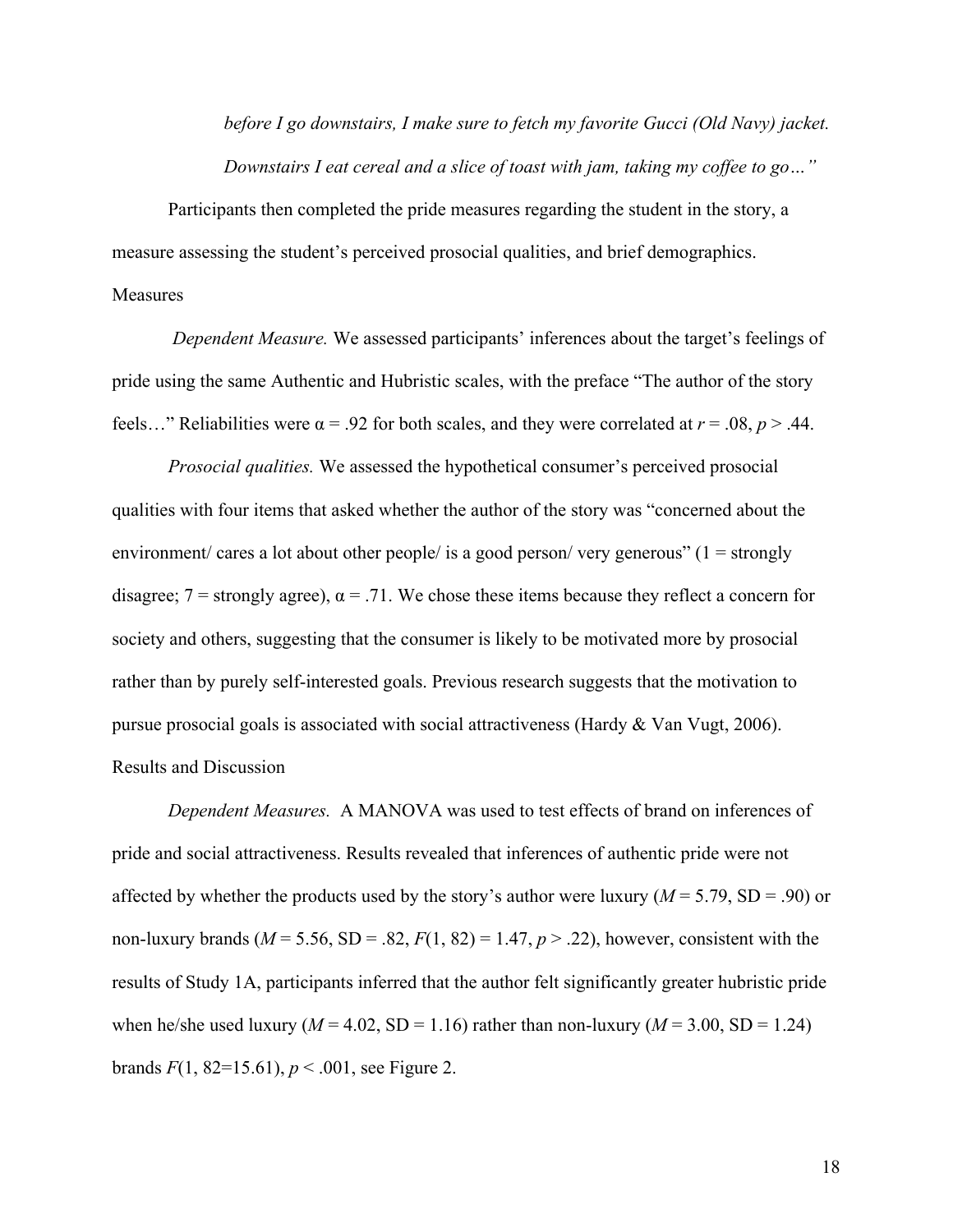*before I go downstairs, I make sure to fetch my favorite Gucci (Old Navy) jacket. Downstairs I eat cereal and a slice of toast with jam, taking my coffee to go…"*

Participants then completed the pride measures regarding the student in the story, a measure assessing the student's perceived prosocial qualities, and brief demographics.

Measures

*Dependent Measure.* We assessed participants' inferences about the target's feelings of pride using the same Authentic and Hubristic scales, with the preface "The author of the story feels…" Reliabilities were $\alpha = .92$ for both scales, and they were correlated at $r = .08$, $p > .44$.

*Prosocial qualities.* We assessed the hypothetical consumer's perceived prosocial qualities with four items that asked whether the author of the story was "concerned about the environment/ cares a lot about other people/ is a good person/ very generous" (1 = strongly disagree; 7 = strongly agree), $\alpha = .71$. We chose these items because they reflect a concern for society and others, suggesting that the consumer is likely to be motivated more by prosocial rather than by purely self-interested goals. Previous research suggests that the motivation to pursue prosocial goals is associated with social attractiveness (Hardy & Van Vugt, 2006).

Results and Discussion

*Dependent Measures.* A MANOVA was used to test effects of brand on inferences of pride and social attractiveness. Results revealed that inferences of authentic pride were not affected by whether the products used by the story's author were luxury ($M = 5.79$, SD = .90) or non-luxury brands ($M = 5.56$, SD = .82, $F(1, 82) = 1.47$, $p > .22$), however, consistent with the results of Study 1A, participants inferred that the author felt significantly greater hubristic pride when he/she used luxury ($M = 4.02$, SD = 1.16) rather than non-luxury ($M = 3.00$, SD = 1.24) brands $F(1, 82{=}15.61)$, $p < .001$, see Figure 2.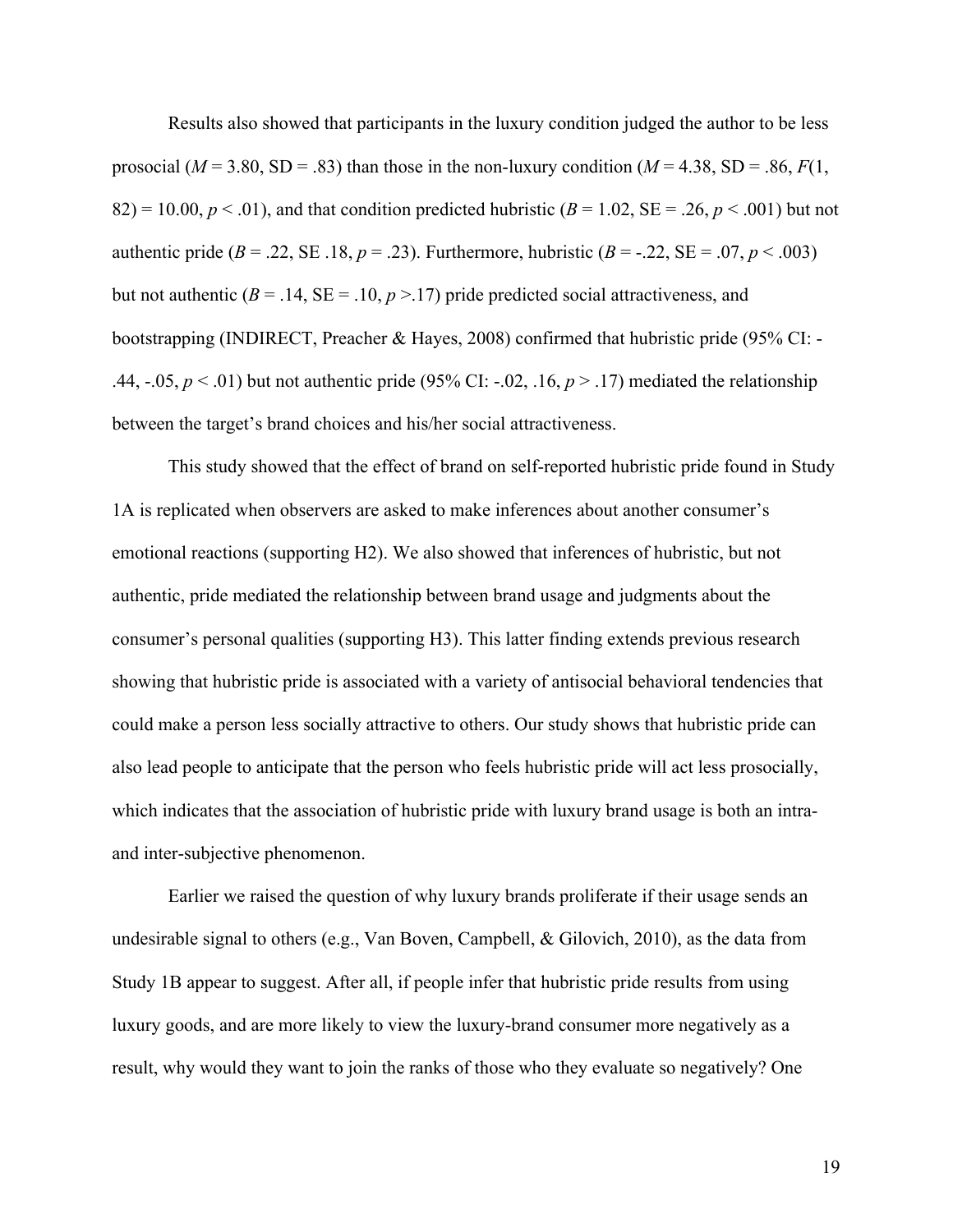Results also showed that participants in the luxury condition judged the author to be less prosocial ($M = 3.80$, SD = .83) than those in the non-luxury condition ($M = 4.38$, SD = .86, $F(1, 82) = 10.00$, $p < .01$), and that condition predicted hubristic ($B = 1.02$, SE = .26, $p < .001$) but not authentic pride ($B = .22$, SE .18, $p = .23$). Furthermore, hubristic ($B = -.22$, SE = .07, $p < .003$) but not authentic ($B = .14$, SE = .10, $p > .17$) pride predicted social attractiveness, and bootstrapping (INDIRECT, Preacher & Hayes, 2008) confirmed that hubristic pride (95% CI: -.44, -.05, $p < .01$) but not authentic pride (95% CI: -.02, .16, $p > .17$) mediated the relationship between the target's brand choices and his/her social attractiveness.

This study showed that the effect of brand on self-reported hubristic pride found in Study 1A is replicated when observers are asked to make inferences about another consumer's emotional reactions (supporting H2). We also showed that inferences of hubristic, but not authentic, pride mediated the relationship between brand usage and judgments about the consumer's personal qualities (supporting H3). This latter finding extends previous research showing that hubristic pride is associated with a variety of antisocial behavioral tendencies that could make a person less socially attractive to others. Our study shows that hubristic pride can also lead people to anticipate that the person who feels hubristic pride will act less prosocially, which indicates that the association of hubristic pride with luxury brand usage is both an intra- and inter-subjective phenomenon.

Earlier we raised the question of why luxury brands proliferate if their usage sends an undesirable signal to others (e.g., Van Boven, Campbell, & Gilovich, 2010), as the data from Study 1B appear to suggest. After all, if people infer that hubristic pride results from using luxury goods, and are more likely to view the luxury-brand consumer more negatively as a result, why would they want to join the ranks of those who they evaluate so negatively? One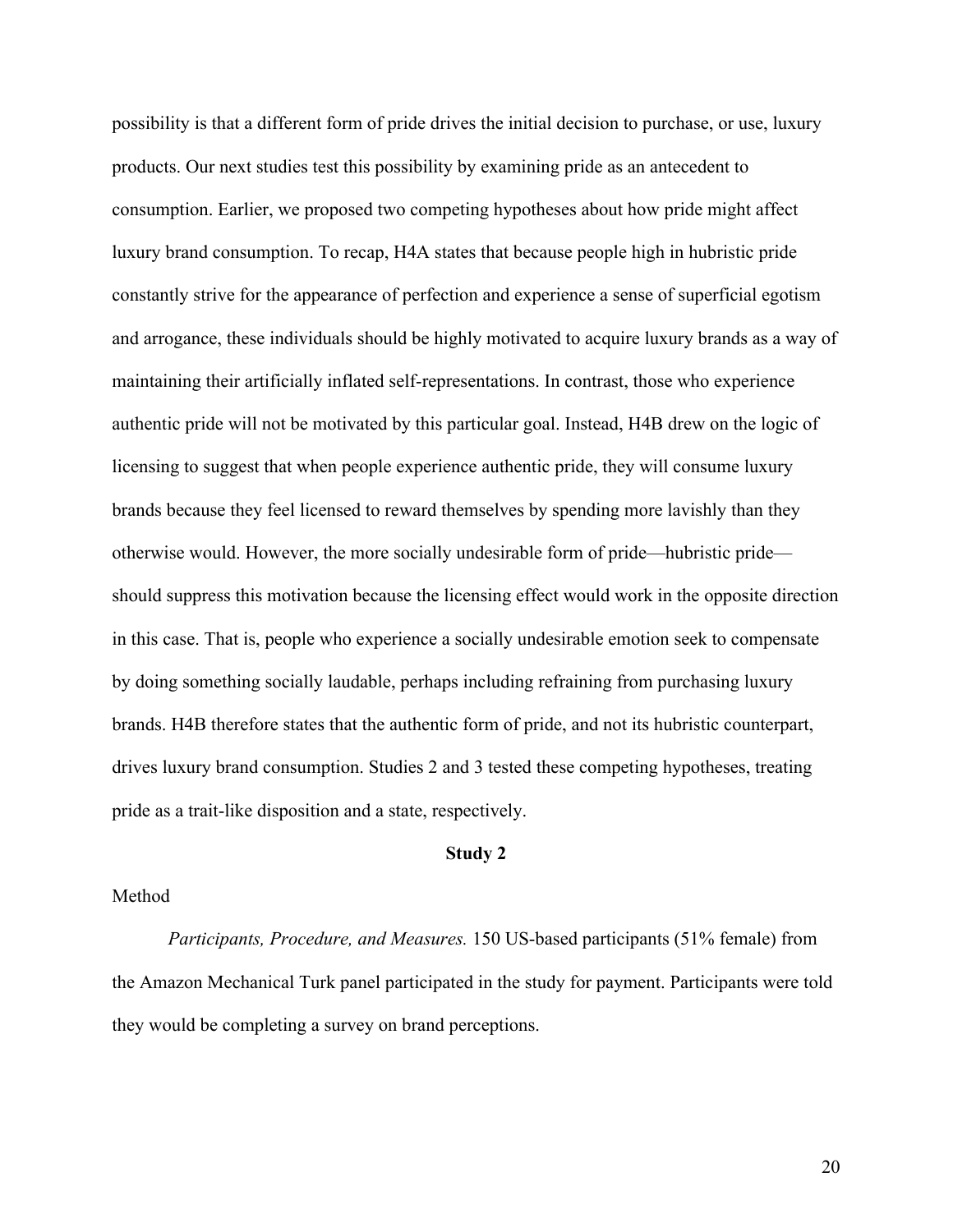possibility is that a different form of pride drives the initial decision to purchase, or use, luxury products. Our next studies test this possibility by examining pride as an antecedent to consumption. Earlier, we proposed two competing hypotheses about how pride might affect luxury brand consumption. To recap, H4A states that because people high in hubristic pride constantly strive for the appearance of perfection and experience a sense of superficial egotism and arrogance, these individuals should be highly motivated to acquire luxury brands as a way of maintaining their artificially inflated self-representations. In contrast, those who experience authentic pride will not be motivated by this particular goal. Instead, H4B drew on the logic of licensing to suggest that when people experience authentic pride, they will consume luxury brands because they feel licensed to reward themselves by spending more lavishly than they otherwise would. However, the more socially undesirable form of pride—hubristic pride—should suppress this motivation because the licensing effect would work in the opposite direction in this case. That is, people who experience a socially undesirable emotion seek to compensate by doing something socially laudable, perhaps including refraining from purchasing luxury brands. H4B therefore states that the authentic form of pride, and not its hubristic counterpart, drives luxury brand consumption. Studies 2 and 3 tested these competing hypotheses, treating pride as a trait-like disposition and a state, respectively.

## Study 2

### Method

*Participants, Procedure, and Measures.* 150 US-based participants (51% female) from the Amazon Mechanical Turk panel participated in the study for payment. Participants were told they would be completing a survey on brand perceptions.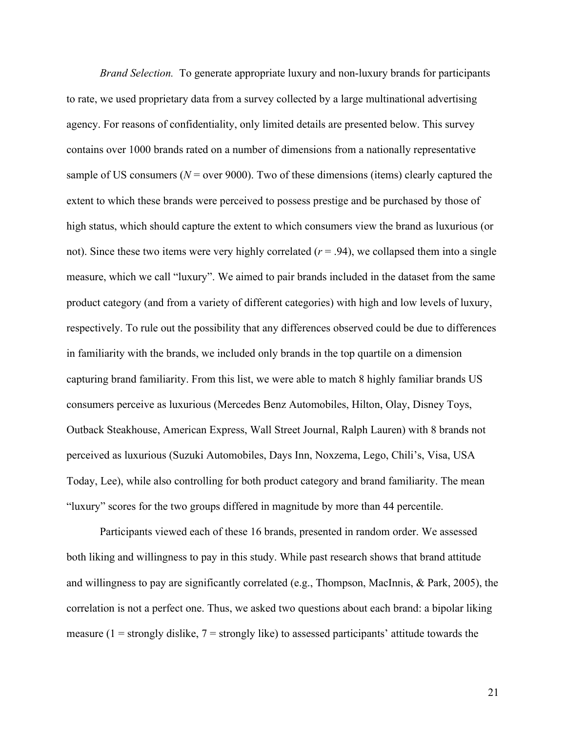*Brand Selection.* To generate appropriate luxury and non-luxury brands for participants to rate, we used proprietary data from a survey collected by a large multinational advertising agency. For reasons of confidentiality, only limited details are presented below. This survey contains over 1000 brands rated on a number of dimensions from a nationally representative sample of US consumers (*N* = over 9000). Two of these dimensions (items) clearly captured the extent to which these brands were perceived to possess prestige and be purchased by those of high status, which should capture the extent to which consumers view the brand as luxurious (or not). Since these two items were very highly correlated ($r = .94$), we collapsed them into a single measure, which we call "luxury". We aimed to pair brands included in the dataset from the same product category (and from a variety of different categories) with high and low levels of luxury, respectively. To rule out the possibility that any differences observed could be due to differences in familiarity with the brands, we included only brands in the top quartile on a dimension capturing brand familiarity. From this list, we were able to match 8 highly familiar brands US consumers perceive as luxurious (Mercedes Benz Automobiles, Hilton, Olay, Disney Toys, Outback Steakhouse, American Express, Wall Street Journal, Ralph Lauren) with 8 brands not perceived as luxurious (Suzuki Automobiles, Days Inn, Noxzema, Lego, Chili's, Visa, USA Today, Lee), while also controlling for both product category and brand familiarity. The mean "luxury" scores for the two groups differed in magnitude by more than 44 percentile.

Participants viewed each of these 16 brands, presented in random order. We assessed both liking and willingness to pay in this study. While past research shows that brand attitude and willingness to pay are significantly correlated (e.g., Thompson, MacInnis, & Park, 2005), the correlation is not a perfect one. Thus, we asked two questions about each brand: a bipolar liking measure (1 = strongly dislike, 7 = strongly like) to assessed participants' attitude towards the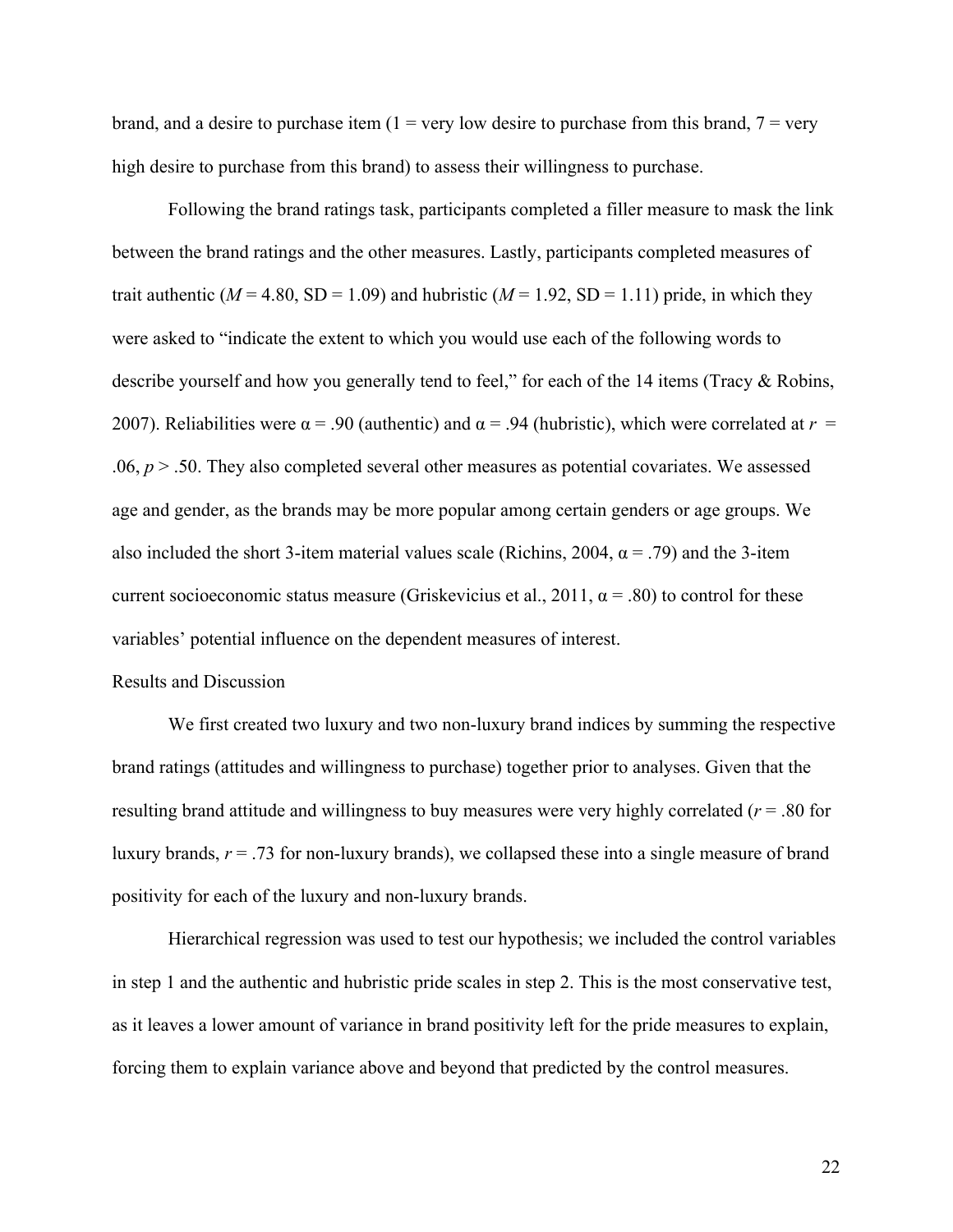brand, and a desire to purchase item (1 = very low desire to purchase from this brand, 7 = very high desire to purchase from this brand) to assess their willingness to purchase.

Following the brand ratings task, participants completed a filler measure to mask the link between the brand ratings and the other measures. Lastly, participants completed measures of trait authentic ($M$ = 4.80, SD = 1.09) and hubristic ($M$ = 1.92, SD = 1.11) pride, in which they were asked to "indicate the extent to which you would use each of the following words to describe yourself and how you generally tend to feel," for each of the 14 items (Tracy & Robins, 2007). Reliabilities were $\alpha = .90$ (authentic) and $\alpha = .94$ (hubristic), which were correlated at $r = .06$, $p > .50$. They also completed several other measures as potential covariates. We assessed age and gender, as the brands may be more popular among certain genders or age groups. We also included the short 3-item material values scale (Richins, 2004, $\alpha = .79$) and the 3-item current socioeconomic status measure (Griskevicius et al., 2011, $\alpha = .80$) to control for these variables' potential influence on the dependent measures of interest.

## Results and Discussion

We first created two luxury and two non-luxury brand indices by summing the respective brand ratings (attitudes and willingness to purchase) together prior to analyses. Given that the resulting brand attitude and willingness to buy measures were very highly correlated ($r = .80$ for luxury brands, $r = .73$ for non-luxury brands), we collapsed these into a single measure of brand positivity for each of the luxury and non-luxury brands.

Hierarchical regression was used to test our hypothesis; we included the control variables in step 1 and the authentic and hubristic pride scales in step 2. This is the most conservative test, as it leaves a lower amount of variance in brand positivity left for the pride measures to explain, forcing them to explain variance above and beyond that predicted by the control measures.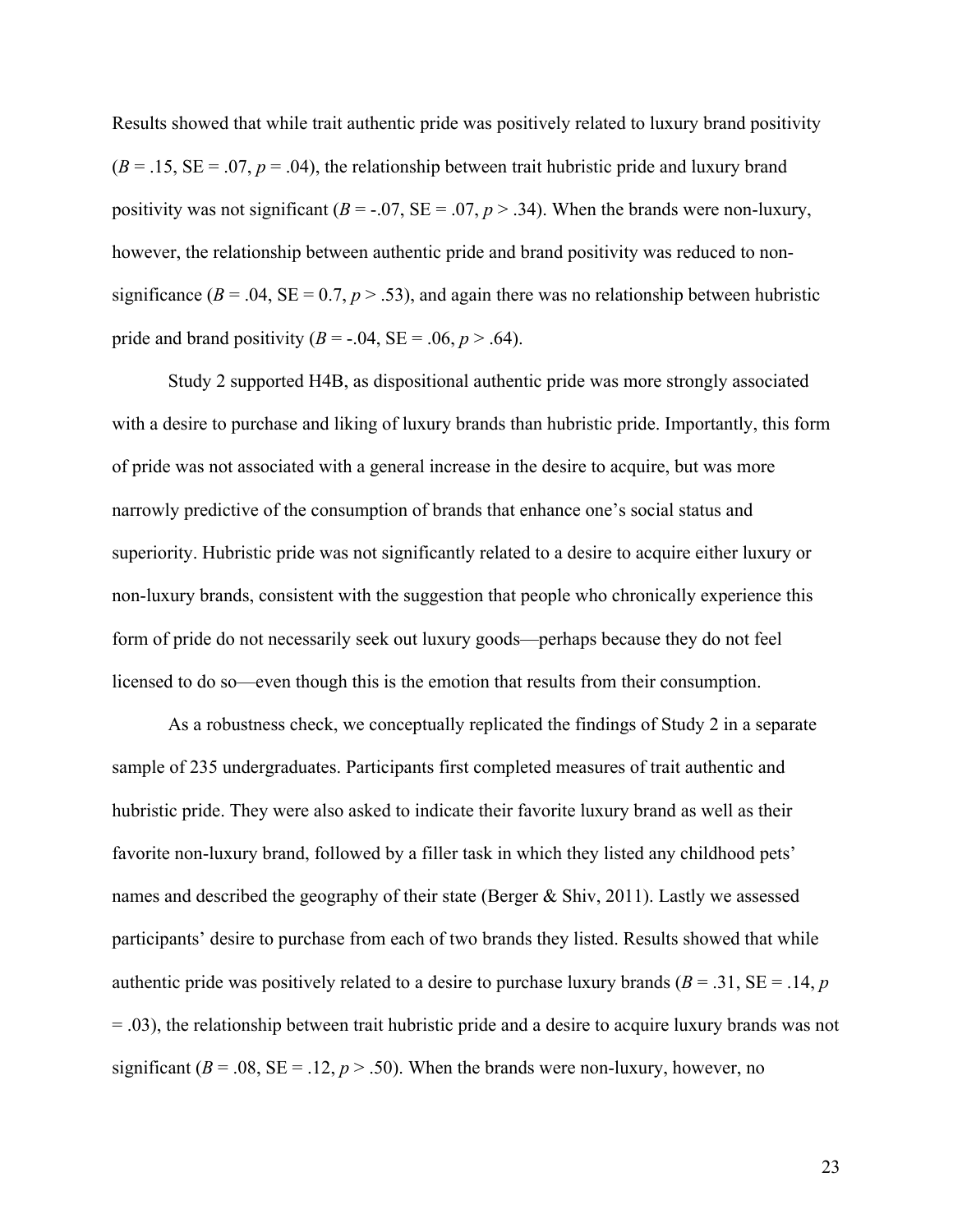Results showed that while trait authentic pride was positively related to luxury brand positivity ($B = .15$, SE = .07, $p = .04$), the relationship between trait hubristic pride and luxury brand positivity was not significant ($B = -.07$, SE = .07, $p > .34$). When the brands were non-luxury, however, the relationship between authentic pride and brand positivity was reduced to non-significance ($B = .04$, SE = 0.7, $p > .53$), and again there was no relationship between hubristic pride and brand positivity ($B = -.04$, SE = .06, $p > .64$).

Study 2 supported H4B, as dispositional authentic pride was more strongly associated with a desire to purchase and liking of luxury brands than hubristic pride. Importantly, this form of pride was not associated with a general increase in the desire to acquire, but was more narrowly predictive of the consumption of brands that enhance one's social status and superiority. Hubristic pride was not significantly related to a desire to acquire either luxury or non-luxury brands, consistent with the suggestion that people who chronically experience this form of pride do not necessarily seek out luxury goods—perhaps because they do not feel licensed to do so—even though this is the emotion that results from their consumption.

As a robustness check, we conceptually replicated the findings of Study 2 in a separate sample of 235 undergraduates. Participants first completed measures of trait authentic and hubristic pride. They were also asked to indicate their favorite luxury brand as well as their favorite non-luxury brand, followed by a filler task in which they listed any childhood pets' names and described the geography of their state (Berger & Shiv, 2011). Lastly we assessed participants' desire to purchase from each of two brands they listed. Results showed that while authentic pride was positively related to a desire to purchase luxury brands ($B = .31$, SE = .14, $p = .03$), the relationship between trait hubristic pride and a desire to acquire luxury brands was not significant ($B = .08$, SE = .12, $p > .50$). When the brands were non-luxury, however, no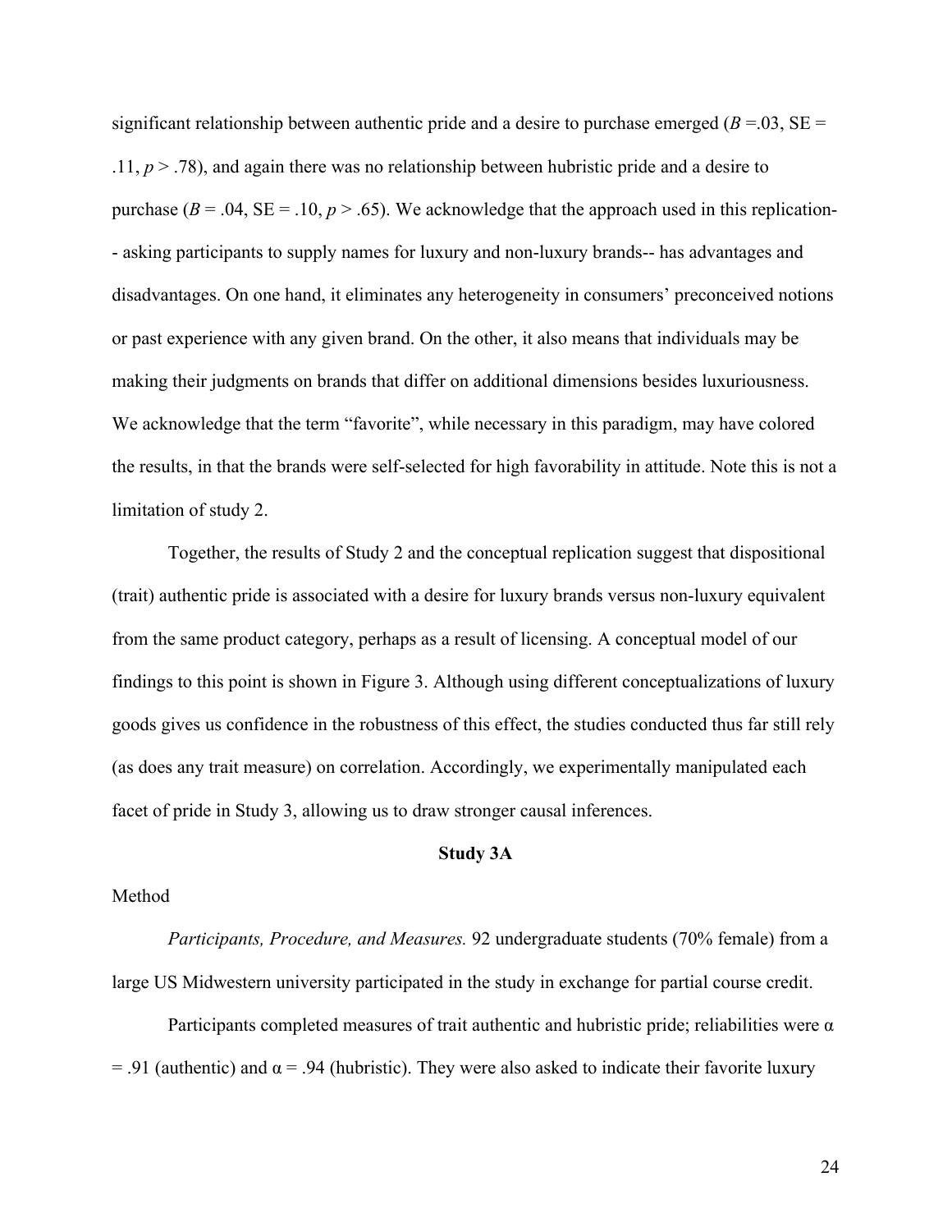significant relationship between authentic pride and a desire to purchase emerged ($B$ =.03, SE = .11, $p > .78$), and again there was no relationship between hubristic pride and a desire to purchase ($B$ = .04, SE = .10, $p > .65$). We acknowledge that the approach used in this replication-- asking participants to supply names for luxury and non-luxury brands-- has advantages and disadvantages. On one hand, it eliminates any heterogeneity in consumers' preconceived notions or past experience with any given brand. On the other, it also means that individuals may be making their judgments on brands that differ on additional dimensions besides luxuriousness. We acknowledge that the term "favorite", while necessary in this paradigm, may have colored the results, in that the brands were self-selected for high favorability in attitude. Note this is not a limitation of study 2.

Together, the results of Study 2 and the conceptual replication suggest that dispositional (trait) authentic pride is associated with a desire for luxury brands versus non-luxury equivalent from the same product category, perhaps as a result of licensing. A conceptual model of our findings to this point is shown in Figure 3. Although using different conceptualizations of luxury goods gives us confidence in the robustness of this effect, the studies conducted thus far still rely (as does any trait measure) on correlation. Accordingly, we experimentally manipulated each facet of pride in Study 3, allowing us to draw stronger causal inferences.

## Study 3A

Method

*Participants, Procedure, and Measures.* 92 undergraduate students (70% female) from a large US Midwestern university participated in the study in exchange for partial course credit.

Participants completed measures of trait authentic and hubristic pride; reliabilities were $\alpha = .91$ (authentic) and $\alpha = .94$ (hubristic). They were also asked to indicate their favorite luxury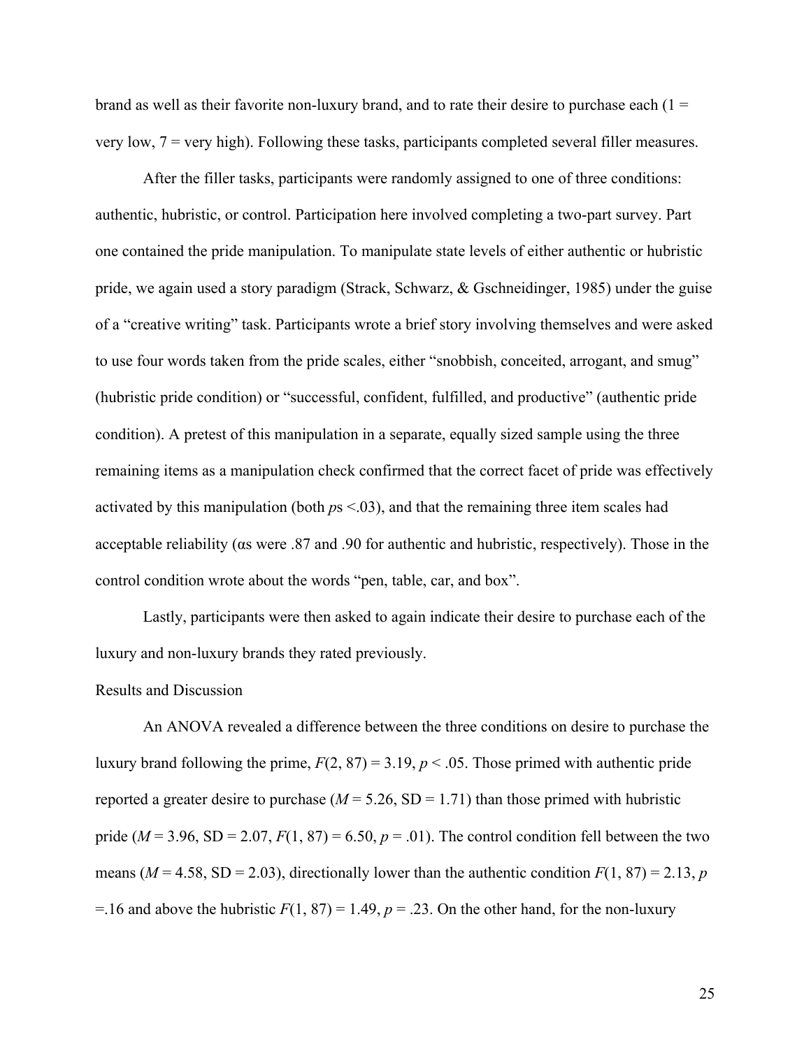brand as well as their favorite non-luxury brand, and to rate their desire to purchase each (1 = very low, 7 = very high). Following these tasks, participants completed several filler measures.

After the filler tasks, participants were randomly assigned to one of three conditions: authentic, hubristic, or control. Participation here involved completing a two-part survey. Part one contained the pride manipulation. To manipulate state levels of either authentic or hubristic pride, we again used a story paradigm (Strack, Schwarz, & Gschneidinger, 1985) under the guise of a "creative writing" task. Participants wrote a brief story involving themselves and were asked to use four words taken from the pride scales, either "snobbish, conceited, arrogant, and smug" (hubristic pride condition) or "successful, confident, fulfilled, and productive" (authentic pride condition). A pretest of this manipulation in a separate, equally sized sample using the three remaining items as a manipulation check confirmed that the correct facet of pride was effectively activated by this manipulation (both *p*s <.03), and that the remaining three item scales had acceptable reliability (αs were .87 and .90 for authentic and hubristic, respectively). Those in the control condition wrote about the words "pen, table, car, and box".

Lastly, participants were then asked to again indicate their desire to purchase each of the luxury and non-luxury brands they rated previously.

Results and Discussion

An ANOVA revealed a difference between the three conditions on desire to purchase the luxury brand following the prime, $F(2, 87) = 3.19$, $p < .05$. Those primed with authentic pride reported a greater desire to purchase ($M = 5.26$, SD = 1.71) than those primed with hubristic pride ($M = 3.96$, SD = 2.07, $F(1, 87) = 6.50$, $p = .01$). The control condition fell between the two means ($M = 4.58$, SD = 2.03), directionally lower than the authentic condition $F(1, 87) = 2.13$, $p$ =.16 and above the hubristic $F(1, 87) = 1.49$, $p = .23$. On the other hand, for the non-luxury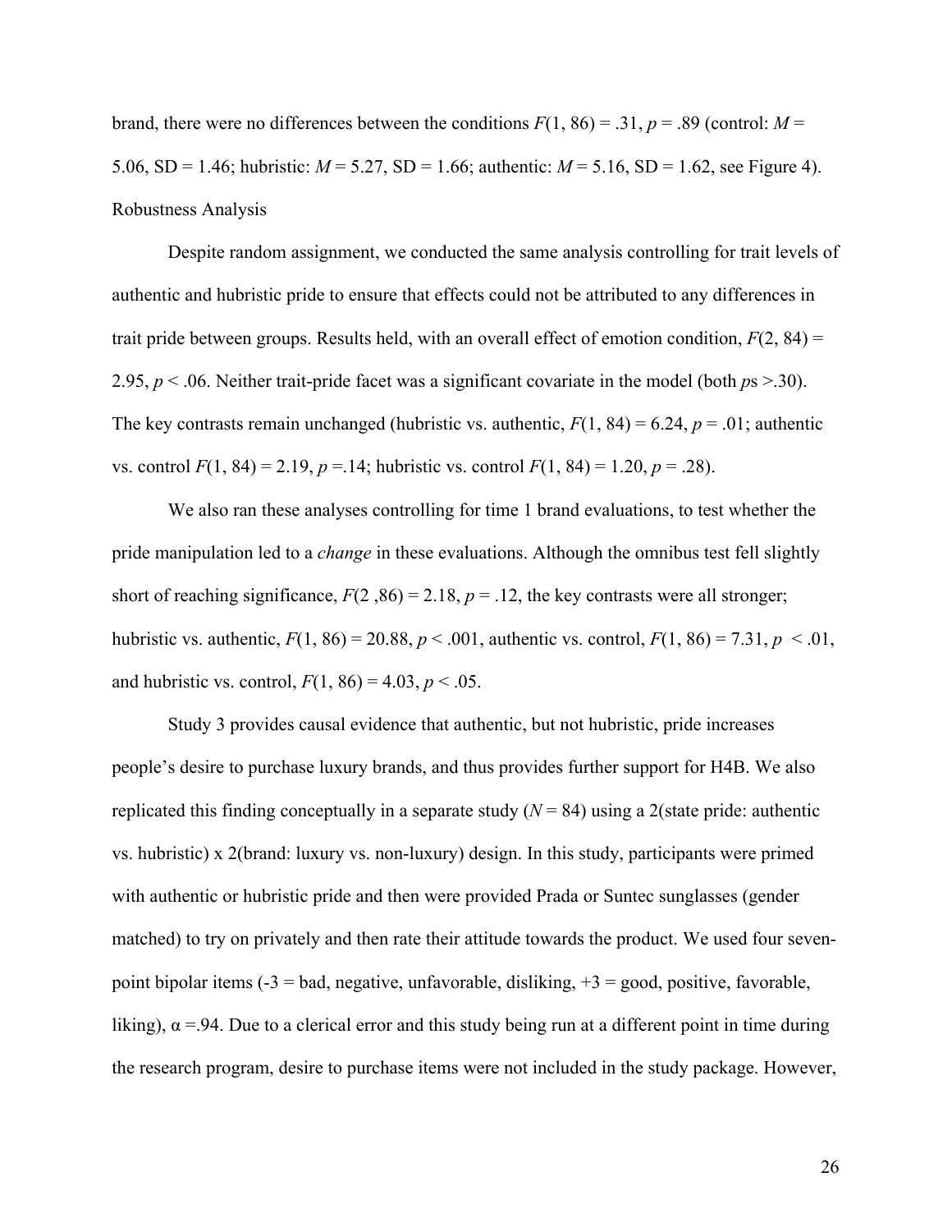brand, there were no differences between the conditions $F(1, 86) = .31$, $p = .89$ (control: $M = 5.06$, SD = 1.46; hubristic: $M = 5.27$, SD = 1.66; authentic: $M = 5.16$, SD = 1.62, see Figure 4).

Robustness Analysis

Despite random assignment, we conducted the same analysis controlling for trait levels of authentic and hubristic pride to ensure that effects could not be attributed to any differences in trait pride between groups. Results held, with an overall effect of emotion condition, $F(2, 84) = 2.95$, $p < .06$. Neither trait-pride facet was a significant covariate in the model (both $p$s >.30). The key contrasts remain unchanged (hubristic vs. authentic, $F(1, 84) = 6.24$, $p = .01$; authentic vs. control $F(1, 84) = 2.19$, $p =.14$; hubristic vs. control $F(1, 84) = 1.20$, $p = .28$).

We also ran these analyses controlling for time 1 brand evaluations, to test whether the pride manipulation led to a *change* in these evaluations. Although the omnibus test fell slightly short of reaching significance, $F(2 ,86) = 2.18$, $p = .12$, the key contrasts were all stronger; hubristic vs. authentic, $F(1, 86) = 20.88$, $p < .001$, authentic vs. control, $F(1, 86) = 7.31$, $p < .01$, and hubristic vs. control, $F(1, 86) = 4.03$, $p < .05$.

Study 3 provides causal evidence that authentic, but not hubristic, pride increases people's desire to purchase luxury brands, and thus provides further support for H4B. We also replicated this finding conceptually in a separate study ($N = 84$) using a 2(state pride: authentic vs. hubristic) x 2(brand: luxury vs. non-luxury) design. In this study, participants were primed with authentic or hubristic pride and then were provided Prada or Suntec sunglasses (gender matched) to try on privately and then rate their attitude towards the product. We used four seven-point bipolar items (-3 = bad, negative, unfavorable, disliking, +3 = good, positive, favorable, liking), $\alpha = .94$. Due to a clerical error and this study being run at a different point in time during the research program, desire to purchase items were not included in the study package. However,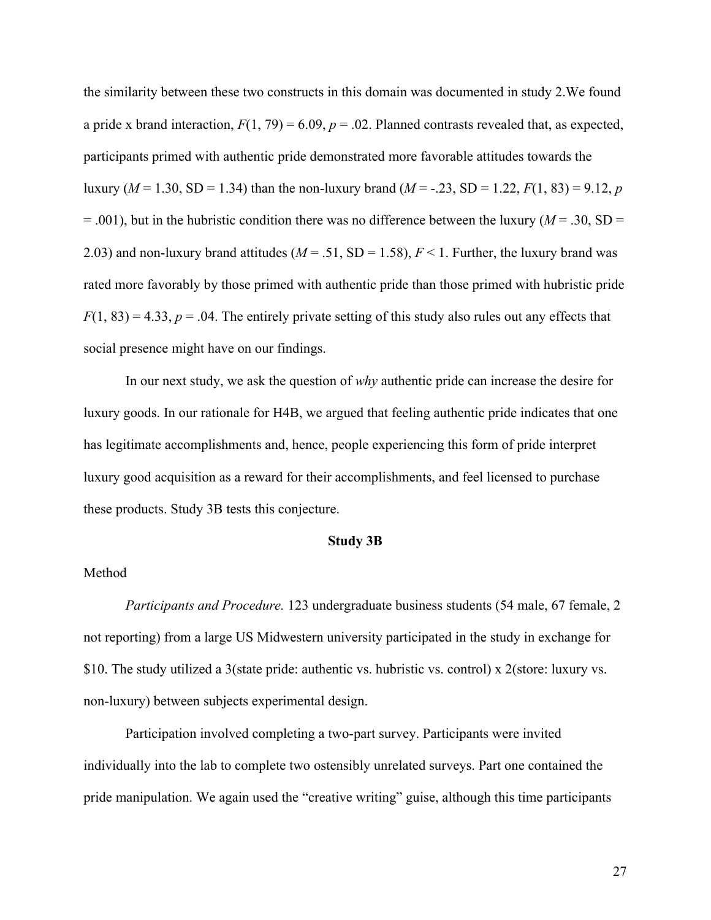the similarity between these two constructs in this domain was documented in study 2.We found a pride x brand interaction, $F(1, 79) = 6.09$, $p = .02$. Planned contrasts revealed that, as expected, participants primed with authentic pride demonstrated more favorable attitudes towards the luxury ($M = 1.30$, SD = 1.34) than the non-luxury brand ($M = -.23$, SD = 1.22, $F(1, 83) = 9.12$, $p = .001$), but in the hubristic condition there was no difference between the luxury ($M = .30$, SD = 2.03) and non-luxury brand attitudes ($M = .51$, SD = 1.58), $F < 1$. Further, the luxury brand was rated more favorably by those primed with authentic pride than those primed with hubristic pride $F(1, 83) = 4.33$, $p = .04$. The entirely private setting of this study also rules out any effects that social presence might have on our findings.

In our next study, we ask the question of *why* authentic pride can increase the desire for luxury goods. In our rationale for H4B, we argued that feeling authentic pride indicates that one has legitimate accomplishments and, hence, people experiencing this form of pride interpret luxury good acquisition as a reward for their accomplishments, and feel licensed to purchase these products. Study 3B tests this conjecture.

## Study 3B

Method

*Participants and Procedure.* 123 undergraduate business students (54 male, 67 female, 2 not reporting) from a large US Midwestern university participated in the study in exchange for \$10. The study utilized a 3(state pride: authentic vs. hubristic vs. control) x 2(store: luxury vs. non-luxury) between subjects experimental design.

Participation involved completing a two-part survey. Participants were invited individually into the lab to complete two ostensibly unrelated surveys. Part one contained the pride manipulation. We again used the "creative writing" guise, although this time participants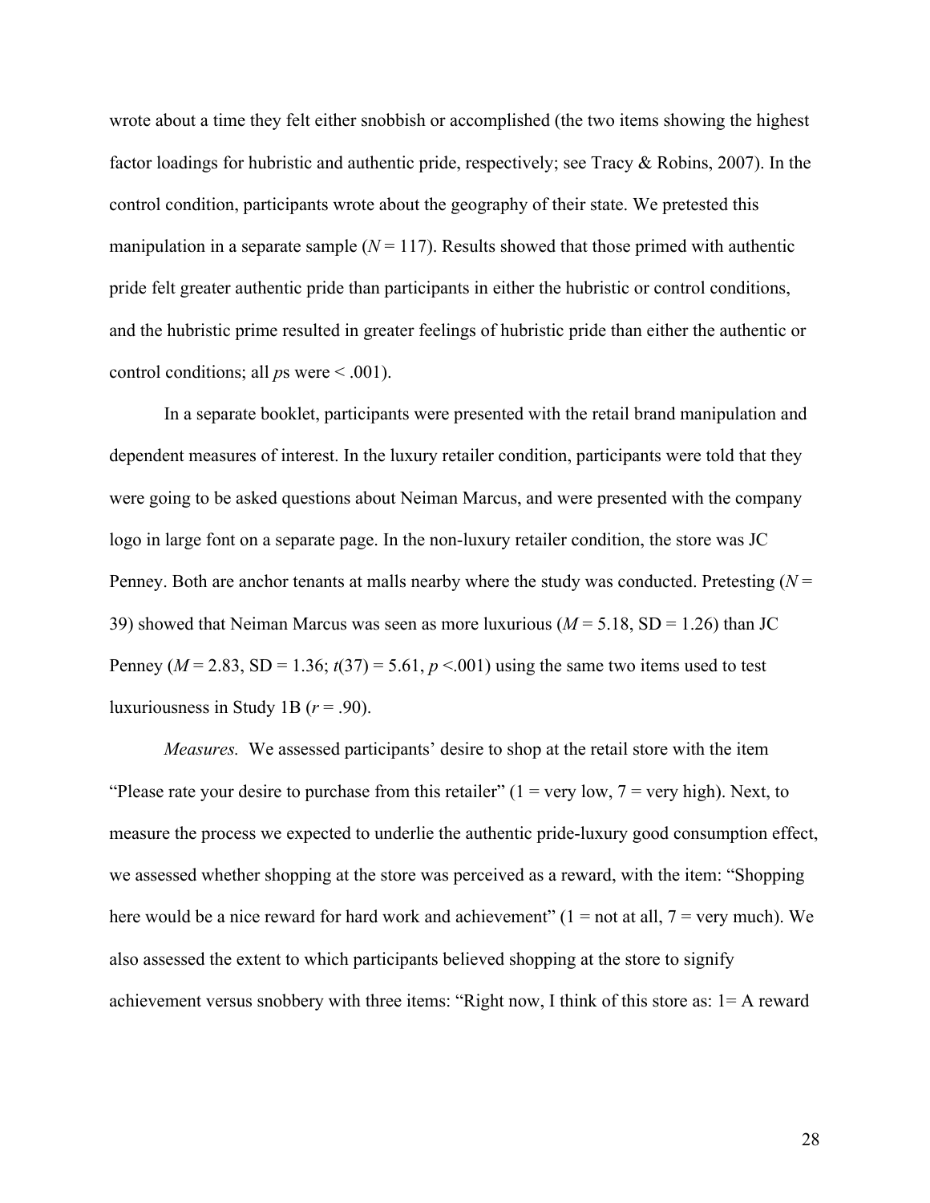wrote about a time they felt either snobbish or accomplished (the two items showing the highest factor loadings for hubristic and authentic pride, respectively; see Tracy & Robins, 2007). In the control condition, participants wrote about the geography of their state. We pretested this manipulation in a separate sample ($N = 117$). Results showed that those primed with authentic pride felt greater authentic pride than participants in either the hubristic or control conditions, and the hubristic prime resulted in greater feelings of hubristic pride than either the authentic or control conditions; all *p*s were $< .001$).

In a separate booklet, participants were presented with the retail brand manipulation and dependent measures of interest. In the luxury retailer condition, participants were told that they were going to be asked questions about Neiman Marcus, and were presented with the company logo in large font on a separate page. In the non-luxury retailer condition, the store was JC Penney. Both are anchor tenants at malls nearby where the study was conducted. Pretesting ($N = 39$) showed that Neiman Marcus was seen as more luxurious ($M = 5.18$, SD = 1.26) than JC Penney ($M = 2.83$, SD = 1.36; $t(37) = 5.61$, $p < .001$) using the same two items used to test luxuriousness in Study 1B ($r = .90$).

*Measures.* We assessed participants' desire to shop at the retail store with the item "Please rate your desire to purchase from this retailer" (1 = very low, 7 = very high). Next, to measure the process we expected to underlie the authentic pride-luxury good consumption effect, we assessed whether shopping at the store was perceived as a reward, with the item: "Shopping here would be a nice reward for hard work and achievement" (1 = not at all, 7 = very much). We also assessed the extent to which participants believed shopping at the store to signify achievement versus snobbery with three items: "Right now, I think of this store as: 1= A reward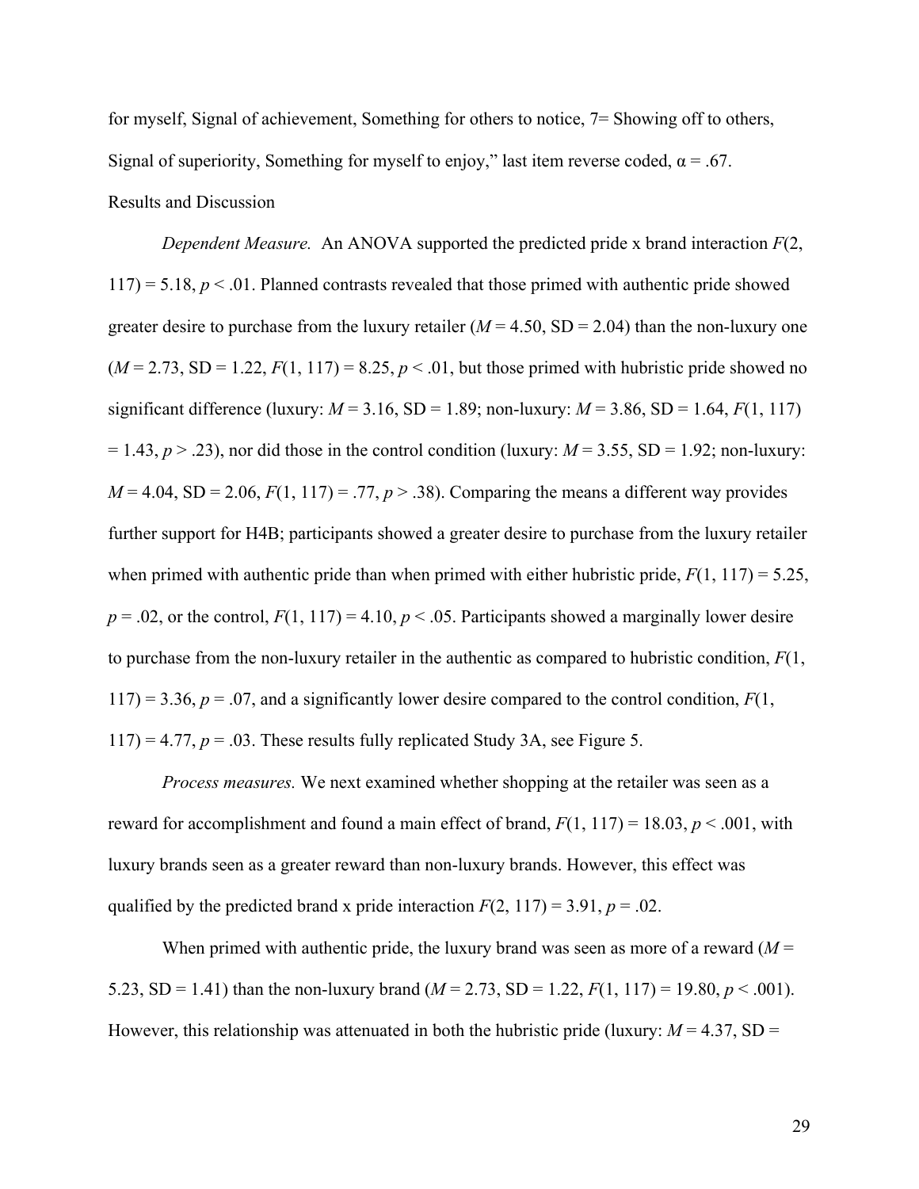for myself, Signal of achievement, Something for others to notice, 7= Showing off to others, Signal of superiority, Something for myself to enjoy," last item reverse coded, α = .67.

Results and Discussion

*Dependent Measure.* An ANOVA supported the predicted pride x brand interaction $F(2, 117) = 5.18$, $p < .01$. Planned contrasts revealed that those primed with authentic pride showed greater desire to purchase from the luxury retailer ($M = 4.50$, SD = 2.04) than the non-luxury one ($M = 2.73$, SD = 1.22, $F(1, 117) = 8.25$, $p < .01$, but those primed with hubristic pride showed no significant difference (luxury: $M = 3.16$, SD = 1.89; non-luxury: $M = 3.86$, SD = 1.64, $F(1, 117) = 1.43$, $p > .23$), nor did those in the control condition (luxury: $M = 3.55$, SD = 1.92; non-luxury: $M = 4.04$, SD = 2.06, $F(1, 117) = .77$, $p > .38$). Comparing the means a different way provides further support for H4B; participants showed a greater desire to purchase from the luxury retailer when primed with authentic pride than when primed with either hubristic pride, $F(1, 117) = 5.25$, $p = .02$, or the control, $F(1, 117) = 4.10$, $p < .05$. Participants showed a marginally lower desire to purchase from the non-luxury retailer in the authentic as compared to hubristic condition, $F(1, 117) = 3.36$, $p = .07$, and a significantly lower desire compared to the control condition, $F(1, 117) = 4.77$, $p = .03$. These results fully replicated Study 3A, see Figure 5.

*Process measures.* We next examined whether shopping at the retailer was seen as a reward for accomplishment and found a main effect of brand, $F(1, 117) = 18.03$, $p < .001$, with luxury brands seen as a greater reward than non-luxury brands. However, this effect was qualified by the predicted brand x pride interaction $F(2, 117) = 3.91$, $p = .02$.

When primed with authentic pride, the luxury brand was seen as more of a reward ($M = 5.23$, SD = 1.41) than the non-luxury brand ($M = 2.73$, SD = 1.22, $F(1, 117) = 19.80$, $p < .001$). However, this relationship was attenuated in both the hubristic pride (luxury: $M = 4.37$, SD =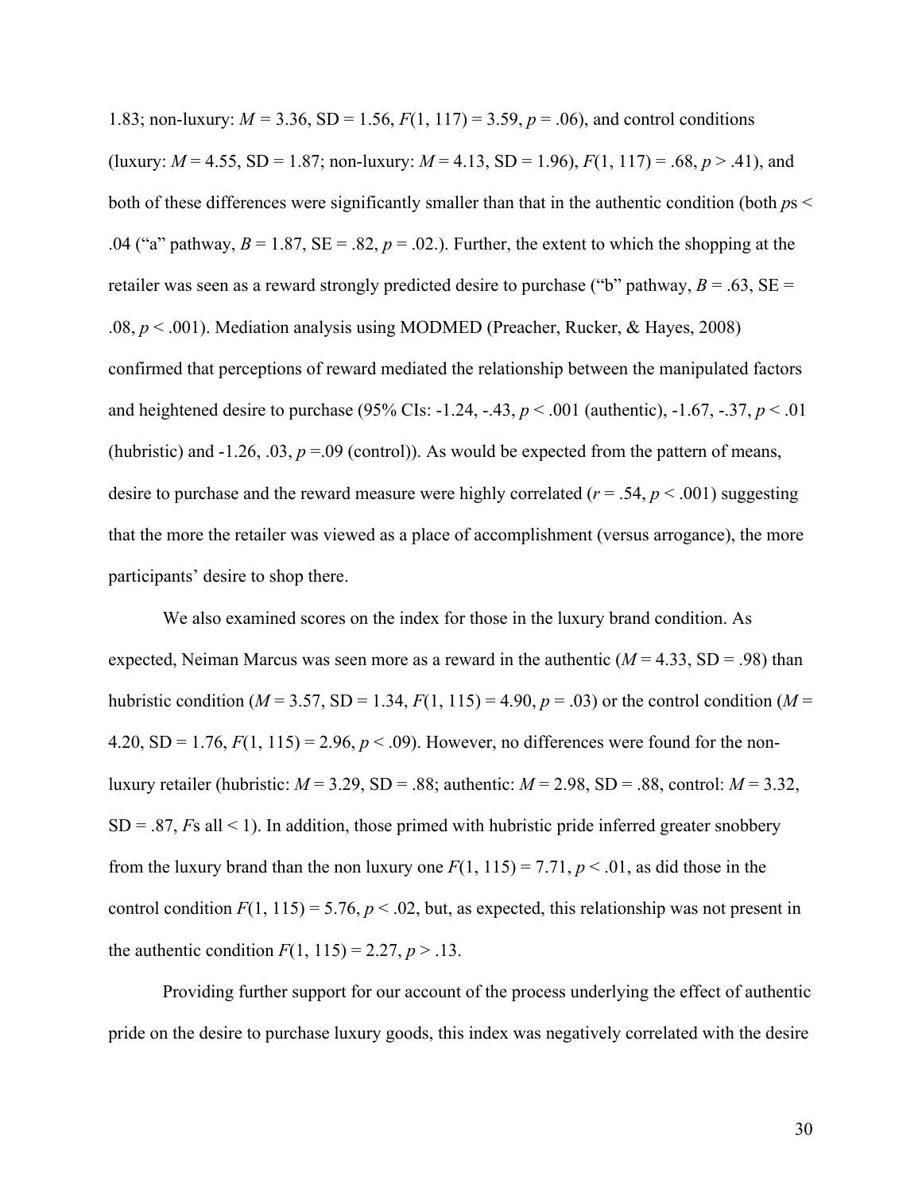1.83; non-luxury: $M = 3.36$, SD = 1.56, $F(1, 117) = 3.59$, $p = .06$), and control conditions (luxury: $M = 4.55$, SD = 1.87; non-luxury: $M = 4.13$, SD = 1.96), $F(1, 117) = .68$, $p > .41$), and both of these differences were significantly smaller than that in the authentic condition (both $p$s < .04 ("a" pathway, $B = 1.87$, SE = .82, $p = .02$.). Further, the extent to which the shopping at the retailer was seen as a reward strongly predicted desire to purchase ("b" pathway, $B = .63$, SE = .08, $p < .001$). Mediation analysis using MODMED (Preacher, Rucker, & Hayes, 2008) confirmed that perceptions of reward mediated the relationship between the manipulated factors and heightened desire to purchase (95% CIs: -1.24, -.43, $p < .001$ (authentic), -1.67, -.37, $p < .01$ (hubristic) and -1.26, .03, $p = .09$ (control)). As would be expected from the pattern of means, desire to purchase and the reward measure were highly correlated ($r = .54$, $p < .001$) suggesting that the more the retailer was viewed as a place of accomplishment (versus arrogance), the more participants' desire to shop there.

We also examined scores on the index for those in the luxury brand condition. As expected, Neiman Marcus was seen more as a reward in the authentic ($M = 4.33$, SD = .98) than hubristic condition ($M = 3.57$, SD = 1.34, $F(1, 115) = 4.90$, $p = .03$) or the control condition ($M = 4.20$, SD = 1.76, $F(1, 115) = 2.96$, $p < .09$). However, no differences were found for the non-luxury retailer (hubristic: $M = 3.29$, SD = .88; authentic: $M = 2.98$, SD = .88, control: $M = 3.32$, SD = .87, $F$s all < 1). In addition, those primed with hubristic pride inferred greater snobbery from the luxury brand than the non luxury one $F(1, 115) = 7.71$, $p < .01$, as did those in the control condition $F(1, 115) = 5.76$, $p < .02$, but, as expected, this relationship was not present in the authentic condition $F(1, 115) = 2.27$, $p > .13$.

Providing further support for our account of the process underlying the effect of authentic pride on the desire to purchase luxury goods, this index was negatively correlated with the desire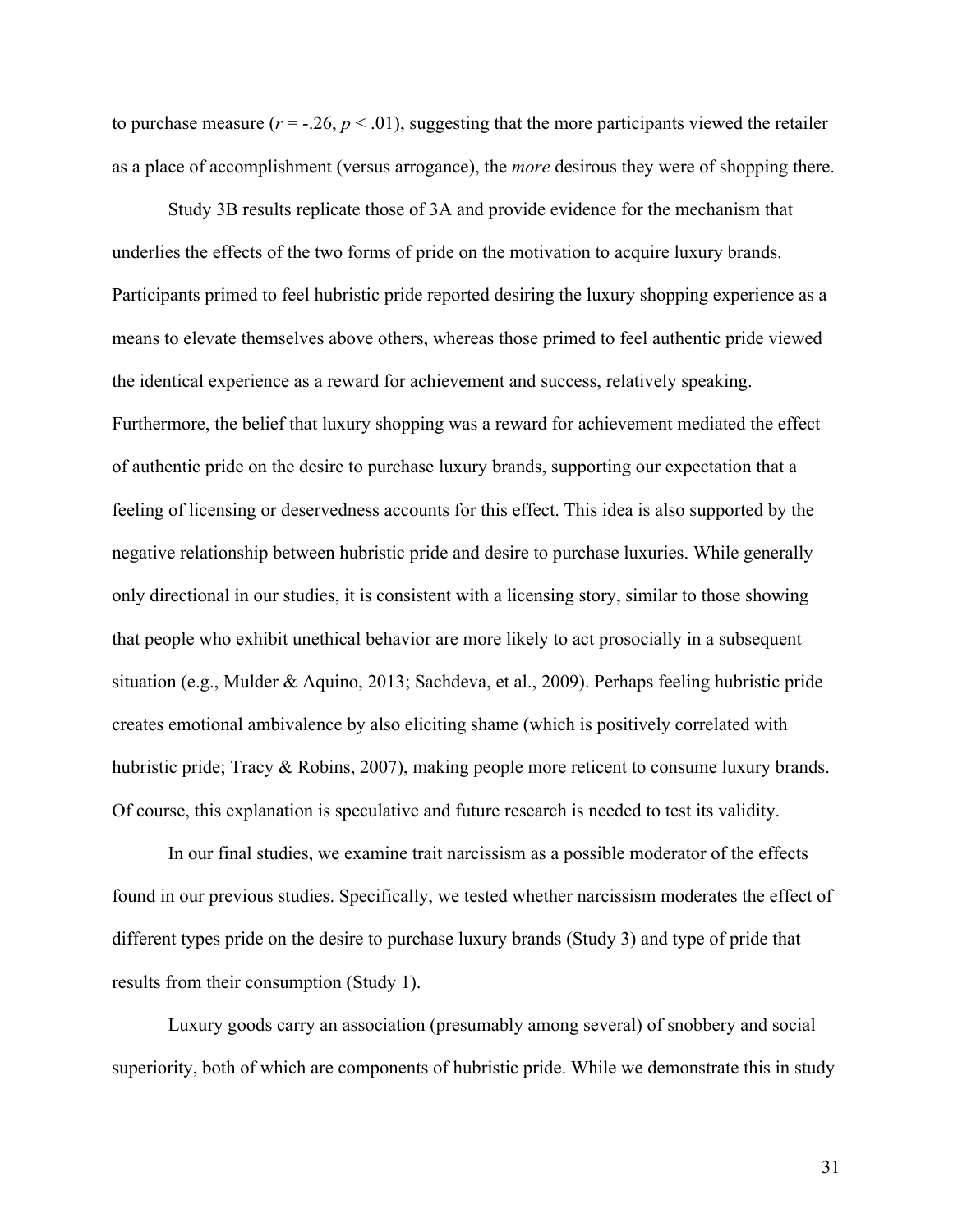to purchase measure ($r = -.26$, $p < .01$), suggesting that the more participants viewed the retailer as a place of accomplishment (versus arrogance), the *more* desirous they were of shopping there.

Study 3B results replicate those of 3A and provide evidence for the mechanism that underlies the effects of the two forms of pride on the motivation to acquire luxury brands. Participants primed to feel hubristic pride reported desiring the luxury shopping experience as a means to elevate themselves above others, whereas those primed to feel authentic pride viewed the identical experience as a reward for achievement and success, relatively speaking. Furthermore, the belief that luxury shopping was a reward for achievement mediated the effect of authentic pride on the desire to purchase luxury brands, supporting our expectation that a feeling of licensing or deservedness accounts for this effect. This idea is also supported by the negative relationship between hubristic pride and desire to purchase luxuries. While generally only directional in our studies, it is consistent with a licensing story, similar to those showing that people who exhibit unethical behavior are more likely to act prosocially in a subsequent situation (e.g., Mulder & Aquino, 2013; Sachdeva, et al., 2009). Perhaps feeling hubristic pride creates emotional ambivalence by also eliciting shame (which is positively correlated with hubristic pride; Tracy & Robins, 2007), making people more reticent to consume luxury brands. Of course, this explanation is speculative and future research is needed to test its validity.

In our final studies, we examine trait narcissism as a possible moderator of the effects found in our previous studies. Specifically, we tested whether narcissism moderates the effect of different types pride on the desire to purchase luxury brands (Study 3) and type of pride that results from their consumption (Study 1).

Luxury goods carry an association (presumably among several) of snobbery and social superiority, both of which are components of hubristic pride. While we demonstrate this in study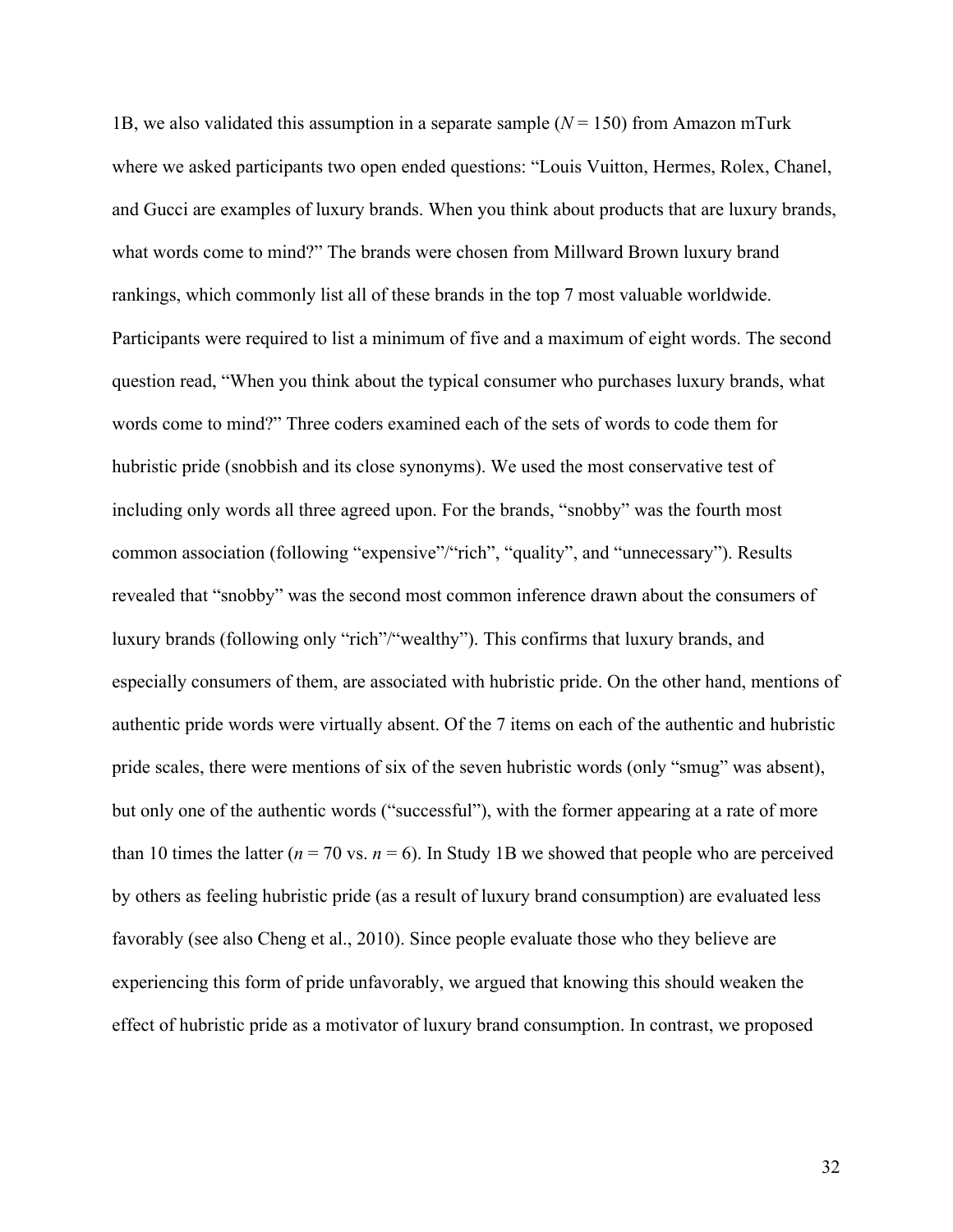1B, we also validated this assumption in a separate sample ($N = 150$) from Amazon mTurk where we asked participants two open ended questions: "Louis Vuitton, Hermes, Rolex, Chanel, and Gucci are examples of luxury brands. When you think about products that are luxury brands, what words come to mind?" The brands were chosen from Millward Brown luxury brand rankings, which commonly list all of these brands in the top 7 most valuable worldwide. Participants were required to list a minimum of five and a maximum of eight words. The second question read, "When you think about the typical consumer who purchases luxury brands, what words come to mind?" Three coders examined each of the sets of words to code them for hubristic pride (snobbish and its close synonyms). We used the most conservative test of including only words all three agreed upon. For the brands, "snobby" was the fourth most common association (following "expensive"/"rich", "quality", and "unnecessary"). Results revealed that "snobby" was the second most common inference drawn about the consumers of luxury brands (following only "rich"/"wealthy"). This confirms that luxury brands, and especially consumers of them, are associated with hubristic pride. On the other hand, mentions of authentic pride words were virtually absent. Of the 7 items on each of the authentic and hubristic pride scales, there were mentions of six of the seven hubristic words (only "smug" was absent), but only one of the authentic words ("successful"), with the former appearing at a rate of more than 10 times the latter ($n = 70$ vs. $n = 6$). In Study 1B we showed that people who are perceived by others as feeling hubristic pride (as a result of luxury brand consumption) are evaluated less favorably (see also Cheng et al., 2010). Since people evaluate those who they believe are experiencing this form of pride unfavorably, we argued that knowing this should weaken the effect of hubristic pride as a motivator of luxury brand consumption. In contrast, we proposed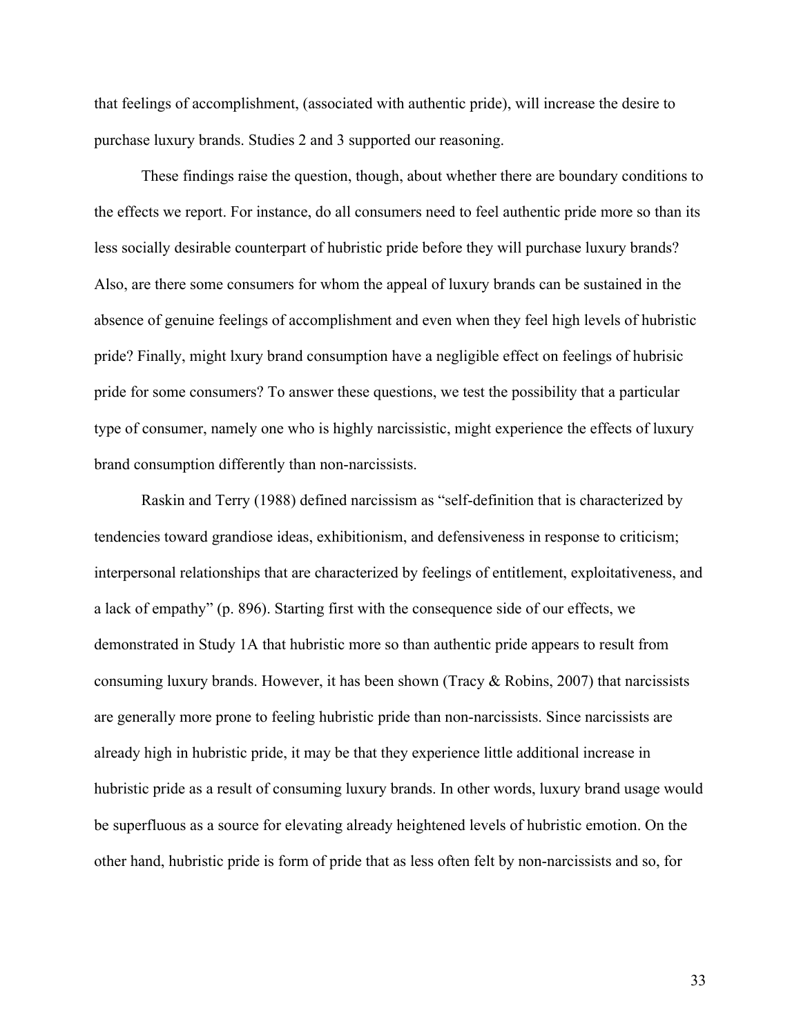that feelings of accomplishment, (associated with authentic pride), will increase the desire to purchase luxury brands. Studies 2 and 3 supported our reasoning.

These findings raise the question, though, about whether there are boundary conditions to the effects we report. For instance, do all consumers need to feel authentic pride more so than its less socially desirable counterpart of hubristic pride before they will purchase luxury brands? Also, are there some consumers for whom the appeal of luxury brands can be sustained in the absence of genuine feelings of accomplishment and even when they feel high levels of hubristic pride? Finally, might lxury brand consumption have a negligible effect on feelings of hubrisic pride for some consumers? To answer these questions, we test the possibility that a particular type of consumer, namely one who is highly narcissistic, might experience the effects of luxury brand consumption differently than non-narcissists.

Raskin and Terry (1988) defined narcissism as "self-definition that is characterized by tendencies toward grandiose ideas, exhibitionism, and defensiveness in response to criticism; interpersonal relationships that are characterized by feelings of entitlement, exploitativeness, and a lack of empathy" (p. 896). Starting first with the consequence side of our effects, we demonstrated in Study 1A that hubristic more so than authentic pride appears to result from consuming luxury brands. However, it has been shown (Tracy & Robins, 2007) that narcissists are generally more prone to feeling hubristic pride than non-narcissists. Since narcissists are already high in hubristic pride, it may be that they experience little additional increase in hubristic pride as a result of consuming luxury brands. In other words, luxury brand usage would be superfluous as a source for elevating already heightened levels of hubristic emotion. On the other hand, hubristic pride is form of pride that as less often felt by non-narcissists and so, for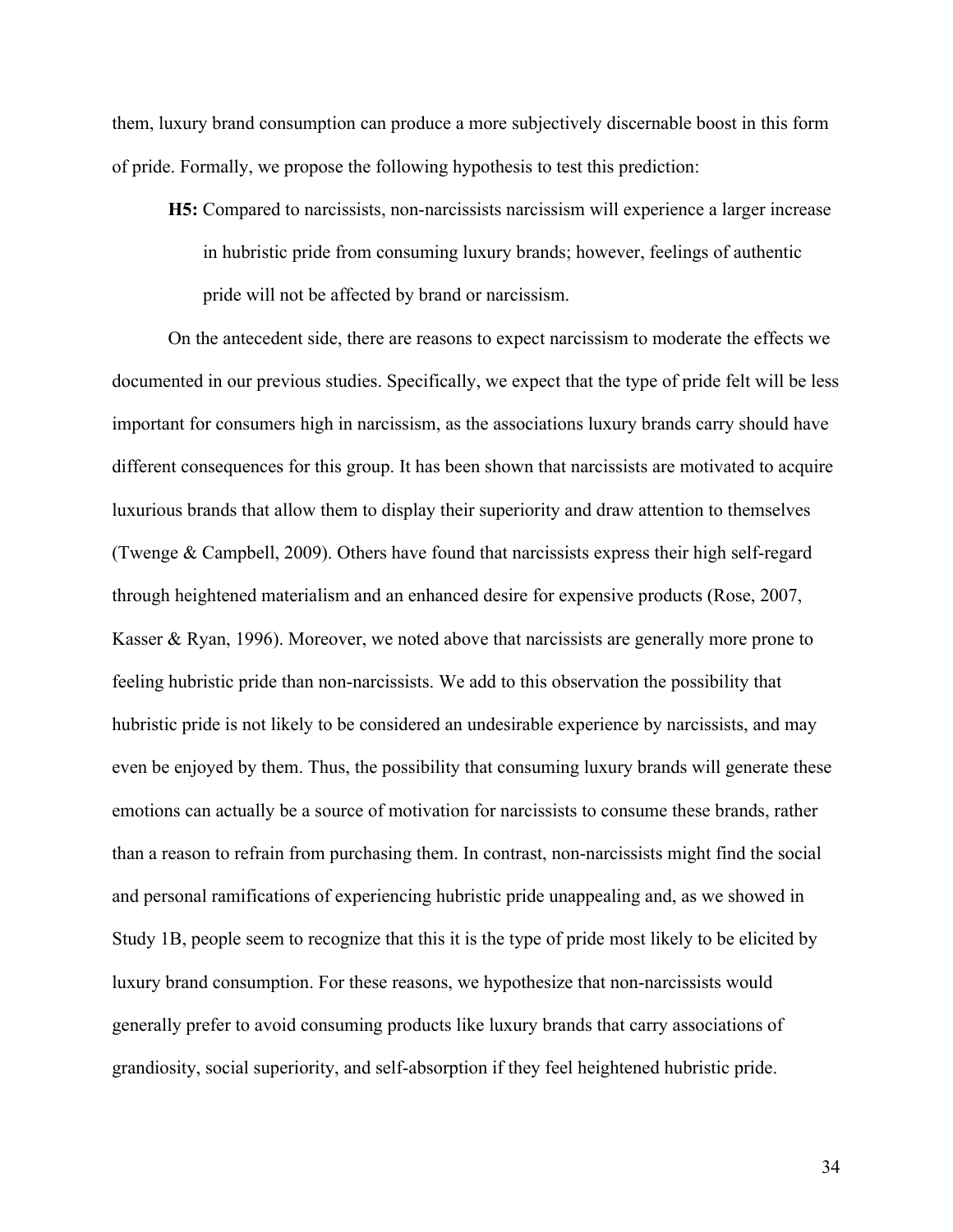them, luxury brand consumption can produce a more subjectively discernable boost in this form of pride. Formally, we propose the following hypothesis to test this prediction:

> **H5:** Compared to narcissists, non-narcissists narcissism will experience a larger increase in hubristic pride from consuming luxury brands; however, feelings of authentic pride will not be affected by brand or narcissism.

On the antecedent side, there are reasons to expect narcissism to moderate the effects we documented in our previous studies. Specifically, we expect that the type of pride felt will be less important for consumers high in narcissism, as the associations luxury brands carry should have different consequences for this group. It has been shown that narcissists are motivated to acquire luxurious brands that allow them to display their superiority and draw attention to themselves (Twenge & Campbell, 2009). Others have found that narcissists express their high self-regard through heightened materialism and an enhanced desire for expensive products (Rose, 2007, Kasser & Ryan, 1996). Moreover, we noted above that narcissists are generally more prone to feeling hubristic pride than non-narcissists. We add to this observation the possibility that hubristic pride is not likely to be considered an undesirable experience by narcissists, and may even be enjoyed by them. Thus, the possibility that consuming luxury brands will generate these emotions can actually be a source of motivation for narcissists to consume these brands, rather than a reason to refrain from purchasing them. In contrast, non-narcissists might find the social and personal ramifications of experiencing hubristic pride unappealing and, as we showed in Study 1B, people seem to recognize that this it is the type of pride most likely to be elicited by luxury brand consumption. For these reasons, we hypothesize that non-narcissists would generally prefer to avoid consuming products like luxury brands that carry associations of grandiosity, social superiority, and self-absorption if they feel heightened hubristic pride.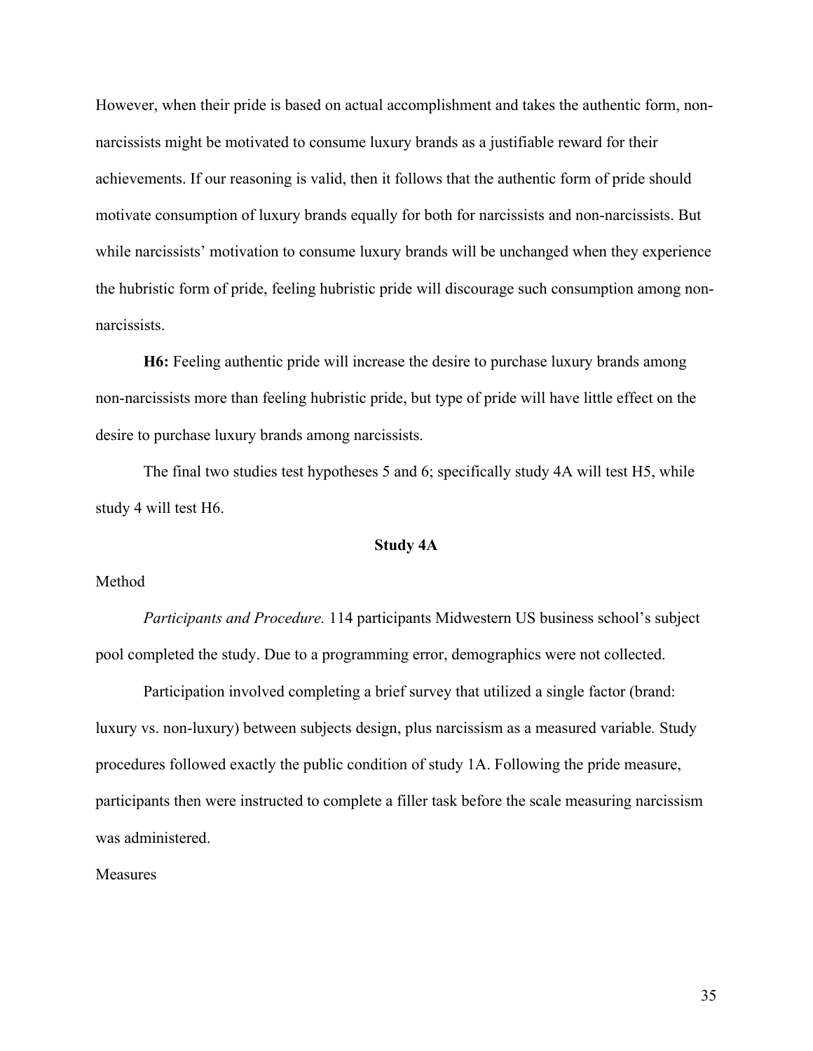However, when their pride is based on actual accomplishment and takes the authentic form, non-narcissists might be motivated to consume luxury brands as a justifiable reward for their achievements. If our reasoning is valid, then it follows that the authentic form of pride should motivate consumption of luxury brands equally for both for narcissists and non-narcissists. But while narcissists' motivation to consume luxury brands will be unchanged when they experience the hubristic form of pride, feeling hubristic pride will discourage such consumption among non-narcissists.

**H6:** Feeling authentic pride will increase the desire to purchase luxury brands among non-narcissists more than feeling hubristic pride, but type of pride will have little effect on the desire to purchase luxury brands among narcissists.

The final two studies test hypotheses 5 and 6; specifically study 4A will test H5, while study 4 will test H6.

## Study 4A

Method

*Participants and Procedure.* 114 participants Midwestern US business school's subject pool completed the study. Due to a programming error, demographics were not collected.

Participation involved completing a brief survey that utilized a single factor (brand: luxury vs. non-luxury) between subjects design, plus narcissism as a measured variable*.* Study procedures followed exactly the public condition of study 1A. Following the pride measure, participants then were instructed to complete a filler task before the scale measuring narcissism was administered.

Measures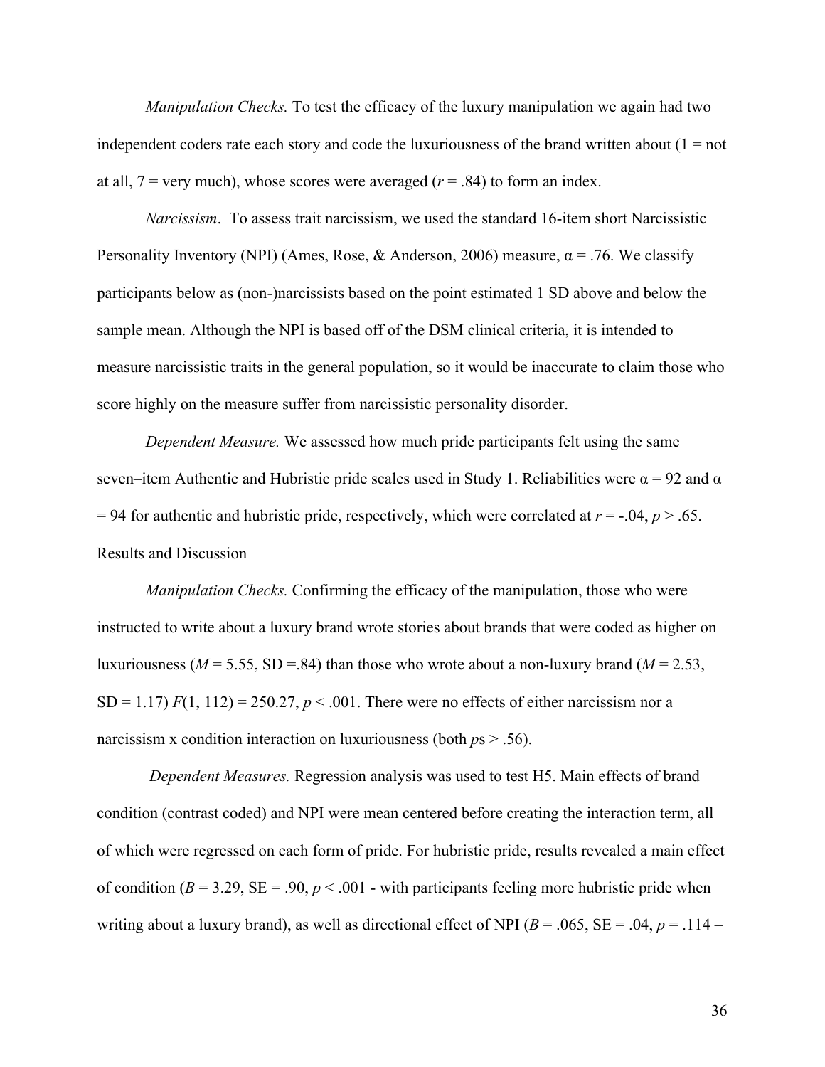*Manipulation Checks.* To test the efficacy of the luxury manipulation we again had two independent coders rate each story and code the luxuriousness of the brand written about (1 = not at all, 7 = very much), whose scores were averaged ($r = .84$) to form an index.

*Narcissism*. To assess trait narcissism, we used the standard 16-item short Narcissistic Personality Inventory (NPI) (Ames, Rose, & Anderson, 2006) measure, $\alpha = .76$. We classify participants below as (non-)narcissists based on the point estimated 1 SD above and below the sample mean. Although the NPI is based off of the DSM clinical criteria, it is intended to measure narcissistic traits in the general population, so it would be inaccurate to claim those who score highly on the measure suffer from narcissistic personality disorder.

*Dependent Measure.* We assessed how much pride participants felt using the same seven–item Authentic and Hubristic pride scales used in Study 1. Reliabilities were $\alpha = 92$ and $\alpha = 94$ for authentic and hubristic pride, respectively, which were correlated at $r = -.04$, $p > .65$.

Results and Discussion

*Manipulation Checks.* Confirming the efficacy of the manipulation, those who were instructed to write about a luxury brand wrote stories about brands that were coded as higher on luxuriousness ($M = 5.55$, SD =.84) than those who wrote about a non-luxury brand ($M = 2.53$, SD = 1.17) $F(1, 112) = 250.27$, $p < .001$. There were no effects of either narcissism nor a narcissism x condition interaction on luxuriousness (both $p$s > .56).

*Dependent Measures.* Regression analysis was used to test H5. Main effects of brand condition (contrast coded) and NPI were mean centered before creating the interaction term, all of which were regressed on each form of pride. For hubristic pride, results revealed a main effect of condition ($B = 3.29$, SE = .90, $p < .001$ - with participants feeling more hubristic pride when writing about a luxury brand), as well as directional effect of NPI ($B = .065$, SE = .04, $p = .114$ –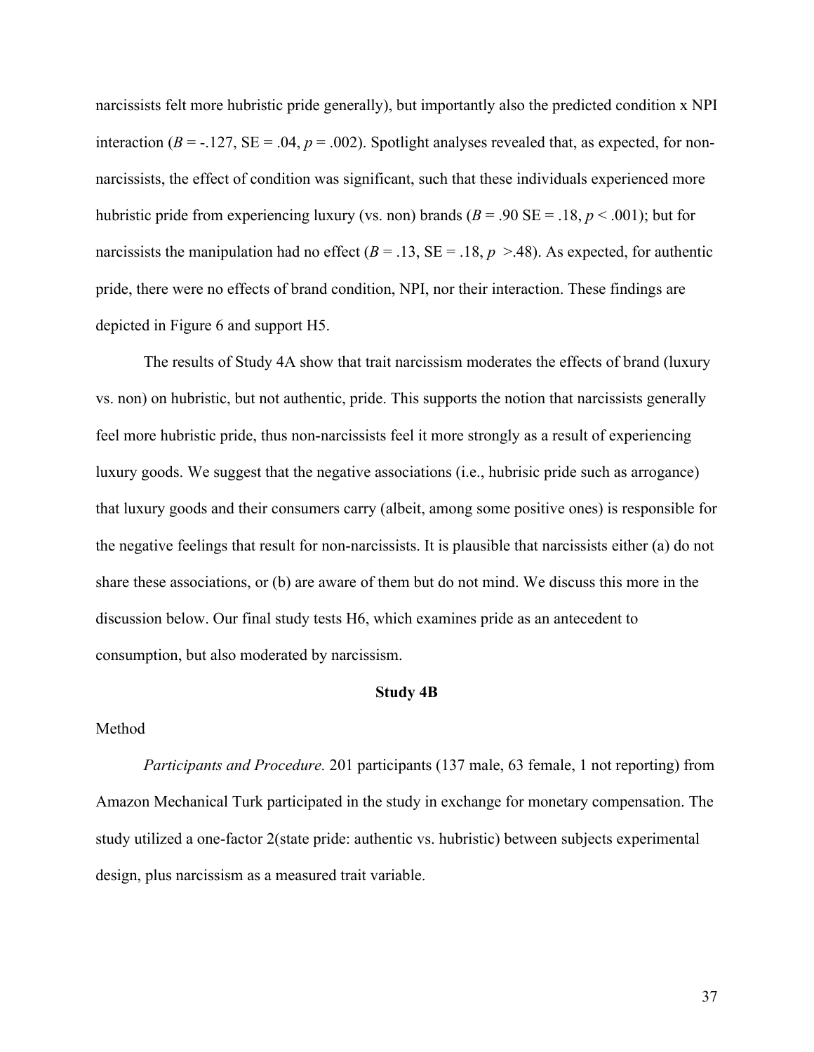narcissists felt more hubristic pride generally), but importantly also the predicted condition x NPI interaction ($B$ = -.127, SE = .04, $p$ = .002). Spotlight analyses revealed that, as expected, for non-narcissists, the effect of condition was significant, such that these individuals experienced more hubristic pride from experiencing luxury (vs. non) brands ($B$ = .90 SE = .18, $p$ < .001); but for narcissists the manipulation had no effect ($B$ = .13, SE = .18, $p$ >.48). As expected, for authentic pride, there were no effects of brand condition, NPI, nor their interaction. These findings are depicted in Figure 6 and support H5.

The results of Study 4A show that trait narcissism moderates the effects of brand (luxury vs. non) on hubristic, but not authentic, pride. This supports the notion that narcissists generally feel more hubristic pride, thus non-narcissists feel it more strongly as a result of experiencing luxury goods. We suggest that the negative associations (i.e., hubrisic pride such as arrogance) that luxury goods and their consumers carry (albeit, among some positive ones) is responsible for the negative feelings that result for non-narcissists. It is plausible that narcissists either (a) do not share these associations, or (b) are aware of them but do not mind. We discuss this more in the discussion below. Our final study tests H6, which examines pride as an antecedent to consumption, but also moderated by narcissism.

**Study 4B**

Method

*Participants and Procedure.* 201 participants (137 male, 63 female, 1 not reporting) from Amazon Mechanical Turk participated in the study in exchange for monetary compensation. The study utilized a one-factor 2(state pride: authentic vs. hubristic) between subjects experimental design, plus narcissism as a measured trait variable.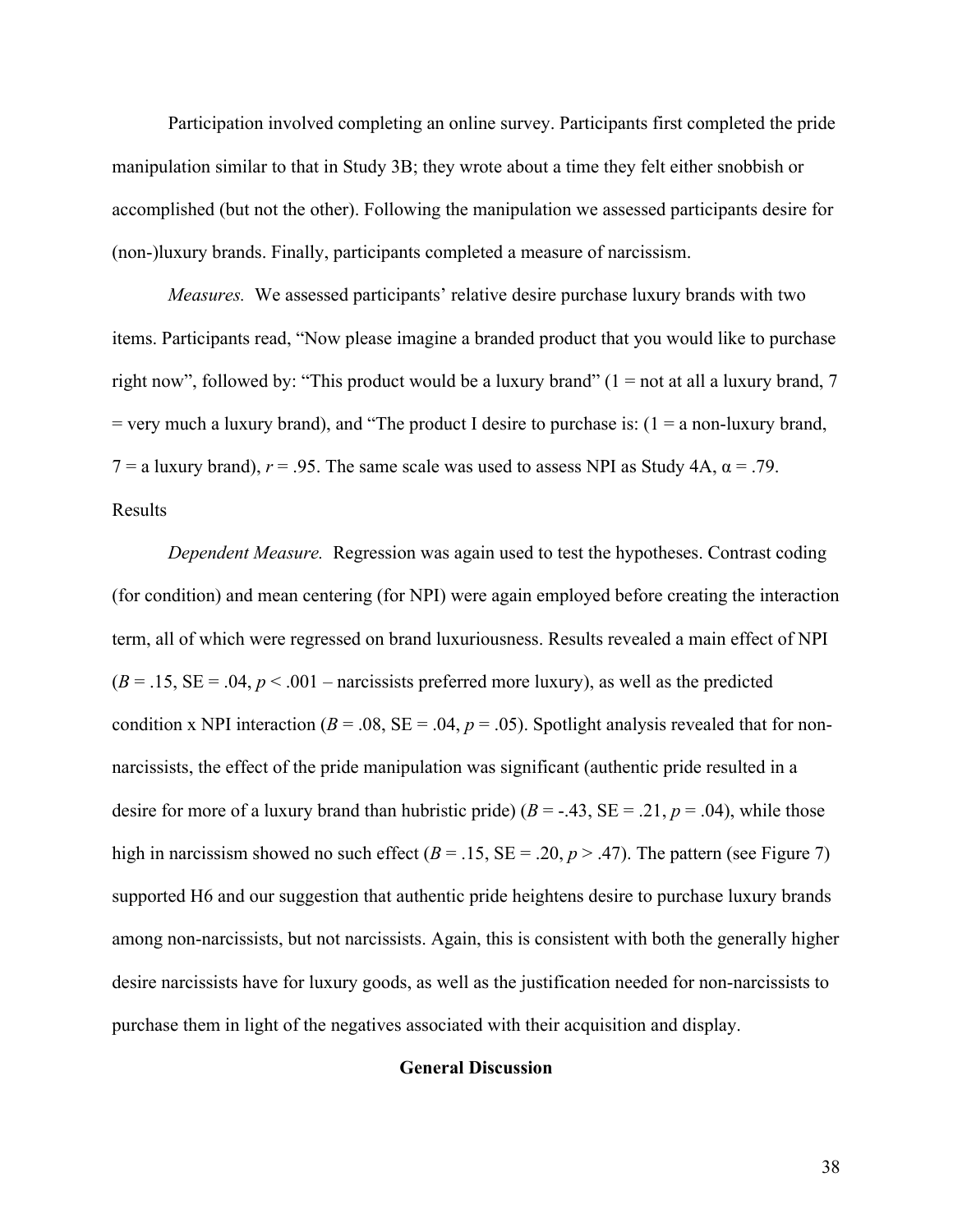Participation involved completing an online survey. Participants first completed the pride manipulation similar to that in Study 3B; they wrote about a time they felt either snobbish or accomplished (but not the other). Following the manipulation we assessed participants desire for (non-)luxury brands. Finally, participants completed a measure of narcissism.

*Measures.* We assessed participants' relative desire purchase luxury brands with two items. Participants read, "Now please imagine a branded product that you would like to purchase right now", followed by: "This product would be a luxury brand" (1 = not at all a luxury brand, 7 = very much a luxury brand), and "The product I desire to purchase is: (1 = a non-luxury brand, 7 = a luxury brand), $r = .95$. The same scale was used to assess NPI as Study 4A, $\alpha = .79$.

Results

*Dependent Measure.* Regression was again used to test the hypotheses. Contrast coding (for condition) and mean centering (for NPI) were again employed before creating the interaction term, all of which were regressed on brand luxuriousness. Results revealed a main effect of NPI ($B = .15$, SE = .04, $p < .001$ – narcissists preferred more luxury), as well as the predicted condition x NPI interaction ($B = .08$, SE = .04, $p = .05$). Spotlight analysis revealed that for non-narcissists, the effect of the pride manipulation was significant (authentic pride resulted in a desire for more of a luxury brand than hubristic pride) ($B = -.43$, SE = .21, $p = .04$), while those high in narcissism showed no such effect ($B = .15$, SE = .20, $p > .47$). The pattern (see Figure 7) supported H6 and our suggestion that authentic pride heightens desire to purchase luxury brands among non-narcissists, but not narcissists. Again, this is consistent with both the generally higher desire narcissists have for luxury goods, as well as the justification needed for non-narcissists to purchase them in light of the negatives associated with their acquisition and display.

## General Discussion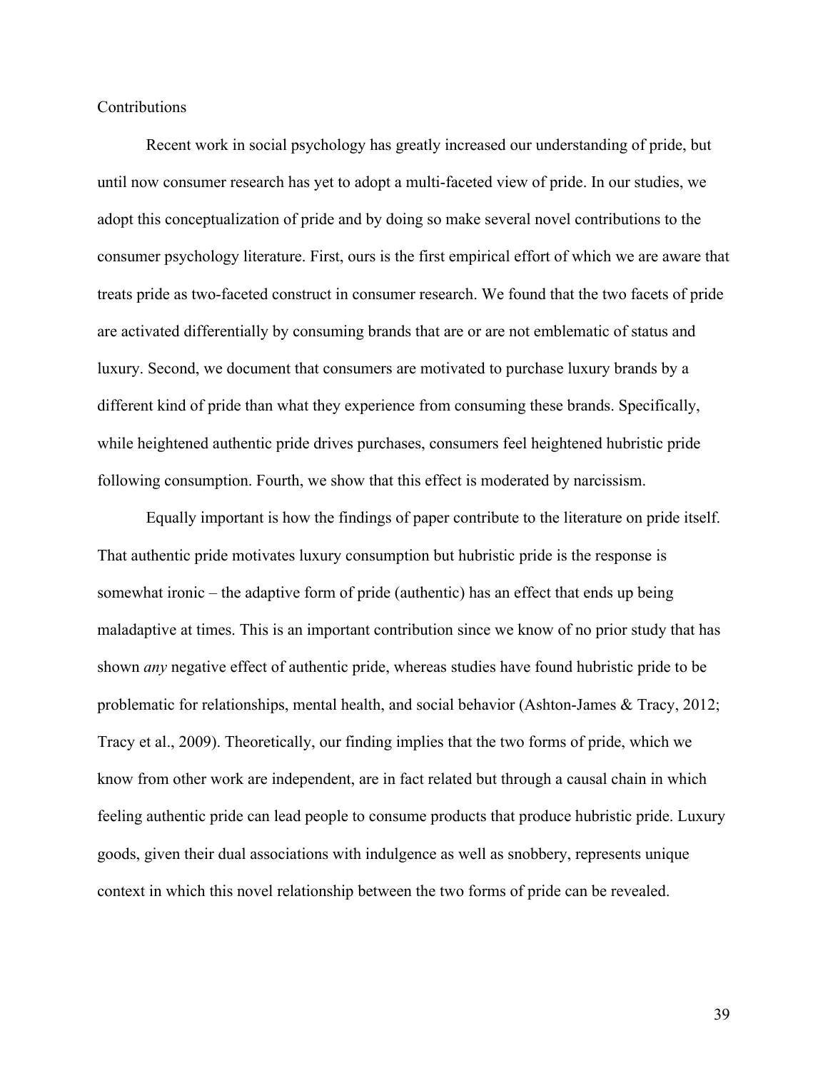## Contributions

Recent work in social psychology has greatly increased our understanding of pride, but until now consumer research has yet to adopt a multi-faceted view of pride. In our studies, we adopt this conceptualization of pride and by doing so make several novel contributions to the consumer psychology literature. First, ours is the first empirical effort of which we are aware that treats pride as two-faceted construct in consumer research. We found that the two facets of pride are activated differentially by consuming brands that are or are not emblematic of status and luxury. Second, we document that consumers are motivated to purchase luxury brands by a different kind of pride than what they experience from consuming these brands. Specifically, while heightened authentic pride drives purchases, consumers feel heightened hubristic pride following consumption. Fourth, we show that this effect is moderated by narcissism.

Equally important is how the findings of paper contribute to the literature on pride itself. That authentic pride motivates luxury consumption but hubristic pride is the response is somewhat ironic – the adaptive form of pride (authentic) has an effect that ends up being maladaptive at times. This is an important contribution since we know of no prior study that has shown *any* negative effect of authentic pride, whereas studies have found hubristic pride to be problematic for relationships, mental health, and social behavior (Ashton-James & Tracy, 2012; Tracy et al., 2009). Theoretically, our finding implies that the two forms of pride, which we know from other work are independent, are in fact related but through a causal chain in which feeling authentic pride can lead people to consume products that produce hubristic pride. Luxury goods, given their dual associations with indulgence as well as snobbery, represents unique context in which this novel relationship between the two forms of pride can be revealed.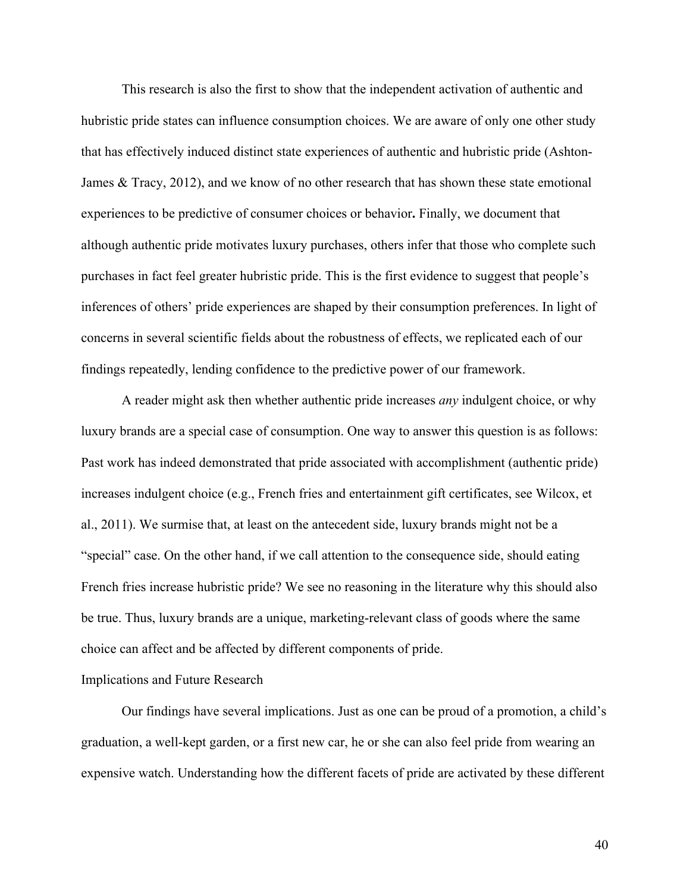This research is also the first to show that the independent activation of authentic and hubristic pride states can influence consumption choices. We are aware of only one other study that has effectively induced distinct state experiences of authentic and hubristic pride (Ashton-James & Tracy, 2012), and we know of no other research that has shown these state emotional experiences to be predictive of consumer choices or behavior**.** Finally, we document that although authentic pride motivates luxury purchases, others infer that those who complete such purchases in fact feel greater hubristic pride. This is the first evidence to suggest that people's inferences of others' pride experiences are shaped by their consumption preferences. In light of concerns in several scientific fields about the robustness of effects, we replicated each of our findings repeatedly, lending confidence to the predictive power of our framework.

A reader might ask then whether authentic pride increases *any* indulgent choice, or why luxury brands are a special case of consumption. One way to answer this question is as follows: Past work has indeed demonstrated that pride associated with accomplishment (authentic pride) increases indulgent choice (e.g., French fries and entertainment gift certificates, see Wilcox, et al., 2011). We surmise that, at least on the antecedent side, luxury brands might not be a "special" case. On the other hand, if we call attention to the consequence side, should eating French fries increase hubristic pride? We see no reasoning in the literature why this should also be true. Thus, luxury brands are a unique, marketing-relevant class of goods where the same choice can affect and be affected by different components of pride.

## Implications and Future Research

Our findings have several implications. Just as one can be proud of a promotion, a child's graduation, a well-kept garden, or a first new car, he or she can also feel pride from wearing an expensive watch. Understanding how the different facets of pride are activated by these different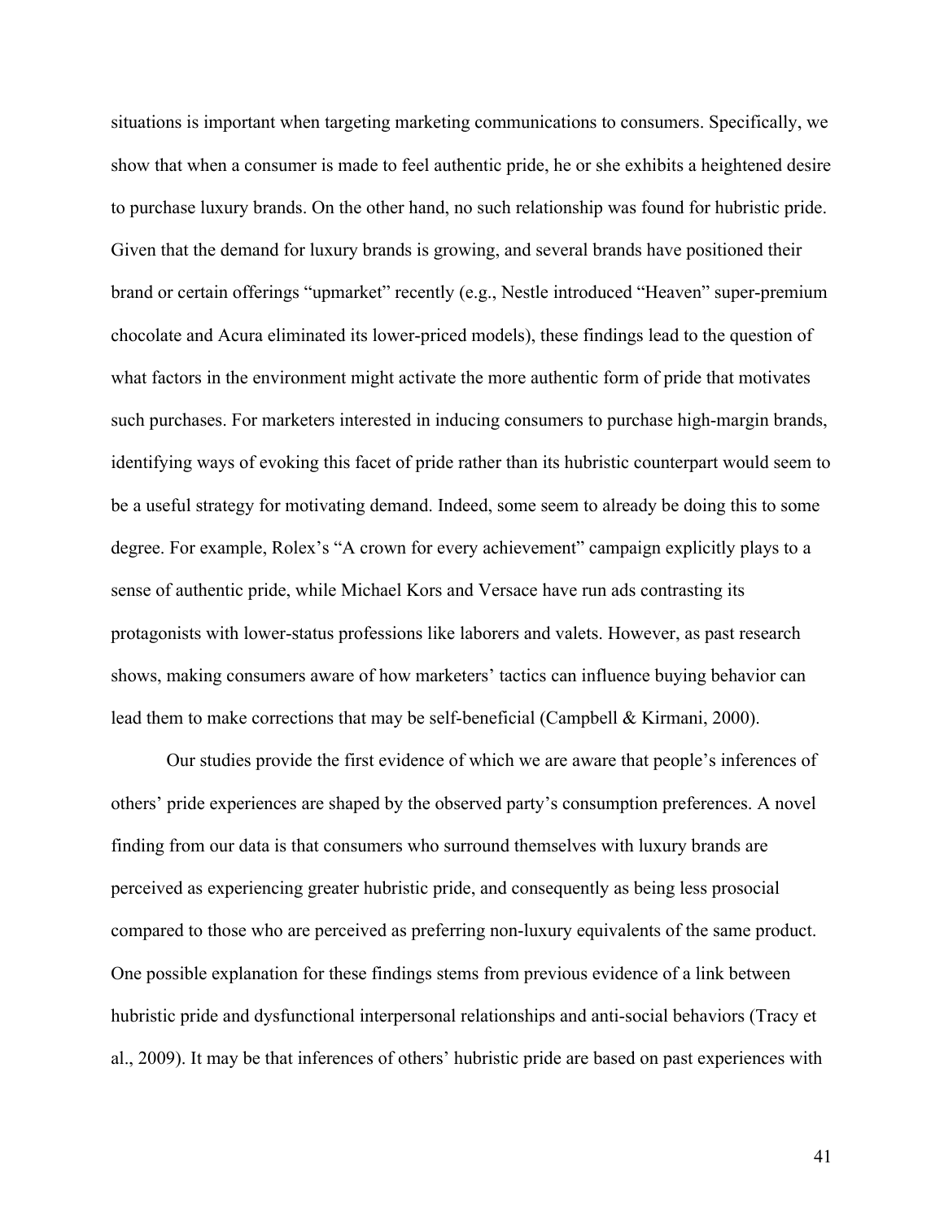situations is important when targeting marketing communications to consumers. Specifically, we show that when a consumer is made to feel authentic pride, he or she exhibits a heightened desire to purchase luxury brands. On the other hand, no such relationship was found for hubristic pride. Given that the demand for luxury brands is growing, and several brands have positioned their brand or certain offerings "upmarket" recently (e.g., Nestle introduced "Heaven" super-premium chocolate and Acura eliminated its lower-priced models), these findings lead to the question of what factors in the environment might activate the more authentic form of pride that motivates such purchases. For marketers interested in inducing consumers to purchase high-margin brands, identifying ways of evoking this facet of pride rather than its hubristic counterpart would seem to be a useful strategy for motivating demand. Indeed, some seem to already be doing this to some degree. For example, Rolex's "A crown for every achievement" campaign explicitly plays to a sense of authentic pride, while Michael Kors and Versace have run ads contrasting its protagonists with lower-status professions like laborers and valets. However, as past research shows, making consumers aware of how marketers' tactics can influence buying behavior can lead them to make corrections that may be self-beneficial (Campbell & Kirmani, 2000).

Our studies provide the first evidence of which we are aware that people's inferences of others' pride experiences are shaped by the observed party's consumption preferences. A novel finding from our data is that consumers who surround themselves with luxury brands are perceived as experiencing greater hubristic pride, and consequently as being less prosocial compared to those who are perceived as preferring non-luxury equivalents of the same product. One possible explanation for these findings stems from previous evidence of a link between hubristic pride and dysfunctional interpersonal relationships and anti-social behaviors (Tracy et al., 2009). It may be that inferences of others' hubristic pride are based on past experiences with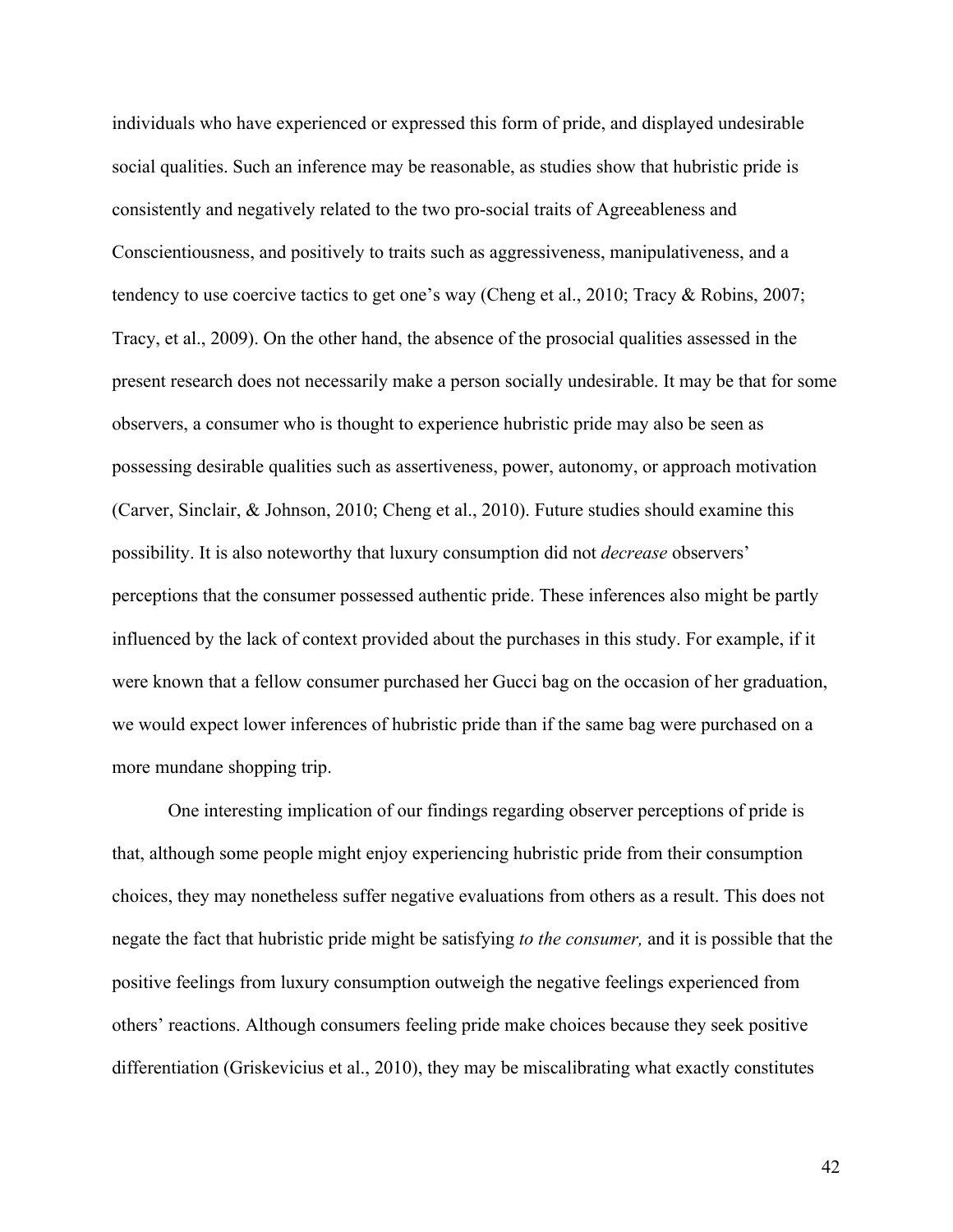individuals who have experienced or expressed this form of pride, and displayed undesirable social qualities. Such an inference may be reasonable, as studies show that hubristic pride is consistently and negatively related to the two pro-social traits of Agreeableness and Conscientiousness, and positively to traits such as aggressiveness, manipulativeness, and a tendency to use coercive tactics to get one's way (Cheng et al., 2010; Tracy & Robins, 2007; Tracy, et al., 2009). On the other hand, the absence of the prosocial qualities assessed in the present research does not necessarily make a person socially undesirable. It may be that for some observers, a consumer who is thought to experience hubristic pride may also be seen as possessing desirable qualities such as assertiveness, power, autonomy, or approach motivation (Carver, Sinclair, & Johnson, 2010; Cheng et al., 2010). Future studies should examine this possibility. It is also noteworthy that luxury consumption did not *decrease* observers' perceptions that the consumer possessed authentic pride. These inferences also might be partly influenced by the lack of context provided about the purchases in this study. For example, if it were known that a fellow consumer purchased her Gucci bag on the occasion of her graduation, we would expect lower inferences of hubristic pride than if the same bag were purchased on a more mundane shopping trip.

One interesting implication of our findings regarding observer perceptions of pride is that, although some people might enjoy experiencing hubristic pride from their consumption choices, they may nonetheless suffer negative evaluations from others as a result. This does not negate the fact that hubristic pride might be satisfying *to the consumer,* and it is possible that the positive feelings from luxury consumption outweigh the negative feelings experienced from others' reactions. Although consumers feeling pride make choices because they seek positive differentiation (Griskevicius et al., 2010), they may be miscalibrating what exactly constitutes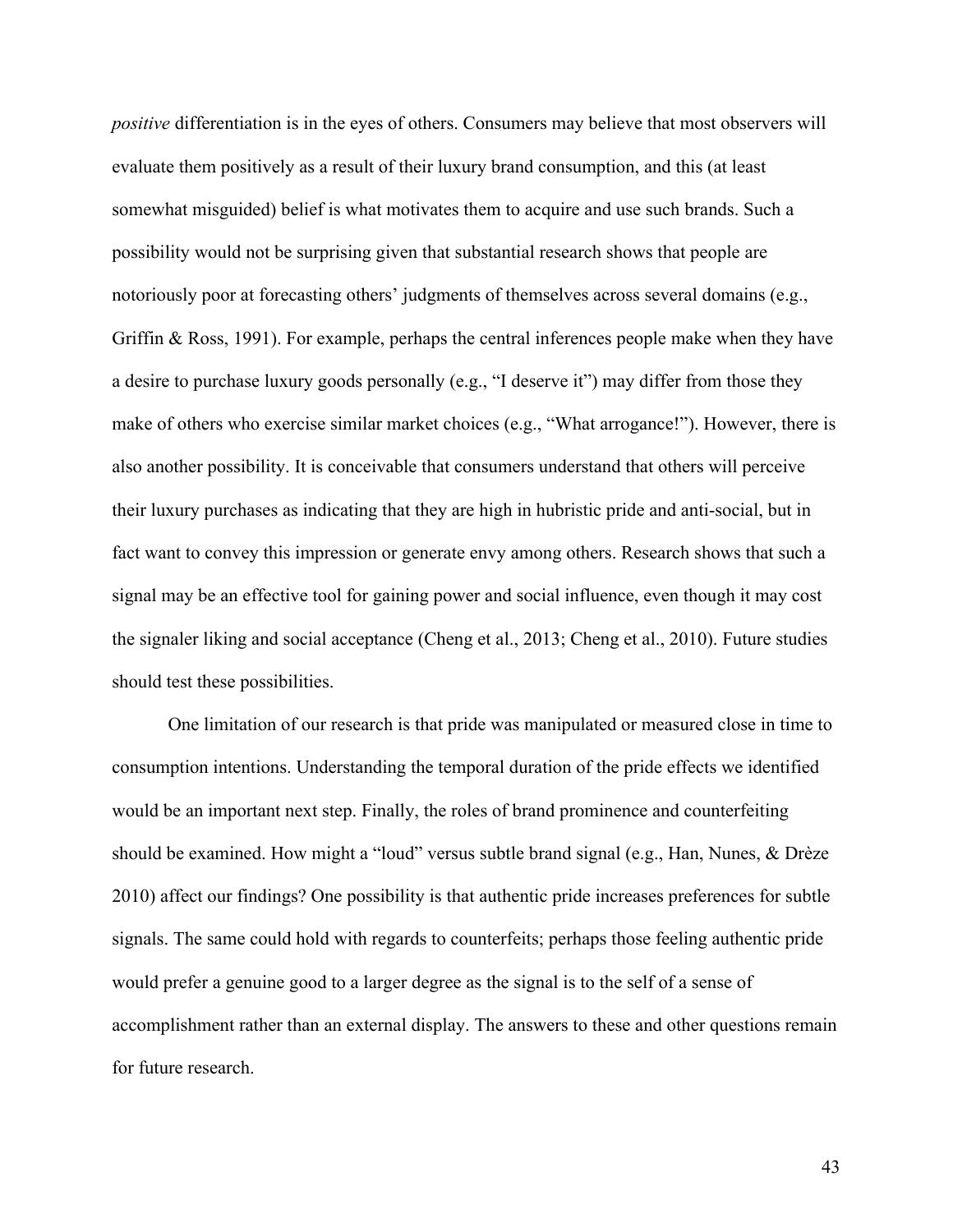*positive* differentiation is in the eyes of others. Consumers may believe that most observers will evaluate them positively as a result of their luxury brand consumption, and this (at least somewhat misguided) belief is what motivates them to acquire and use such brands. Such a possibility would not be surprising given that substantial research shows that people are notoriously poor at forecasting others' judgments of themselves across several domains (e.g., Griffin & Ross, 1991). For example, perhaps the central inferences people make when they have a desire to purchase luxury goods personally (e.g., "I deserve it") may differ from those they make of others who exercise similar market choices (e.g., "What arrogance!"). However, there is also another possibility. It is conceivable that consumers understand that others will perceive their luxury purchases as indicating that they are high in hubristic pride and anti-social, but in fact want to convey this impression or generate envy among others. Research shows that such a signal may be an effective tool for gaining power and social influence, even though it may cost the signaler liking and social acceptance (Cheng et al., 2013; Cheng et al., 2010). Future studies should test these possibilities.

One limitation of our research is that pride was manipulated or measured close in time to consumption intentions. Understanding the temporal duration of the pride effects we identified would be an important next step. Finally, the roles of brand prominence and counterfeiting should be examined. How might a "loud" versus subtle brand signal (e.g., Han, Nunes, & Drèze 2010) affect our findings? One possibility is that authentic pride increases preferences for subtle signals. The same could hold with regards to counterfeits; perhaps those feeling authentic pride would prefer a genuine good to a larger degree as the signal is to the self of a sense of accomplishment rather than an external display. The answers to these and other questions remain for future research.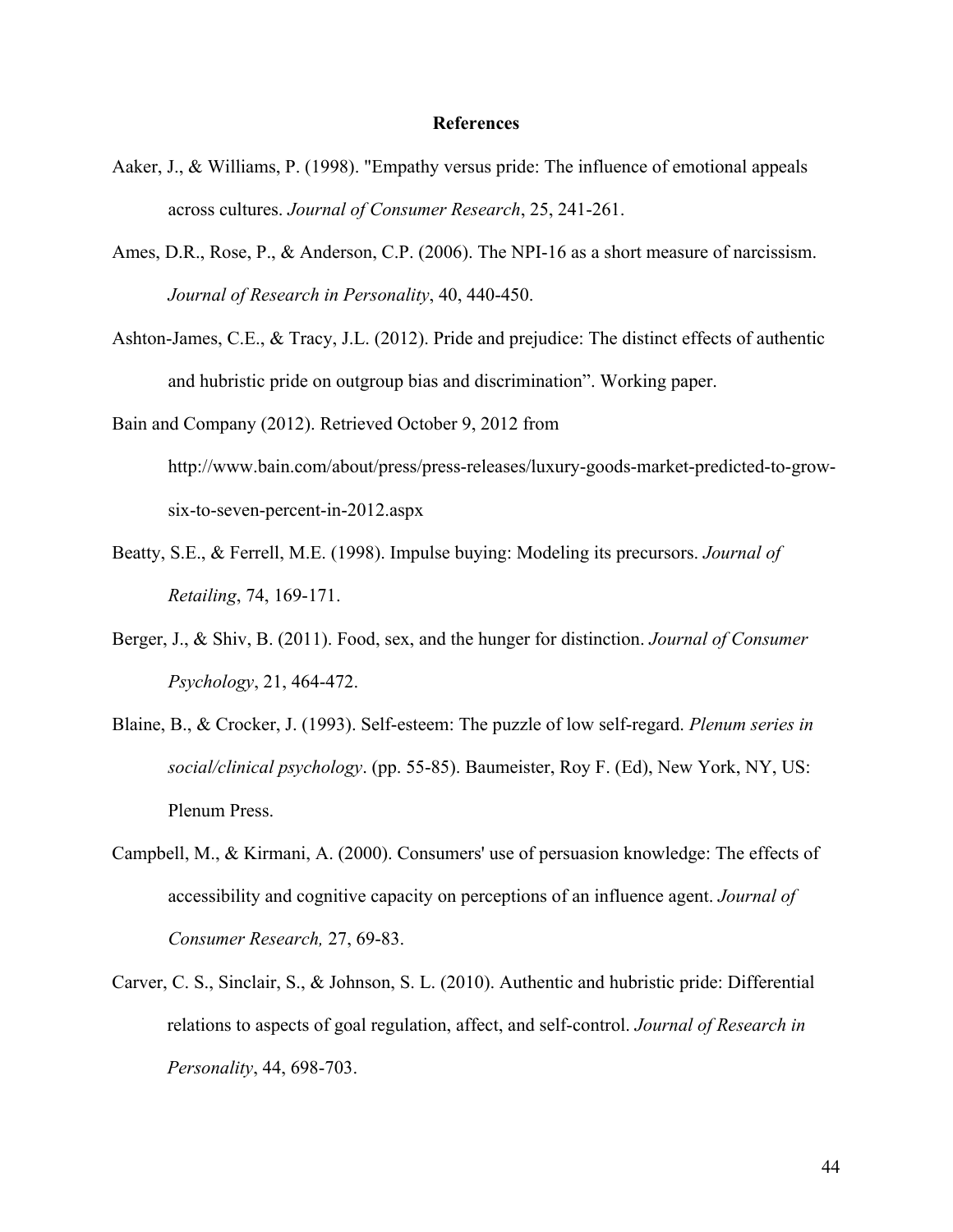# References

Aaker, J., & Williams, P. (1998). "Empathy versus pride: The influence of emotional appeals across cultures. *Journal of Consumer Research*, 25, 241-261.

Ames, D.R., Rose, P., & Anderson, C.P. (2006). The NPI-16 as a short measure of narcissism. *Journal of Research in Personality*, 40, 440-450.

Ashton-James, C.E., & Tracy, J.L. (2012). Pride and prejudice: The distinct effects of authentic and hubristic pride on outgroup bias and discrimination". Working paper.

Bain and Company (2012). Retrieved October 9, 2012 from http://www.bain.com/about/press/press-releases/luxury-goods-market-predicted-to-grow-six-to-seven-percent-in-2012.aspx

Beatty, S.E., & Ferrell, M.E. (1998). Impulse buying: Modeling its precursors. *Journal of Retailing*, 74, 169-171.

Berger, J., & Shiv, B. (2011). Food, sex, and the hunger for distinction. *Journal of Consumer Psychology*, 21, 464-472.

Blaine, B., & Crocker, J. (1993). Self-esteem: The puzzle of low self-regard. *Plenum series in social/clinical psychology*. (pp. 55-85). Baumeister, Roy F. (Ed), New York, NY, US: Plenum Press.

Campbell, M., & Kirmani, A. (2000). Consumers' use of persuasion knowledge: The effects of accessibility and cognitive capacity on perceptions of an influence agent. *Journal of Consumer Research,* 27, 69-83.

Carver, C. S., Sinclair, S., & Johnson, S. L. (2010). Authentic and hubristic pride: Differential relations to aspects of goal regulation, affect, and self-control. *Journal of Research in Personality*, 44, 698-703.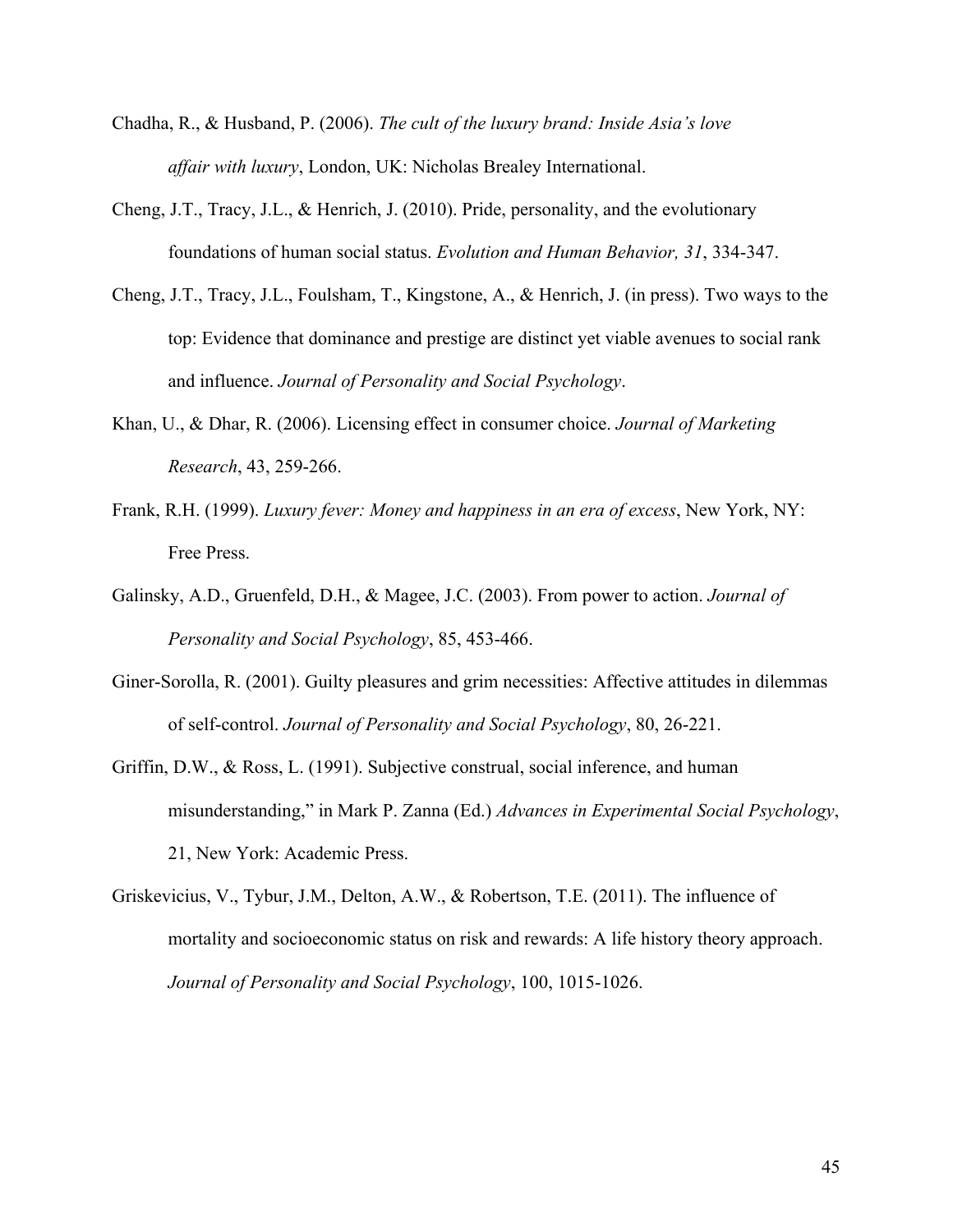Chadha, R., & Husband, P. (2006). *The cult of the luxury brand: Inside Asia's love affair with luxury*, London, UK: Nicholas Brealey International.

Cheng, J.T., Tracy, J.L., & Henrich, J. (2010). Pride, personality, and the evolutionary foundations of human social status. *Evolution and Human Behavior, 31*, 334-347.

Cheng, J.T., Tracy, J.L., Foulsham, T., Kingstone, A., & Henrich, J. (in press). Two ways to the top: Evidence that dominance and prestige are distinct yet viable avenues to social rank and influence. *Journal of Personality and Social Psychology*.

Khan, U., & Dhar, R. (2006). Licensing effect in consumer choice. *Journal of Marketing Research*, 43, 259-266.

Frank, R.H. (1999). *Luxury fever: Money and happiness in an era of excess*, New York, NY: Free Press.

Galinsky, A.D., Gruenfeld, D.H., & Magee, J.C. (2003). From power to action. *Journal of Personality and Social Psychology*, 85, 453-466.

Giner-Sorolla, R. (2001). Guilty pleasures and grim necessities: Affective attitudes in dilemmas of self-control. *Journal of Personality and Social Psychology*, 80, 26-221.

Griffin, D.W., & Ross, L. (1991). Subjective construal, social inference, and human misunderstanding," in Mark P. Zanna (Ed.) *Advances in Experimental Social Psychology*, 21, New York: Academic Press.

Griskevicius, V., Tybur, J.M., Delton, A.W., & Robertson, T.E. (2011). The influence of mortality and socioeconomic status on risk and rewards: A life history theory approach. *Journal of Personality and Social Psychology*, 100, 1015-1026.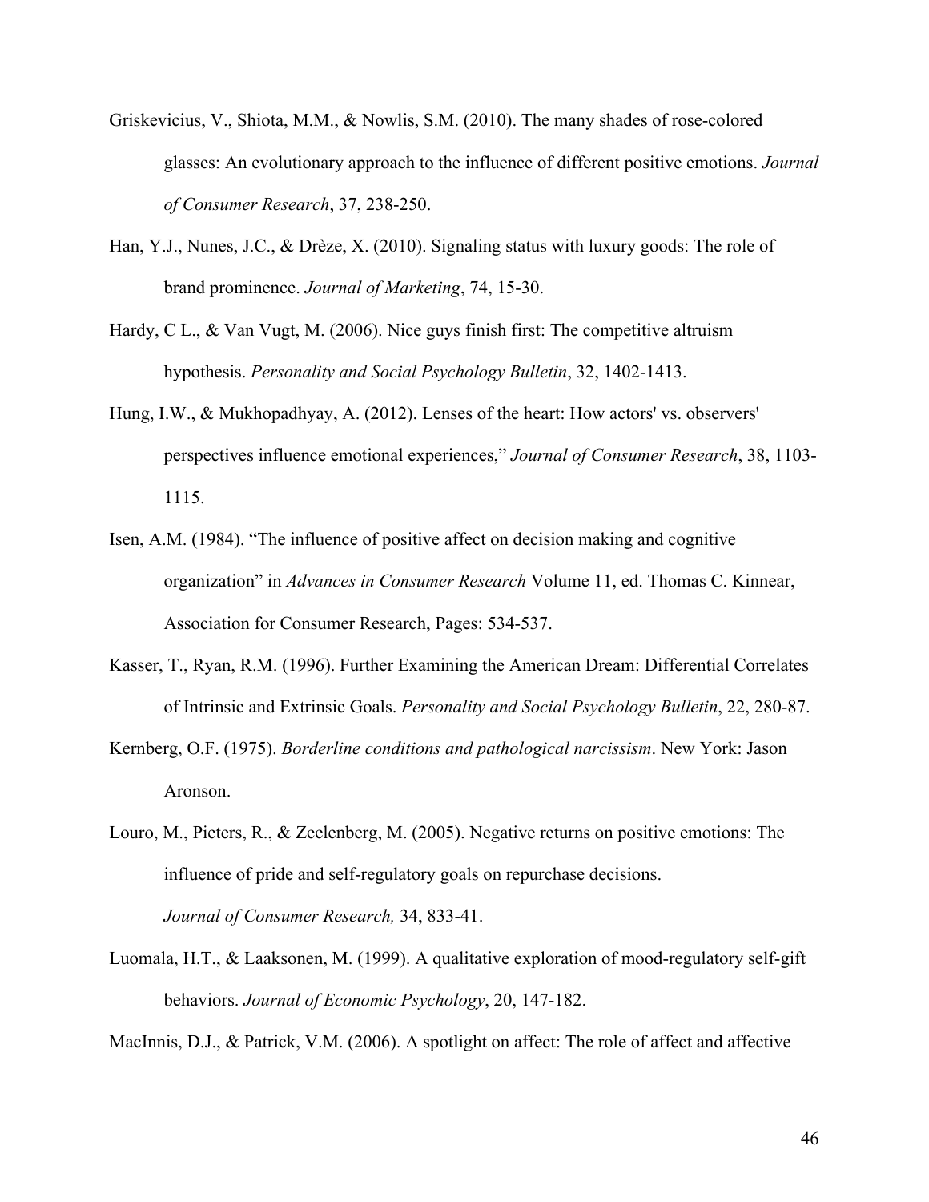Griskevicius, V., Shiota, M.M., & Nowlis, S.M. (2010). The many shades of rose-colored glasses: An evolutionary approach to the influence of different positive emotions. *Journal of Consumer Research*, 37, 238-250.

Han, Y.J., Nunes, J.C., & Drèze, X. (2010). Signaling status with luxury goods: The role of brand prominence. *Journal of Marketing*, 74, 15-30.

Hardy, C L., & Van Vugt, M. (2006). Nice guys finish first: The competitive altruism hypothesis. *Personality and Social Psychology Bulletin*, 32, 1402-1413.

Hung, I.W., & Mukhopadhyay, A. (2012). Lenses of the heart: How actors' vs. observers' perspectives influence emotional experiences," *Journal of Consumer Research*, 38, 1103-1115.

Isen, A.M. (1984). "The influence of positive affect on decision making and cognitive organization" in *Advances in Consumer Research* Volume 11, ed. Thomas C. Kinnear, Association for Consumer Research, Pages: 534-537.

Kasser, T., Ryan, R.M. (1996). Further Examining the American Dream: Differential Correlates of Intrinsic and Extrinsic Goals. *Personality and Social Psychology Bulletin*, 22, 280-87.

Kernberg, O.F. (1975). *Borderline conditions and pathological narcissism*. New York: Jason Aronson.

Louro, M., Pieters, R., & Zeelenberg, M. (2005). Negative returns on positive emotions: The influence of pride and self-regulatory goals on repurchase decisions. *Journal of Consumer Research,* 34, 833-41.

Luomala, H.T., & Laaksonen, M. (1999). A qualitative exploration of mood-regulatory self-gift behaviors. *Journal of Economic Psychology*, 20, 147-182.

MacInnis, D.J., & Patrick, V.M. (2006). A spotlight on affect: The role of affect and affective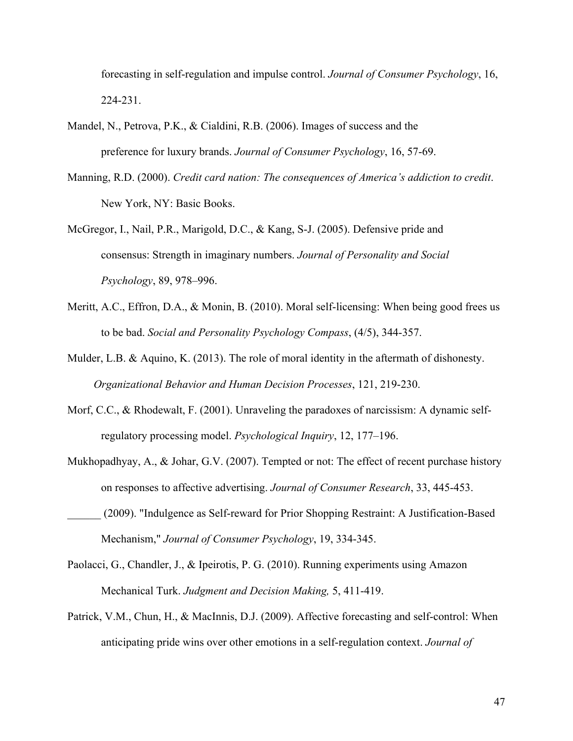forecasting in self-regulation and impulse control. *Journal of Consumer Psychology*, 16, 224-231.

Mandel, N., Petrova, P.K., & Cialdini, R.B. (2006). Images of success and the preference for luxury brands. *Journal of Consumer Psychology*, 16, 57-69.

Manning, R.D. (2000). *Credit card nation: The consequences of America's addiction to credit*. New York, NY: Basic Books.

McGregor, I., Nail, P.R., Marigold, D.C., & Kang, S-J. (2005). Defensive pride and consensus: Strength in imaginary numbers. *Journal of Personality and Social Psychology*, 89, 978–996.

Meritt, A.C., Effron, D.A., & Monin, B. (2010). Moral self-licensing: When being good frees us to be bad. *Social and Personality Psychology Compass*, (4/5), 344-357.

Mulder, L.B. & Aquino, K. (2013). The role of moral identity in the aftermath of dishonesty. *Organizational Behavior and Human Decision Processes*, 121, 219-230.

Morf, C.C., & Rhodewalt, F. (2001). Unraveling the paradoxes of narcissism: A dynamic self-regulatory processing model. *Psychological Inquiry*, 12, 177–196.

Mukhopadhyay, A., & Johar, G.V. (2007). Tempted or not: The effect of recent purchase history on responses to affective advertising. *Journal of Consumer Research*, 33, 445-453.

______ (2009). "Indulgence as Self-reward for Prior Shopping Restraint: A Justification-Based Mechanism," *Journal of Consumer Psychology*, 19, 334-345.

Paolacci, G., Chandler, J., & Ipeirotis, P. G. (2010). Running experiments using Amazon Mechanical Turk. *Judgment and Decision Making,* 5, 411-419.

Patrick, V.M., Chun, H., & MacInnis, D.J. (2009). Affective forecasting and self-control: When anticipating pride wins over other emotions in a self-regulation context. *Journal of*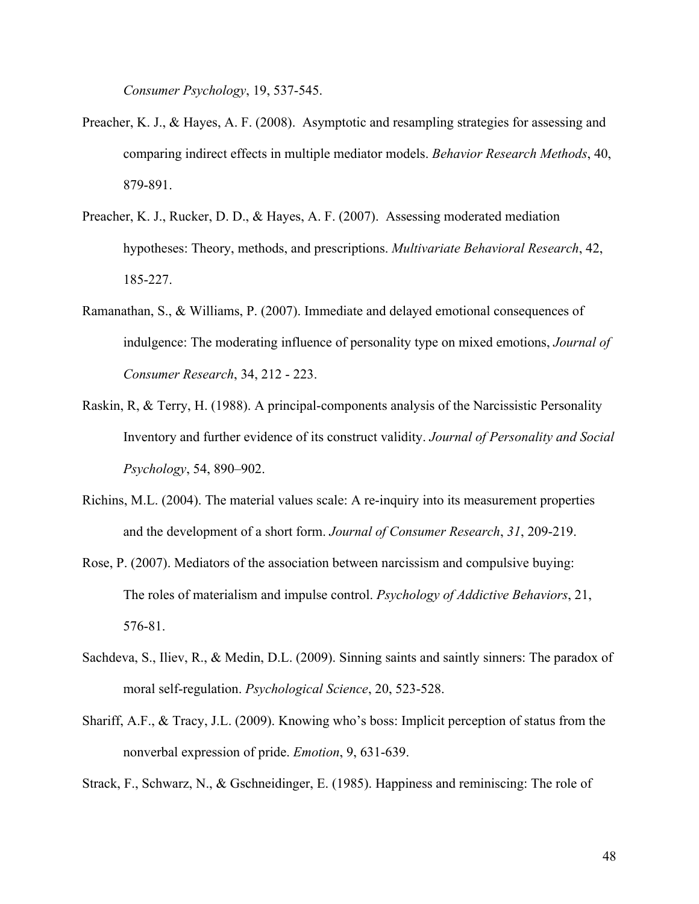*Consumer Psychology*, 19, 537-545.

Preacher, K. J., & Hayes, A. F. (2008). Asymptotic and resampling strategies for assessing and comparing indirect effects in multiple mediator models. *Behavior Research Methods*, 40, 879-891.

Preacher, K. J., Rucker, D. D., & Hayes, A. F. (2007). Assessing moderated mediation hypotheses: Theory, methods, and prescriptions. *Multivariate Behavioral Research*, 42, 185-227.

Ramanathan, S., & Williams, P. (2007). Immediate and delayed emotional consequences of indulgence: The moderating influence of personality type on mixed emotions, *Journal of Consumer Research*, 34, 212 - 223.

Raskin, R, & Terry, H. (1988). A principal-components analysis of the Narcissistic Personality Inventory and further evidence of its construct validity. *Journal of Personality and Social Psychology*, 54, 890–902.

Richins, M.L. (2004). The material values scale: A re-inquiry into its measurement properties and the development of a short form. *Journal of Consumer Research*, *31*, 209-219.

Rose, P. (2007). Mediators of the association between narcissism and compulsive buying: The roles of materialism and impulse control. *Psychology of Addictive Behaviors*, 21, 576-81.

Sachdeva, S., Iliev, R., & Medin, D.L. (2009). Sinning saints and saintly sinners: The paradox of moral self-regulation. *Psychological Science*, 20, 523-528.

Shariff, A.F., & Tracy, J.L. (2009). Knowing who's boss: Implicit perception of status from the nonverbal expression of pride. *Emotion*, 9, 631-639.

Strack, F., Schwarz, N., & Gschneidinger, E. (1985). Happiness and reminiscing: The role of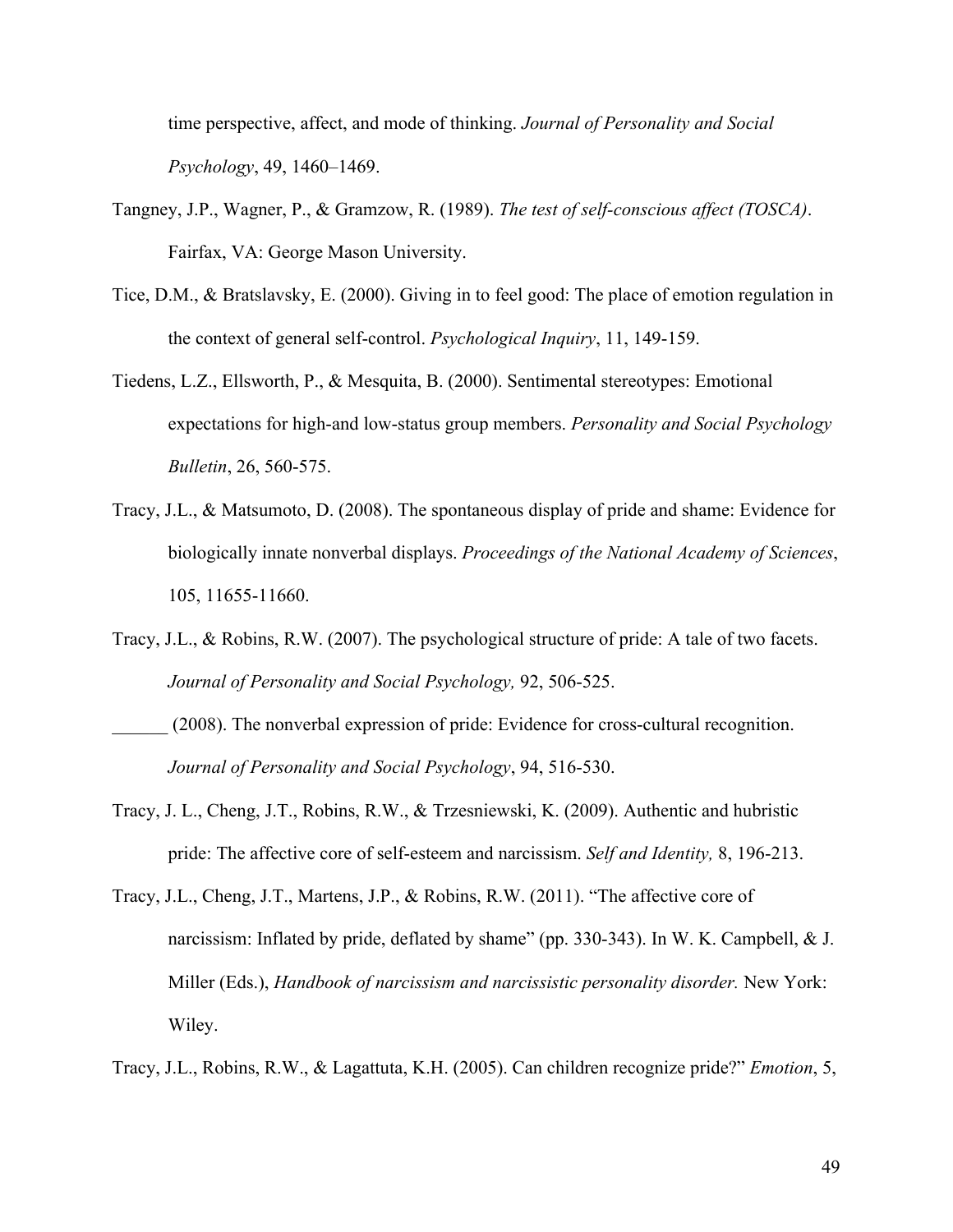time perspective, affect, and mode of thinking. *Journal of Personality and Social Psychology*, 49, 1460–1469.

Tangney, J.P., Wagner, P., & Gramzow, R. (1989). *The test of self-conscious affect (TOSCA)*. Fairfax, VA: George Mason University.

Tice, D.M., & Bratslavsky, E. (2000). Giving in to feel good: The place of emotion regulation in the context of general self-control. *Psychological Inquiry*, 11, 149-159.

Tiedens, L.Z., Ellsworth, P., & Mesquita, B. (2000). Sentimental stereotypes: Emotional expectations for high-and low-status group members. *Personality and Social Psychology Bulletin*, 26, 560-575.

Tracy, J.L., & Matsumoto, D. (2008). The spontaneous display of pride and shame: Evidence for biologically innate nonverbal displays. *Proceedings of the National Academy of Sciences*, 105, 11655-11660.

Tracy, J.L., & Robins, R.W. (2007). The psychological structure of pride: A tale of two facets. *Journal of Personality and Social Psychology,* 92, 506-525.

______ (2008). The nonverbal expression of pride: Evidence for cross-cultural recognition. *Journal of Personality and Social Psychology*, 94, 516-530.

Tracy, J. L., Cheng, J.T., Robins, R.W., & Trzesniewski, K. (2009). Authentic and hubristic pride: The affective core of self-esteem and narcissism. *Self and Identity,* 8, 196-213.

Tracy, J.L., Cheng, J.T., Martens, J.P., & Robins, R.W. (2011). "The affective core of narcissism: Inflated by pride, deflated by shame" (pp. 330-343). In W. K. Campbell, & J. Miller (Eds.), *Handbook of narcissism and narcissistic personality disorder.* New York: Wiley.

Tracy, J.L., Robins, R.W., & Lagattuta, K.H. (2005). Can children recognize pride?" *Emotion*, 5,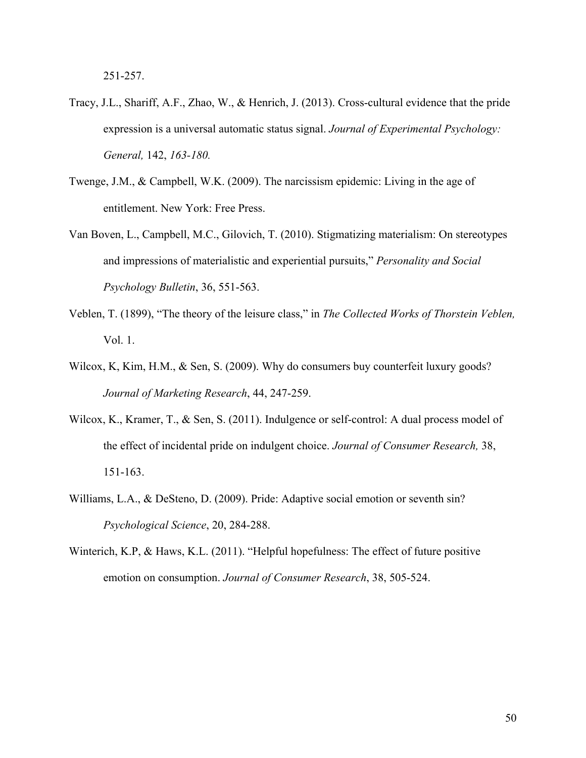251-257.

Tracy, J.L., Shariff, A.F., Zhao, W., & Henrich, J. (2013). Cross-cultural evidence that the pride expression is a universal automatic status signal. *Journal of Experimental Psychology: General,* 142, *163-180.*

Twenge, J.M., & Campbell, W.K. (2009). The narcissism epidemic: Living in the age of entitlement. New York: Free Press.

Van Boven, L., Campbell, M.C., Gilovich, T. (2010). Stigmatizing materialism: On stereotypes and impressions of materialistic and experiential pursuits," *Personality and Social Psychology Bulletin*, 36, 551-563.

Veblen, T. (1899), "The theory of the leisure class," in *The Collected Works of Thorstein Veblen,* Vol. 1.

Wilcox, K, Kim, H.M., & Sen, S. (2009). Why do consumers buy counterfeit luxury goods? *Journal of Marketing Research*, 44, 247-259.

Wilcox, K., Kramer, T., & Sen, S. (2011). Indulgence or self-control: A dual process model of the effect of incidental pride on indulgent choice. *Journal of Consumer Research,* 38, 151-163.

Williams, L.A., & DeSteno, D. (2009). Pride: Adaptive social emotion or seventh sin? *Psychological Science*, 20, 284-288.

Winterich, K.P, & Haws, K.L. (2011). "Helpful hopefulness: The effect of future positive emotion on consumption. *Journal of Consumer Research*, 38, 505-524.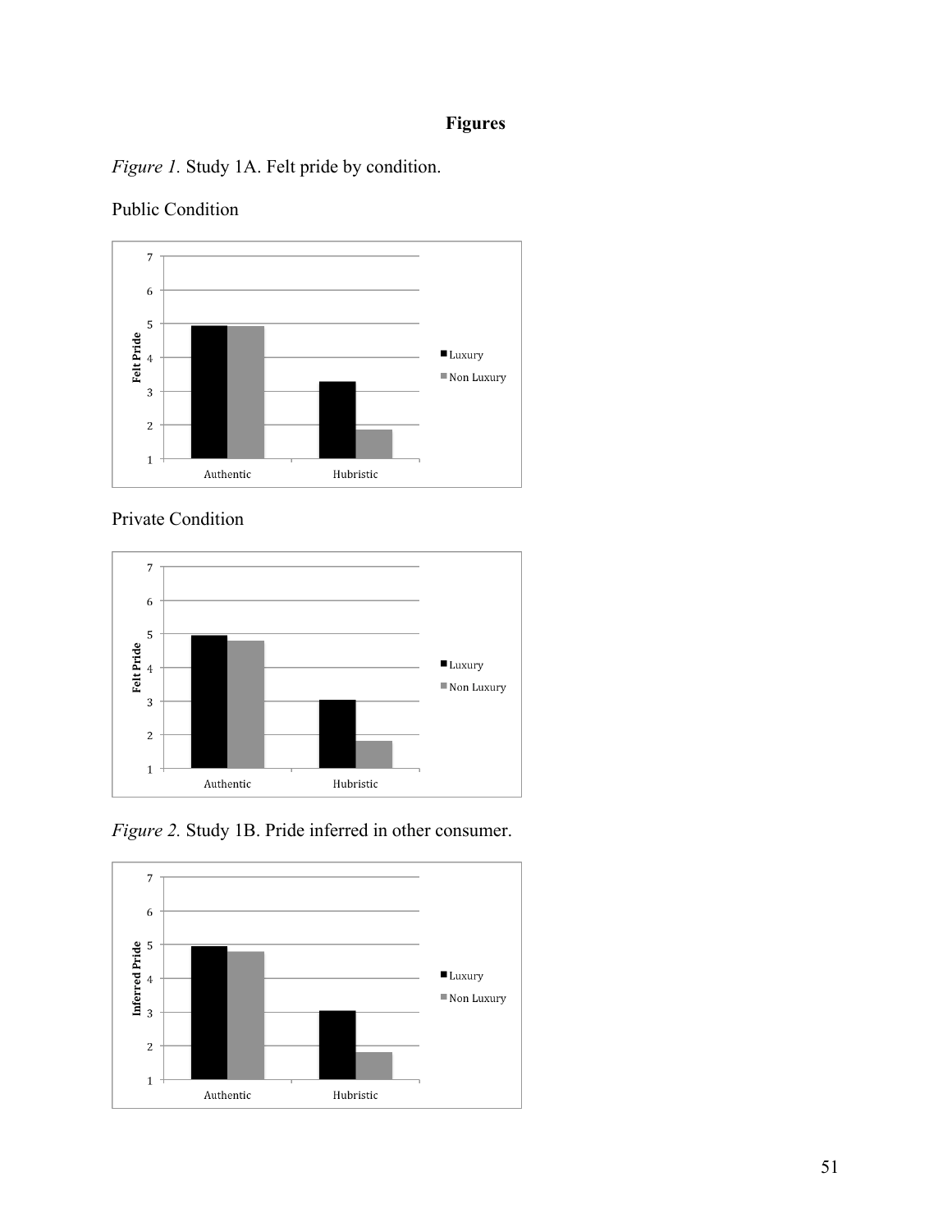**Figures**

*Figure 1.* Study 1A. Felt pride by condition.

Public Condition

Private Condition

*Figure 2.* Study 1B. Pride inferred in other consumer.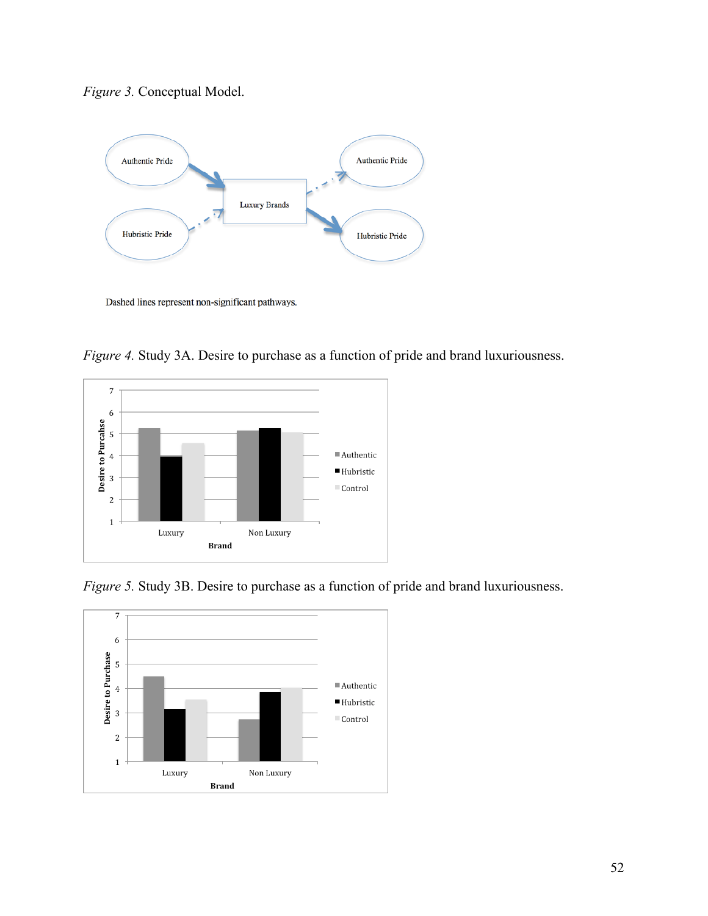*Figure 3.* Conceptual Model.

Dashed lines represent non-significant pathways.

*Figure 4.* Study 3A. Desire to purchase as a function of pride and brand luxuriousness.

*Figure 5.* Study 3B. Desire to purchase as a function of pride and brand luxuriousness.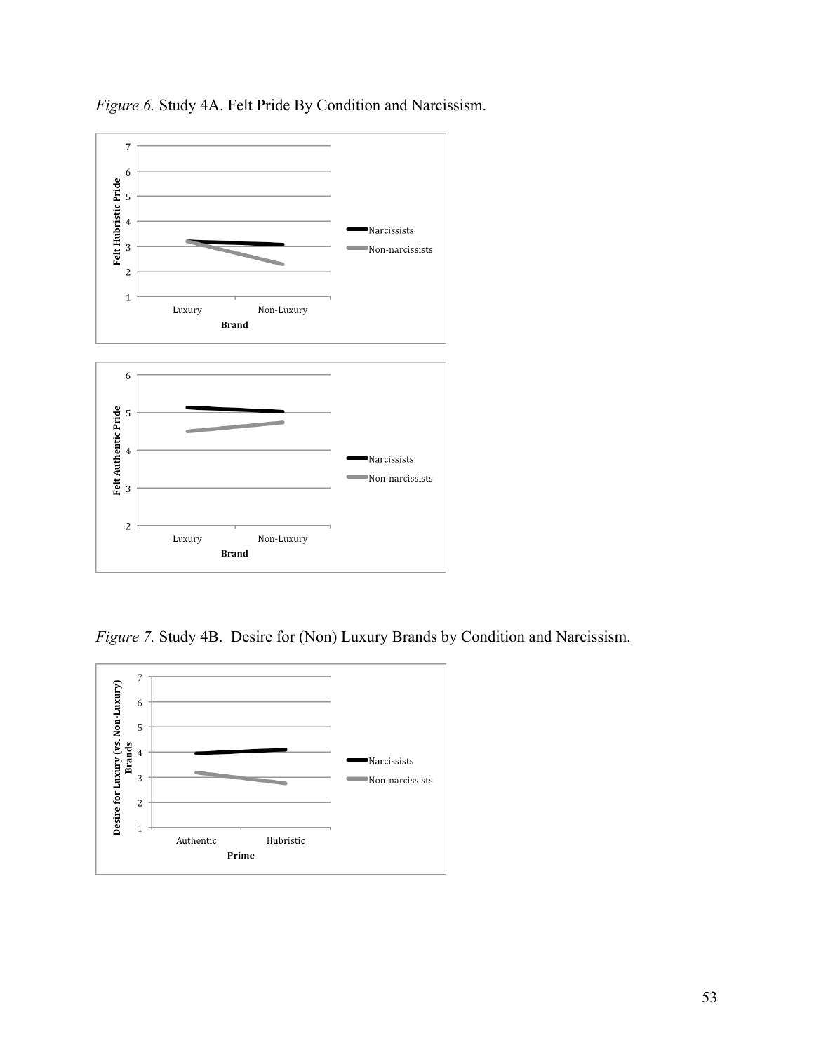*Figure 6.* Study 4A. Felt Pride By Condition and Narcissism.

Felt Hubristic Pride

7
6
5
4
3
2
1

Luxury
Non-Luxury

Brand

Narcissists
Non-narcissists

Felt Authentic Pride

6
5
4
3
2

Luxury
Non-Luxury

Brand

Narcissists
Non-narcissists

*Figure 7.* Study 4B. Desire for (Non) Luxury Brands by Condition and Narcissism.

Desire for Luxury (vs. Non-Luxury) Brands

7
6
5
4
3
2
1

Authentic
Hubristic

Prime

Narcissists
Non-narcissists